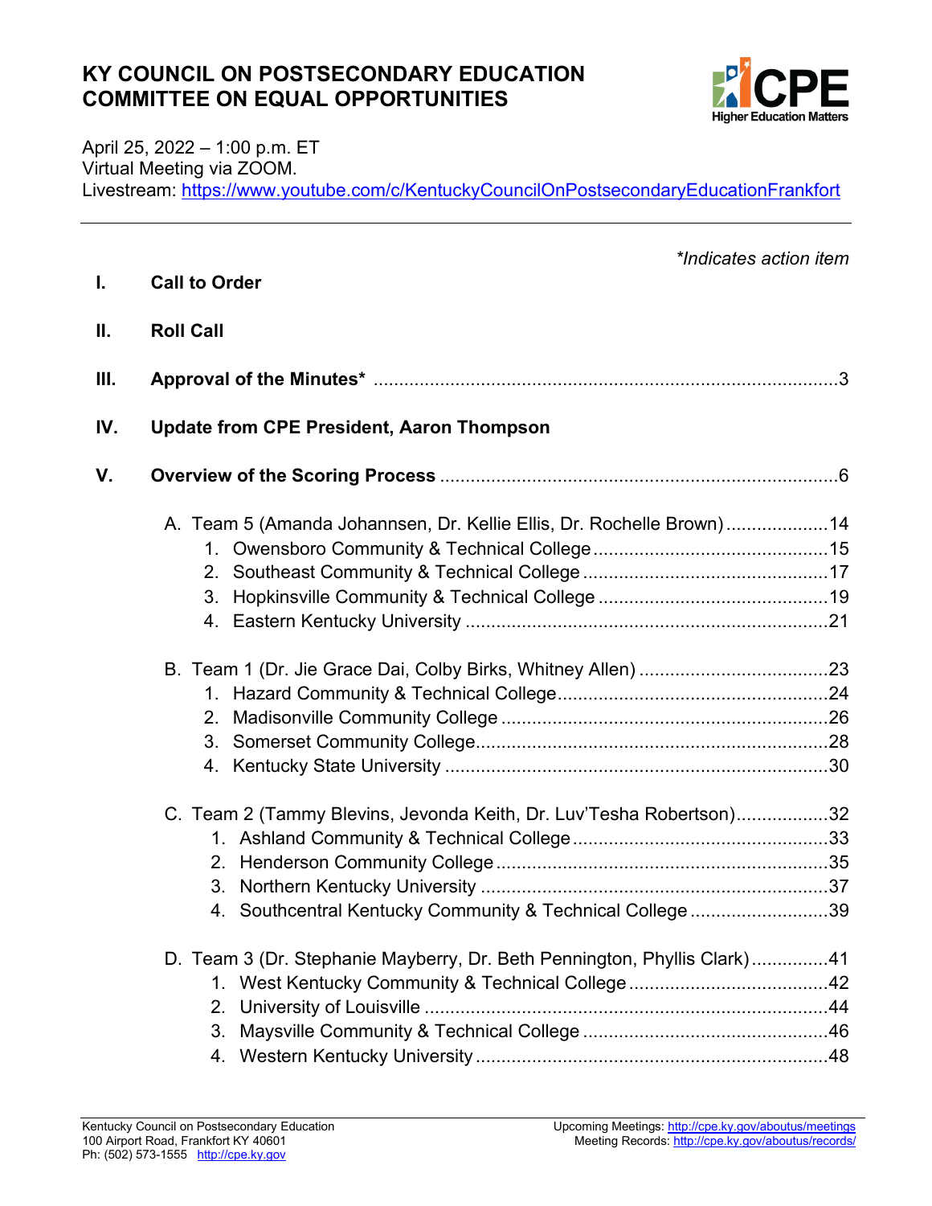# KY COUNCIL ON POSTSECONDARY EDUCATION
# COMMITTEE ON EQUAL OPPORTUNITIES

April 25, 2022 – 1:00 p.m. ET
Virtual Meeting via ZOOM.
Livestream: https://www.youtube.com/c/KentuckyCouncilOnPostsecondaryEducationFrankfort

---

*\*Indicates action item*

**I. Call to Order**

**II. Roll Call**

**III. Approval of the Minutes\*** .......................................................................................... 3

**IV. Update from CPE President, Aaron Thompson**

**V. Overview of the Scoring Process** ............................................................................. 6

- A. Team 5 (Amanda Johannsen, Dr. Kellie Ellis, Dr. Rochelle Brown) .................... 14
    1. Owensboro Community & Technical College ............................................. 15
    2. Southeast Community & Technical College ................................................ 17
    3. Hopkinsville Community & Technical College ............................................ 19
    4. Eastern Kentucky University ...................................................................... 21
- B. Team 1 (Dr. Jie Grace Dai, Colby Birks, Whitney Allen) .................................... 23
    1. Hazard Community & Technical College..................................................... 24
    2. Madisonville Community College ............................................................... 26
    3. Somerset Community College.................................................................... 28
    4. Kentucky State University .......................................................................... 30
- C. Team 2 (Tammy Blevins, Jevonda Keith, Dr. Luv'Tesha Robertson).................. 32
    1. Ashland Community & Technical College .................................................. 33
    2. Henderson Community College ................................................................. 35
    3. Northern Kentucky University .................................................................... 37
    4. Southcentral Kentucky Community & Technical College ........................... 39
- D. Team 3 (Dr. Stephanie Mayberry, Dr. Beth Pennington, Phyllis Clark)............... 41
    1. West Kentucky Community & Technical College ....................................... 42
    2. University of Louisville ............................................................................... 44
    3. Maysville Community & Technical College ................................................ 46
    4. Western Kentucky University .................................................................... 48

Kentucky Council on Postsecondary Education
100 Airport Road, Frankfort KY 40601
Ph: (502) 573-1555 http://cpe.ky.gov

Upcoming Meetings: http://cpe.ky.gov/aboutus/meetings
Meeting Records: http://cpe.ky.gov/aboutus/records/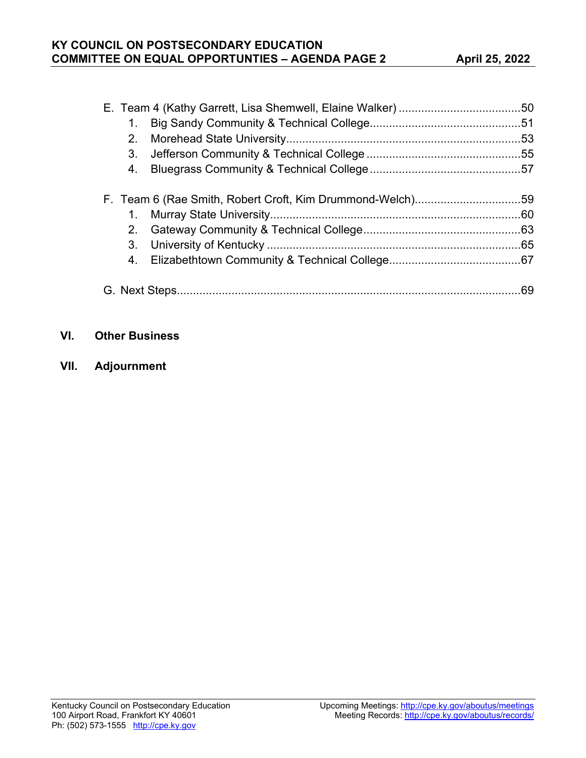E. Team 4 (Kathy Garrett, Lisa Shemwell, Elaine Walker) ......................................50
   1. Big Sandy Community & Technical College...............................................51
   2. Morehead State University.........................................................................53
   3. Jefferson Community & Technical College ................................................55
   4. Bluegrass Community & Technical College ...............................................57

F. Team 6 (Rae Smith, Robert Croft, Kim Drummond-Welch).................................59
   1. Murray State University.............................................................................60
   2. Gateway Community & Technical College.................................................63
   3. University of Kentucky ...............................................................................65
   4. Elizabethtown Community & Technical College.........................................67

G. Next Steps..........................................................................................................69

## VI. Other Business

## VII. Adjournment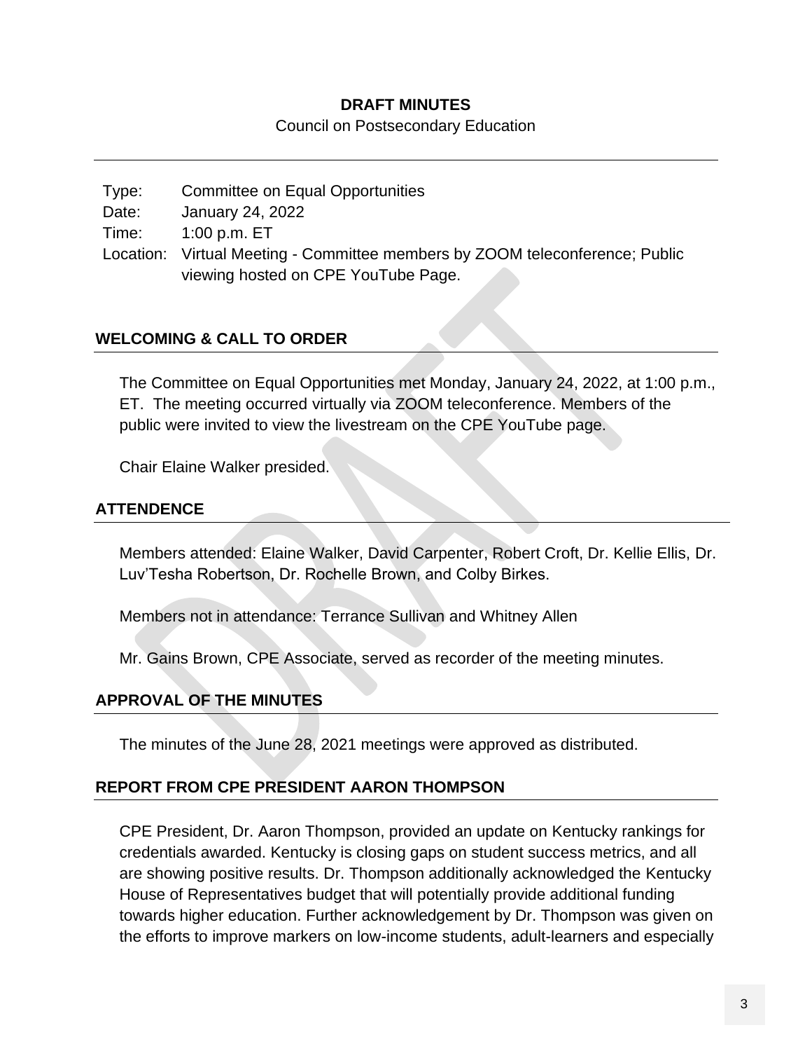**DRAFT MINUTES**

Council on Postsecondary Education

| | |
|---|---|
| Type: | Committee on Equal Opportunities |
| Date: | January 24, 2022 |
| Time: | 1:00 p.m. ET |
| Location: | Virtual Meeting - Committee members by ZOOM teleconference; Public viewing hosted on CPE YouTube Page. |

## WELCOMING & CALL TO ORDER

The Committee on Equal Opportunities met Monday, January 24, 2022, at 1:00 p.m., ET. The meeting occurred virtually via ZOOM teleconference. Members of the public were invited to view the livestream on the CPE YouTube page.

Chair Elaine Walker presided.

## ATTENDENCE

Members attended: Elaine Walker, David Carpenter, Robert Croft, Dr. Kellie Ellis, Dr. Luv'Tesha Robertson, Dr. Rochelle Brown, and Colby Birkes.

Members not in attendance: Terrance Sullivan and Whitney Allen

Mr. Gains Brown, CPE Associate, served as recorder of the meeting minutes.

## APPROVAL OF THE MINUTES

The minutes of the June 28, 2021 meetings were approved as distributed.

## REPORT FROM CPE PRESIDENT AARON THOMPSON

CPE President, Dr. Aaron Thompson, provided an update on Kentucky rankings for credentials awarded. Kentucky is closing gaps on student success metrics, and all are showing positive results. Dr. Thompson additionally acknowledged the Kentucky House of Representatives budget that will potentially provide additional funding towards higher education. Further acknowledgement by Dr. Thompson was given on the efforts to improve markers on low-income students, adult-learners and especially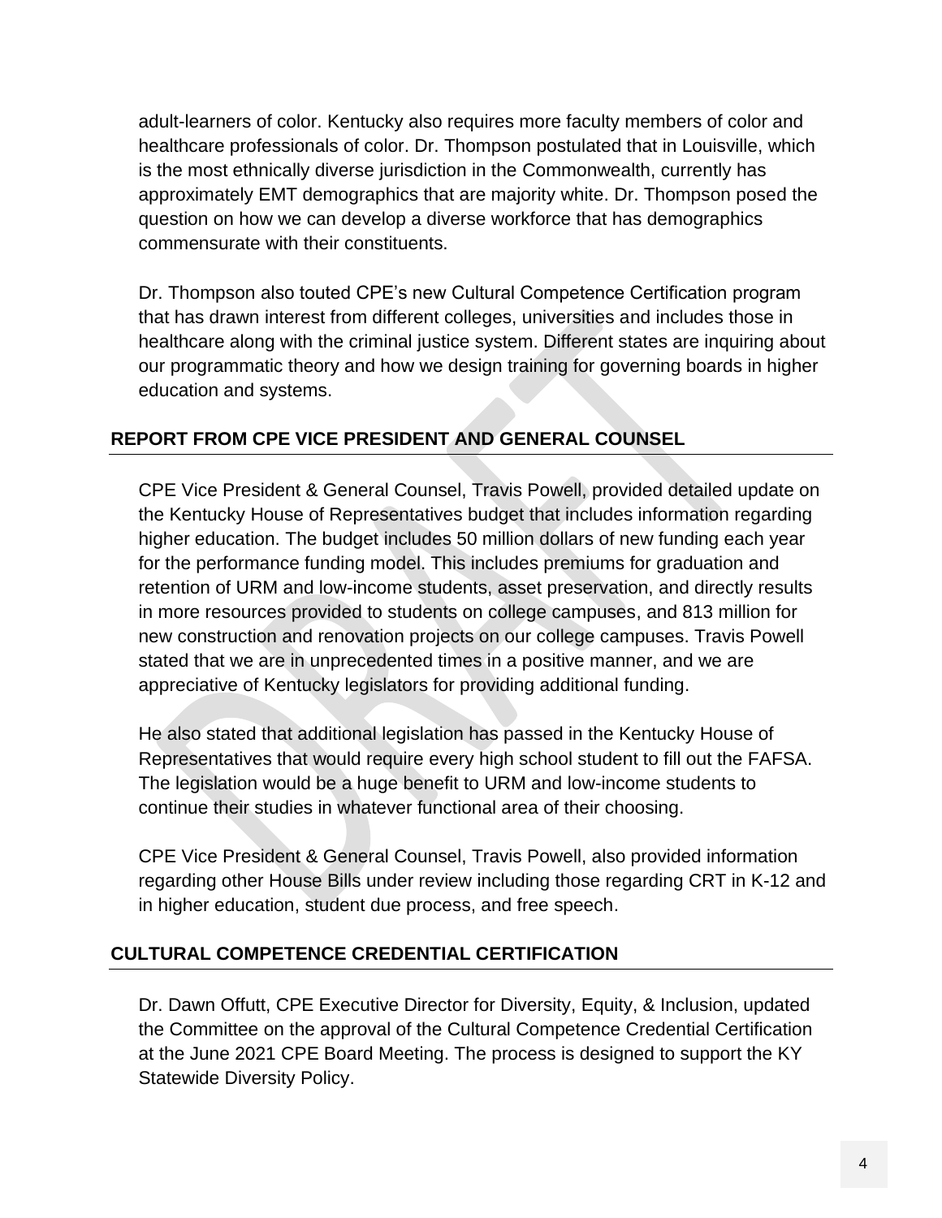adult-learners of color. Kentucky also requires more faculty members of color and healthcare professionals of color. Dr. Thompson postulated that in Louisville, which is the most ethnically diverse jurisdiction in the Commonwealth, currently has approximately EMT demographics that are majority white. Dr. Thompson posed the question on how we can develop a diverse workforce that has demographics commensurate with their constituents.

Dr. Thompson also touted CPE's new Cultural Competence Certification program that has drawn interest from different colleges, universities and includes those in healthcare along with the criminal justice system. Different states are inquiring about our programmatic theory and how we design training for governing boards in higher education and systems.

## REPORT FROM CPE VICE PRESIDENT AND GENERAL COUNSEL

CPE Vice President & General Counsel, Travis Powell, provided detailed update on the Kentucky House of Representatives budget that includes information regarding higher education. The budget includes 50 million dollars of new funding each year for the performance funding model. This includes premiums for graduation and retention of URM and low-income students, asset preservation, and directly results in more resources provided to students on college campuses, and 813 million for new construction and renovation projects on our college campuses. Travis Powell stated that we are in unprecedented times in a positive manner, and we are appreciative of Kentucky legislators for providing additional funding.

He also stated that additional legislation has passed in the Kentucky House of Representatives that would require every high school student to fill out the FAFSA. The legislation would be a huge benefit to URM and low-income students to continue their studies in whatever functional area of their choosing.

CPE Vice President & General Counsel, Travis Powell, also provided information regarding other House Bills under review including those regarding CRT in K-12 and in higher education, student due process, and free speech.

## CULTURAL COMPETENCE CREDENTIAL CERTIFICATION

Dr. Dawn Offutt, CPE Executive Director for Diversity, Equity, & Inclusion, updated the Committee on the approval of the Cultural Competence Credential Certification at the June 2021 CPE Board Meeting. The process is designed to support the KY Statewide Diversity Policy.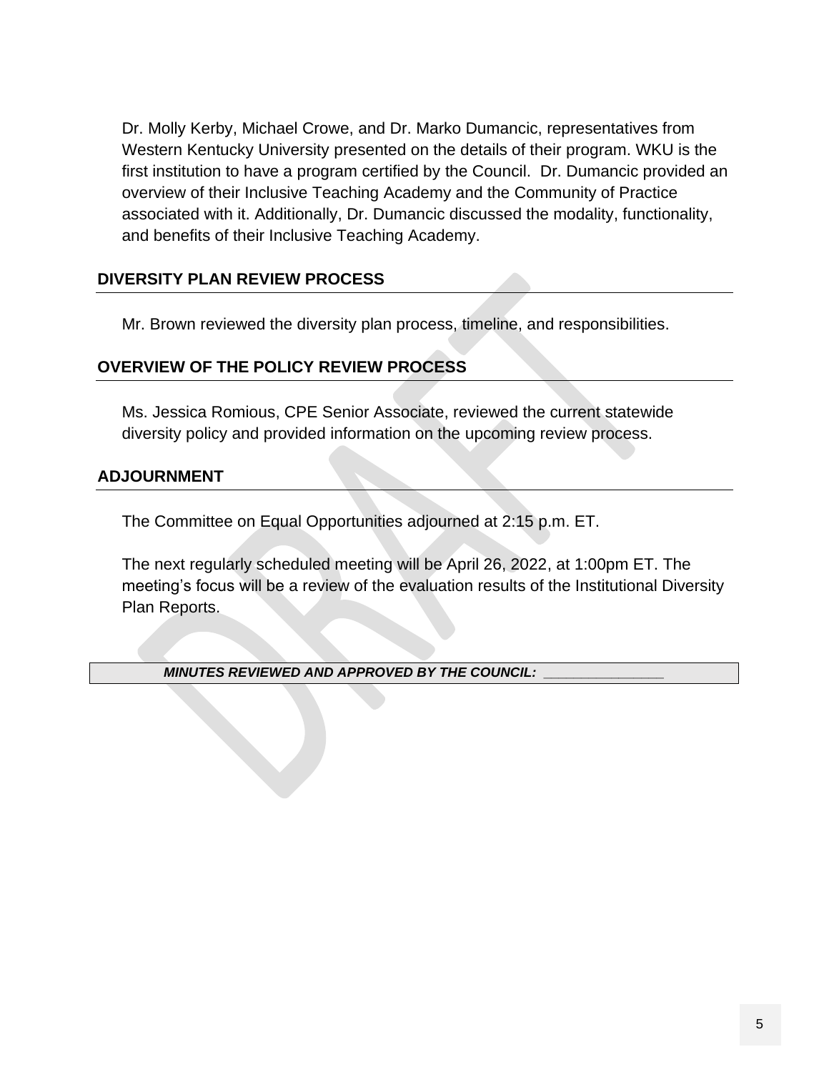Dr. Molly Kerby, Michael Crowe, and Dr. Marko Dumancic, representatives from Western Kentucky University presented on the details of their program. WKU is the first institution to have a program certified by the Council. Dr. Dumancic provided an overview of their Inclusive Teaching Academy and the Community of Practice associated with it. Additionally, Dr. Dumancic discussed the modality, functionality, and benefits of their Inclusive Teaching Academy.

## DIVERSITY PLAN REVIEW PROCESS

Mr. Brown reviewed the diversity plan process, timeline, and responsibilities.

## OVERVIEW OF THE POLICY REVIEW PROCESS

Ms. Jessica Romious, CPE Senior Associate, reviewed the current statewide diversity policy and provided information on the upcoming review process.

## ADJOURNMENT

The Committee on Equal Opportunities adjourned at 2:15 p.m. ET.

The next regularly scheduled meeting will be April 26, 2022, at 1:00pm ET. The meeting's focus will be a review of the evaluation results of the Institutional Diversity Plan Reports.

***MINUTES REVIEWED AND APPROVED BY THE COUNCIL: _______________***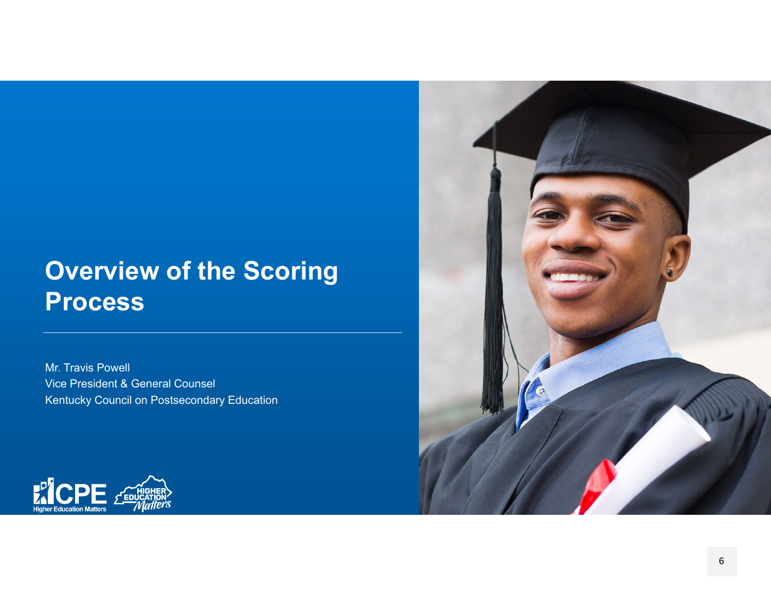# Overview of the Scoring Process

Mr. Travis Powell
Vice President & General Counsel
Kentucky Council on Postsecondary Education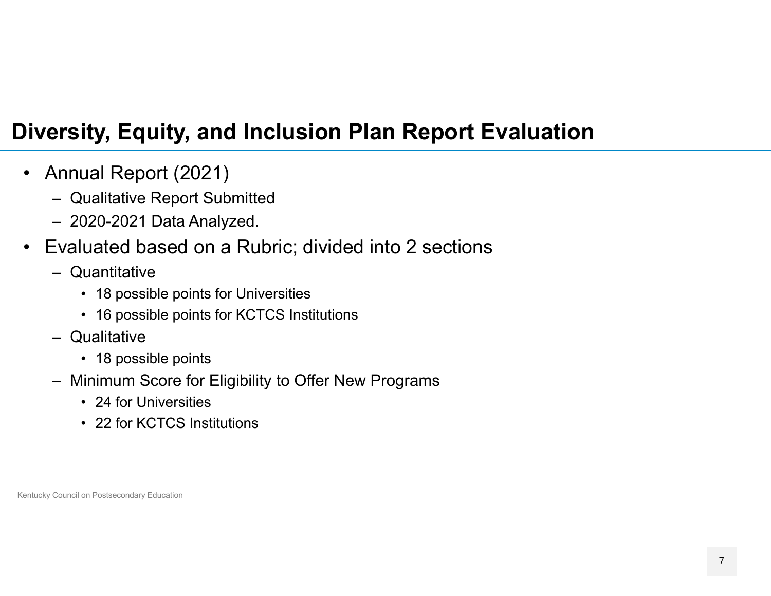# Diversity, Equity, and Inclusion Plan Report Evaluation

- Annual Report (2021)
  - Qualitative Report Submitted
  - 2020-2021 Data Analyzed.
- Evaluated based on a Rubric; divided into 2 sections
  - Quantitative
    - 18 possible points for Universities
    - 16 possible points for KCTCS Institutions
  - Qualitative
    - 18 possible points
  - Minimum Score for Eligibility to Offer New Programs
    - 24 for Universities
    - 22 for KCTCS Institutions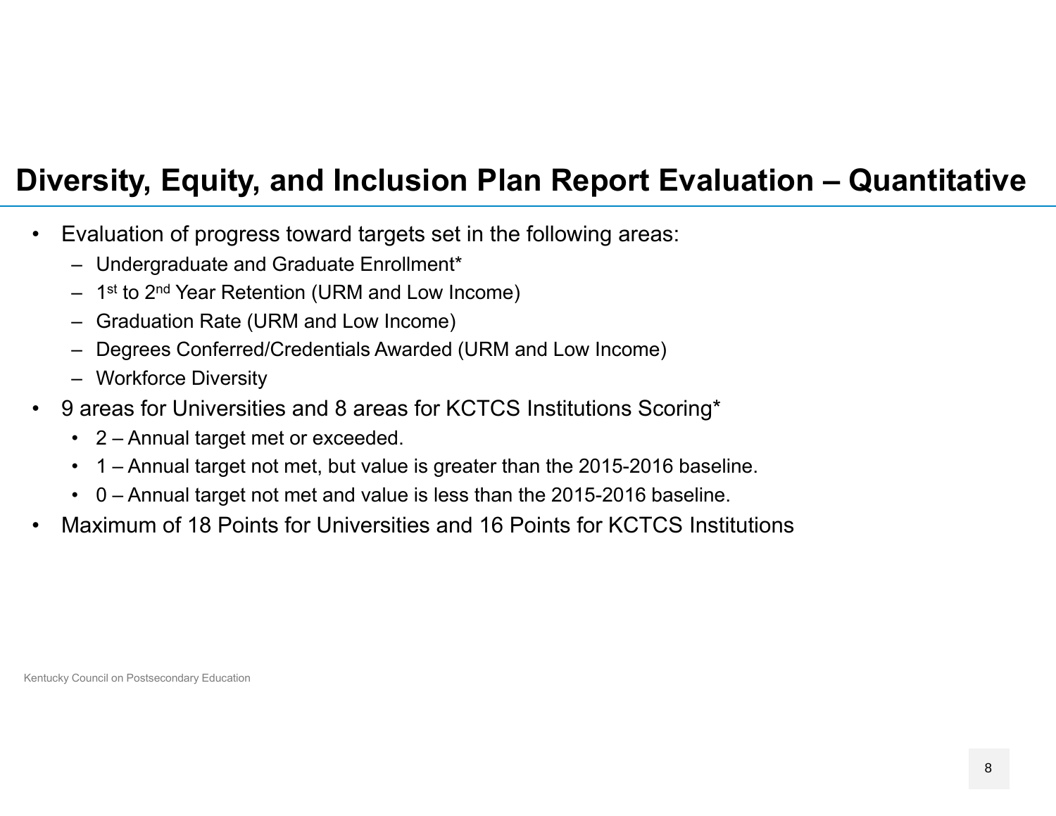# Diversity, Equity, and Inclusion Plan Report Evaluation – Quantitative

- Evaluation of progress toward targets set in the following areas:
  - Undergraduate and Graduate Enrollment*
  - 1st to 2nd Year Retention (URM and Low Income)
  - Graduation Rate (URM and Low Income)
  - Degrees Conferred/Credentials Awarded (URM and Low Income)
  - Workforce Diversity
- 9 areas for Universities and 8 areas for KCTCS Institutions Scoring*
  - 2 – Annual target met or exceeded.
  - 1 – Annual target not met, but value is greater than the 2015-2016 baseline.
  - 0 – Annual target not met and value is less than the 2015-2016 baseline.
- Maximum of 18 Points for Universities and 16 Points for KCTCS Institutions

Kentucky Council on Postsecondary Education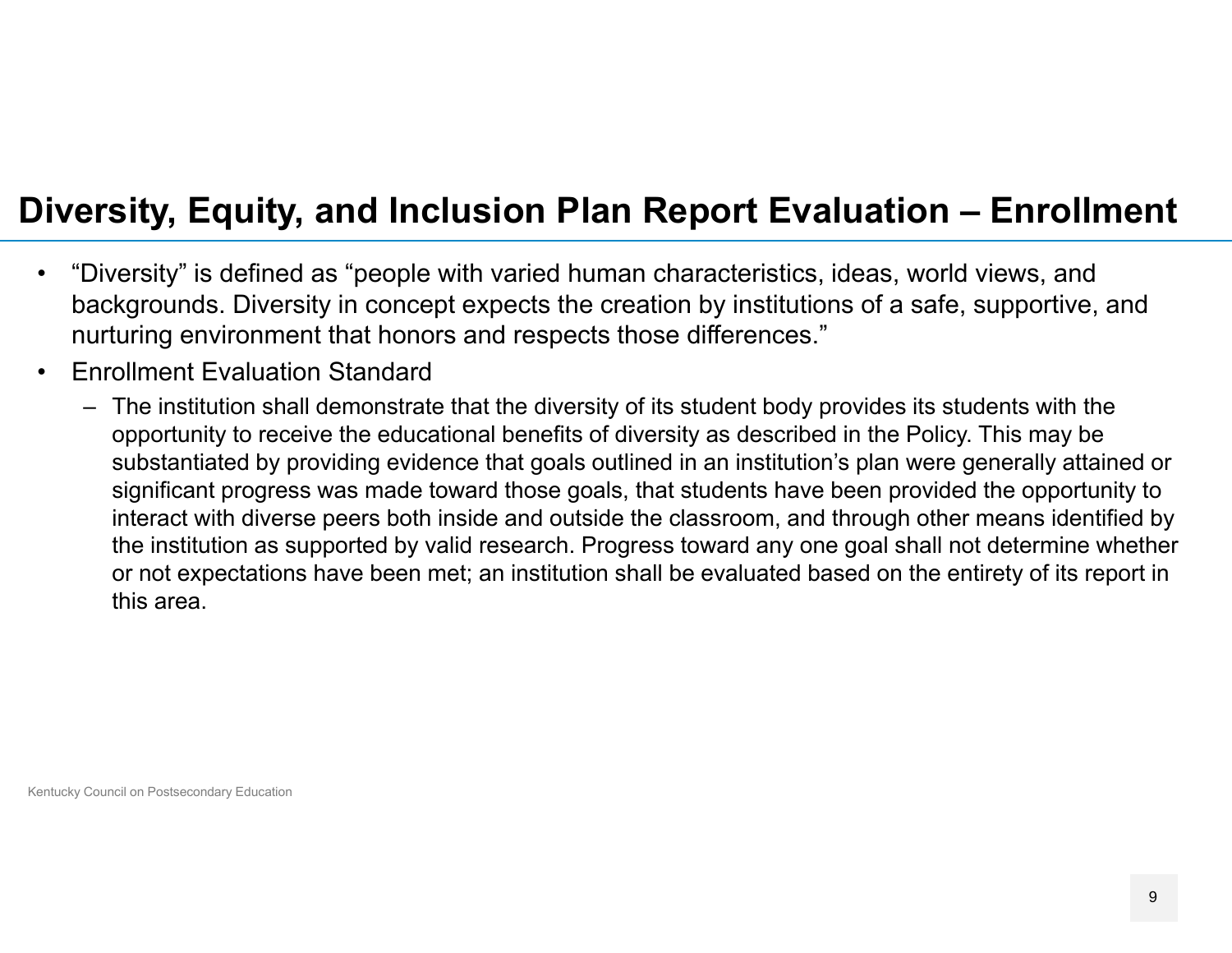# Diversity, Equity, and Inclusion Plan Report Evaluation – Enrollment

- "Diversity" is defined as "people with varied human characteristics, ideas, world views, and backgrounds. Diversity in concept expects the creation by institutions of a safe, supportive, and nurturing environment that honors and respects those differences."
- Enrollment Evaluation Standard
  - The institution shall demonstrate that the diversity of its student body provides its students with the opportunity to receive the educational benefits of diversity as described in the Policy. This may be substantiated by providing evidence that goals outlined in an institution's plan were generally attained or significant progress was made toward those goals, that students have been provided the opportunity to interact with diverse peers both inside and outside the classroom, and through other means identified by the institution as supported by valid research. Progress toward any one goal shall not determine whether or not expectations have been met; an institution shall be evaluated based on the entirety of its report in this area.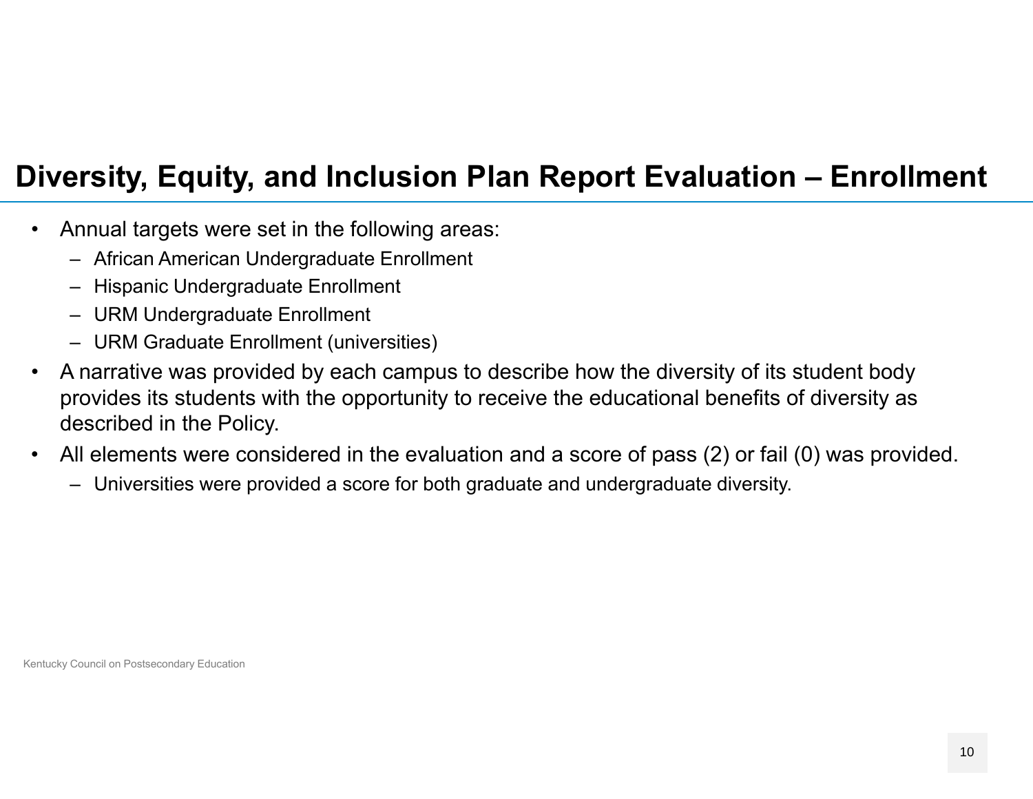## Diversity, Equity, and Inclusion Plan Report Evaluation – Enrollment

- Annual targets were set in the following areas:
  - African American Undergraduate Enrollment
  - Hispanic Undergraduate Enrollment
  - URM Undergraduate Enrollment
  - URM Graduate Enrollment (universities)
- A narrative was provided by each campus to describe how the diversity of its student body provides its students with the opportunity to receive the educational benefits of diversity as described in the Policy.
- All elements were considered in the evaluation and a score of pass (2) or fail (0) was provided.
  - Universities were provided a score for both graduate and undergraduate diversity.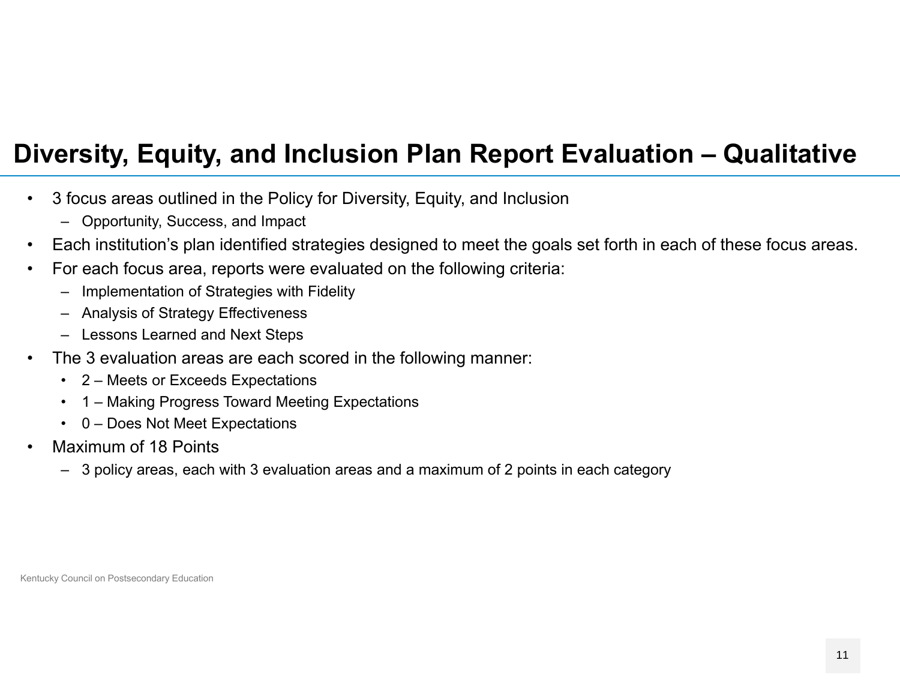# Diversity, Equity, and Inclusion Plan Report Evaluation – Qualitative

- 3 focus areas outlined in the Policy for Diversity, Equity, and Inclusion
  - Opportunity, Success, and Impact
- Each institution's plan identified strategies designed to meet the goals set forth in each of these focus areas.
- For each focus area, reports were evaluated on the following criteria:
  - Implementation of Strategies with Fidelity
  - Analysis of Strategy Effectiveness
  - Lessons Learned and Next Steps
- The 3 evaluation areas are each scored in the following manner:
  - 2 – Meets or Exceeds Expectations
  - 1 – Making Progress Toward Meeting Expectations
  - 0 – Does Not Meet Expectations
- Maximum of 18 Points
  - 3 policy areas, each with 3 evaluation areas and a maximum of 2 points in each category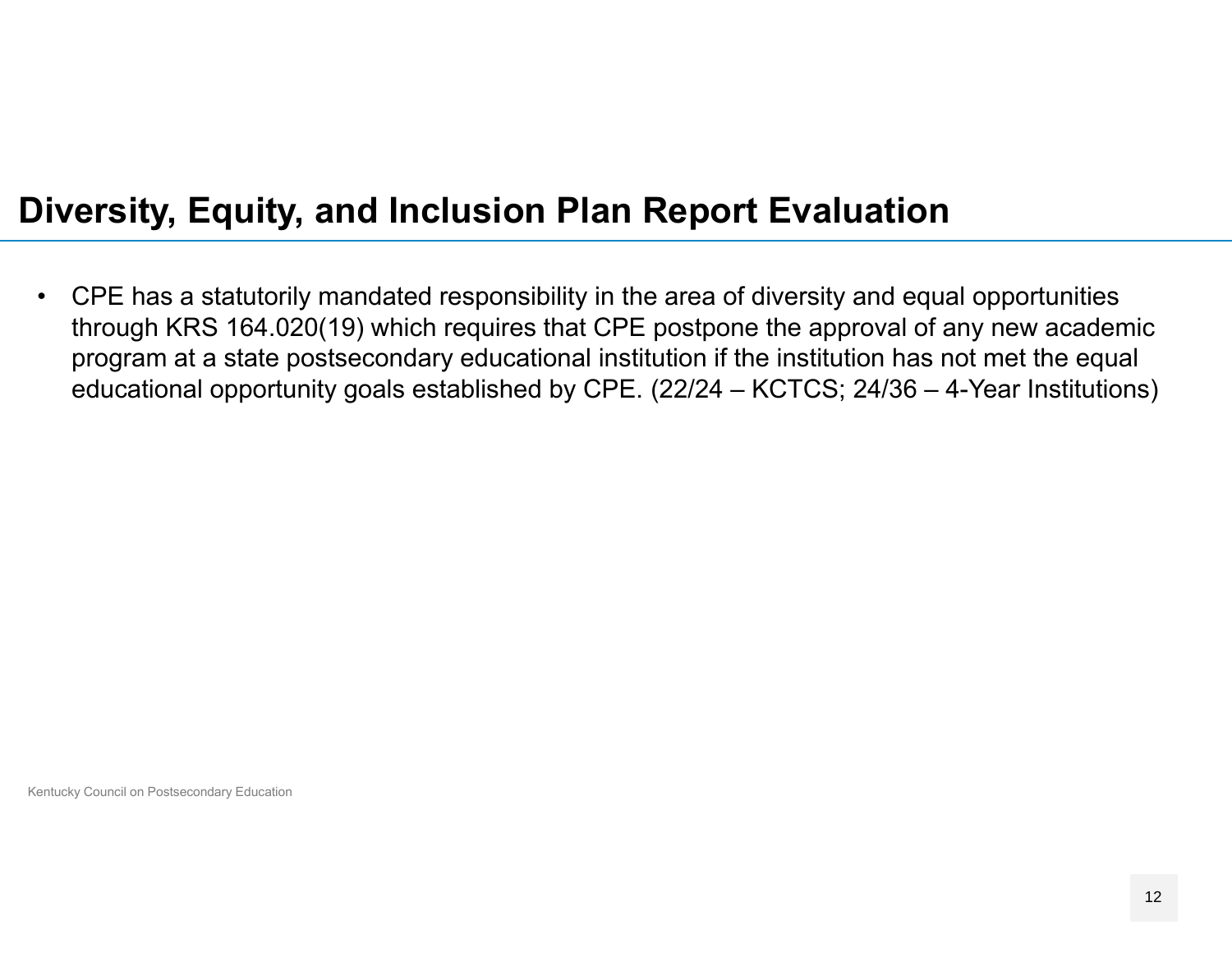# Diversity, Equity, and Inclusion Plan Report Evaluation

- CPE has a statutorily mandated responsibility in the area of diversity and equal opportunities through KRS 164.020(19) which requires that CPE postpone the approval of any new academic program at a state postsecondary educational institution if the institution has not met the equal educational opportunity goals established by CPE. (22/24 – KCTCS; 24/36 – 4-Year Institutions)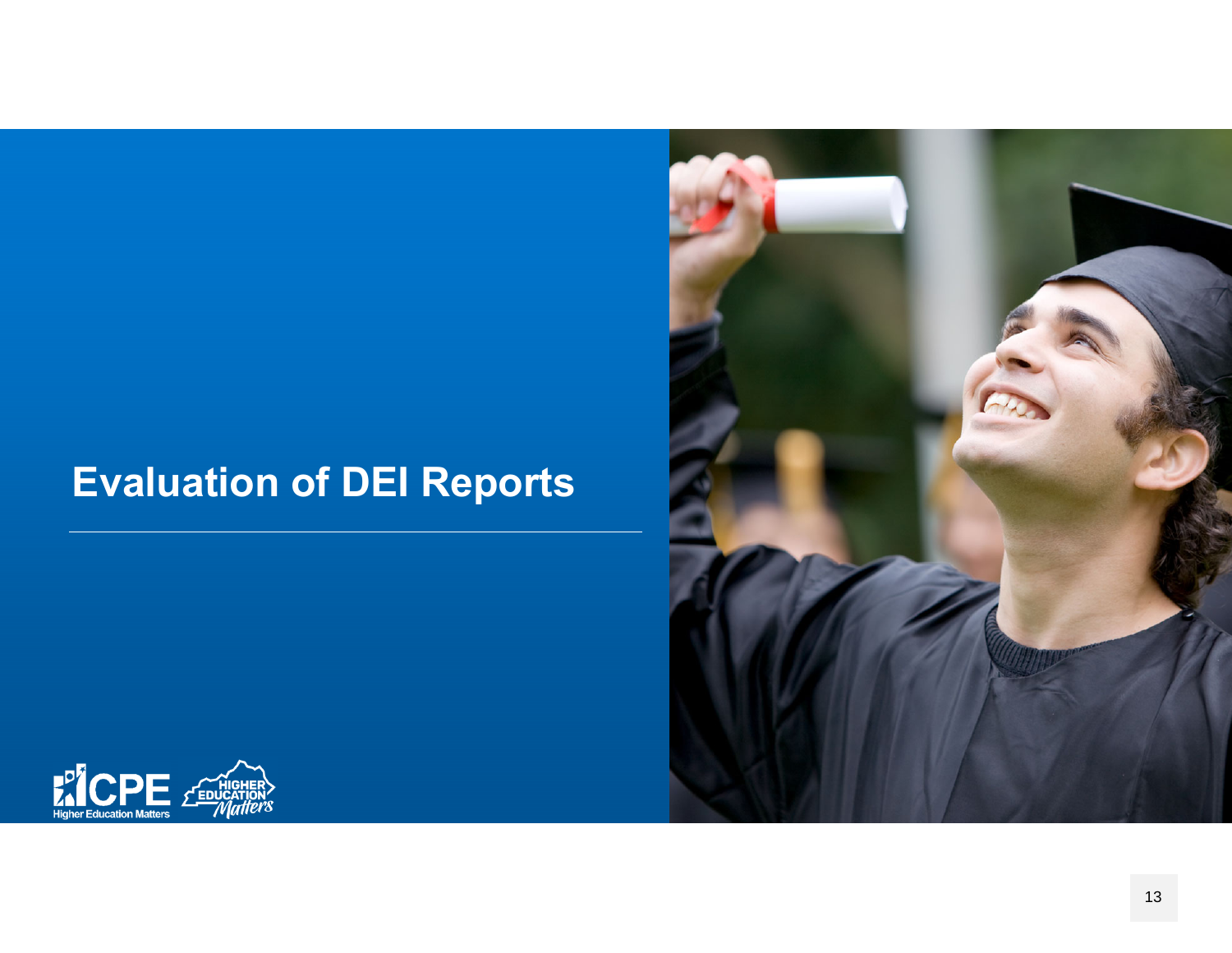# Evaluation of DEI Reports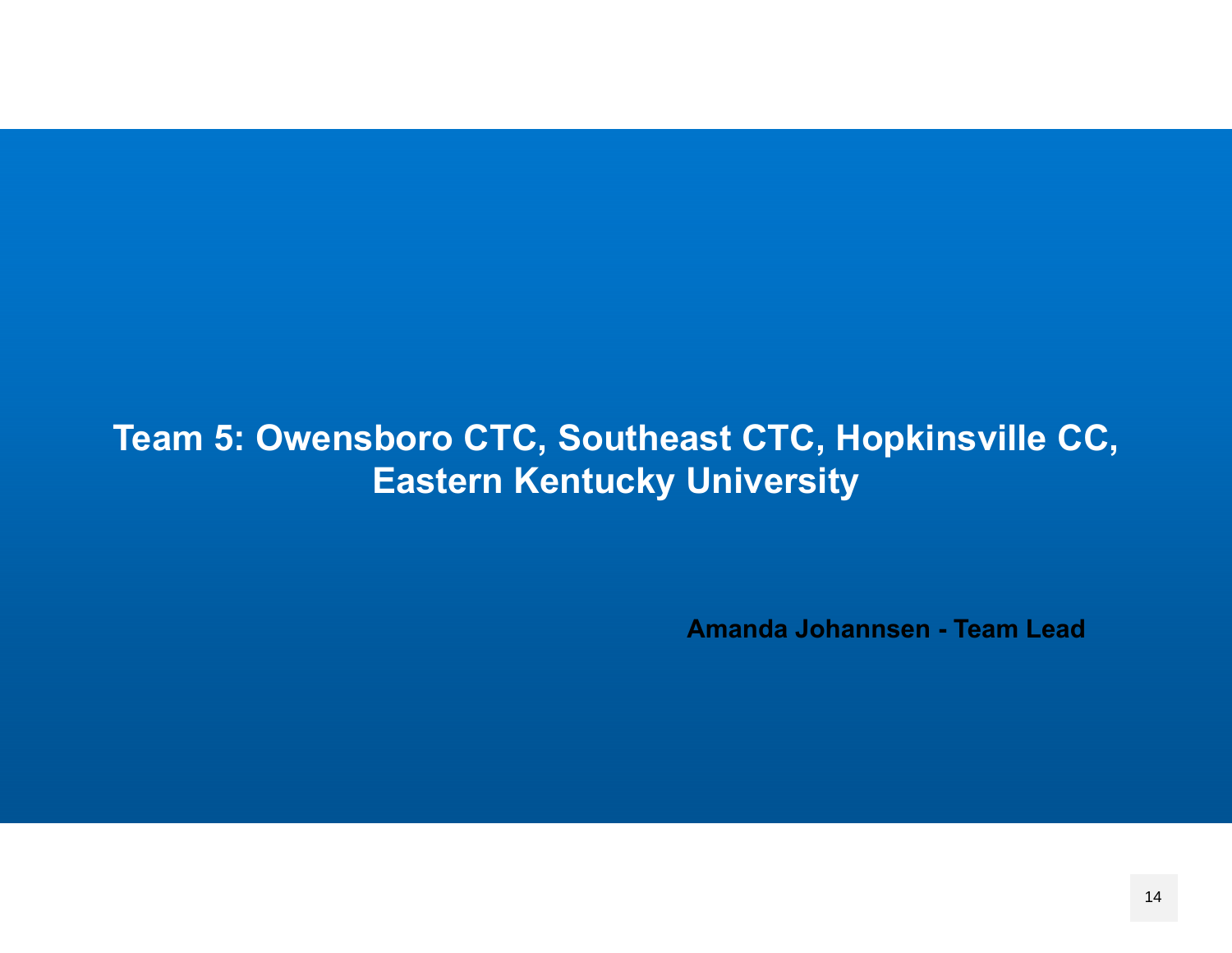# Team 5: Owensboro CTC, Southeast CTC, Hopkinsville CC, Eastern Kentucky University

**Amanda Johannsen - Team Lead**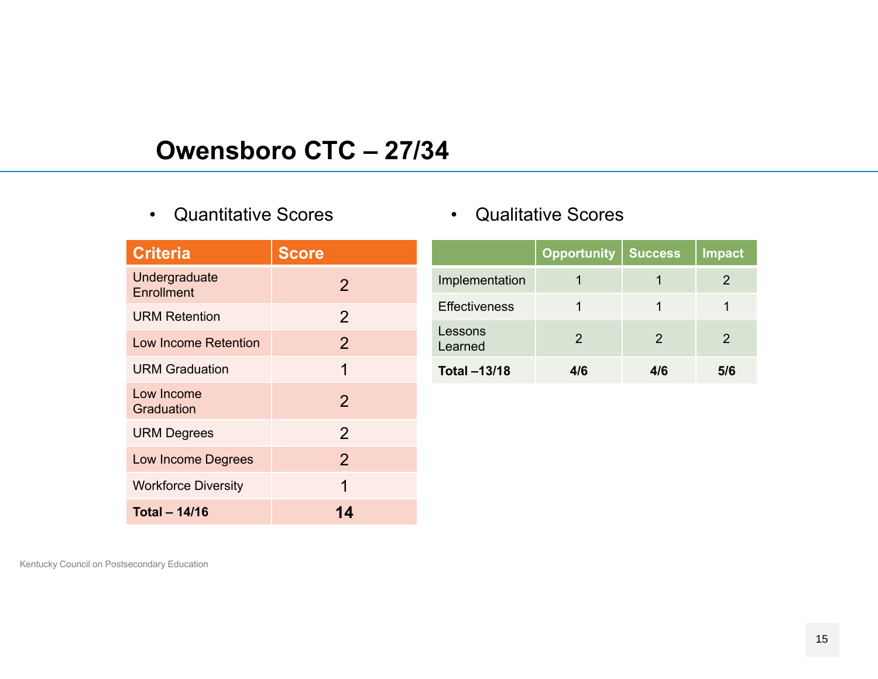# Owensboro CTC – 27/34

- Quantitative Scores

| Criteria | Score |
|---|---|
| Undergraduate Enrollment | 2 |
| URM Retention | 2 |
| Low Income Retention | 2 |
| URM Graduation | 1 |
| Low Income Graduation | 2 |
| URM Degrees | 2 |
| Low Income Degrees | 2 |
| Workforce Diversity | 1 |
| **Total – 14/16** | **14** |

- Qualitative Scores

| | Opportunity | Success | Impact |
|---|---|---|---|
| Implementation | 1 | 1 | 2 |
| Effectiveness | 1 | 1 | 1 |
| Lessons Learned | 2 | 2 | 2 |
| **Total –13/18** | **4/6** | **4/6** | **5/6** |

Kentucky Council on Postsecondary Education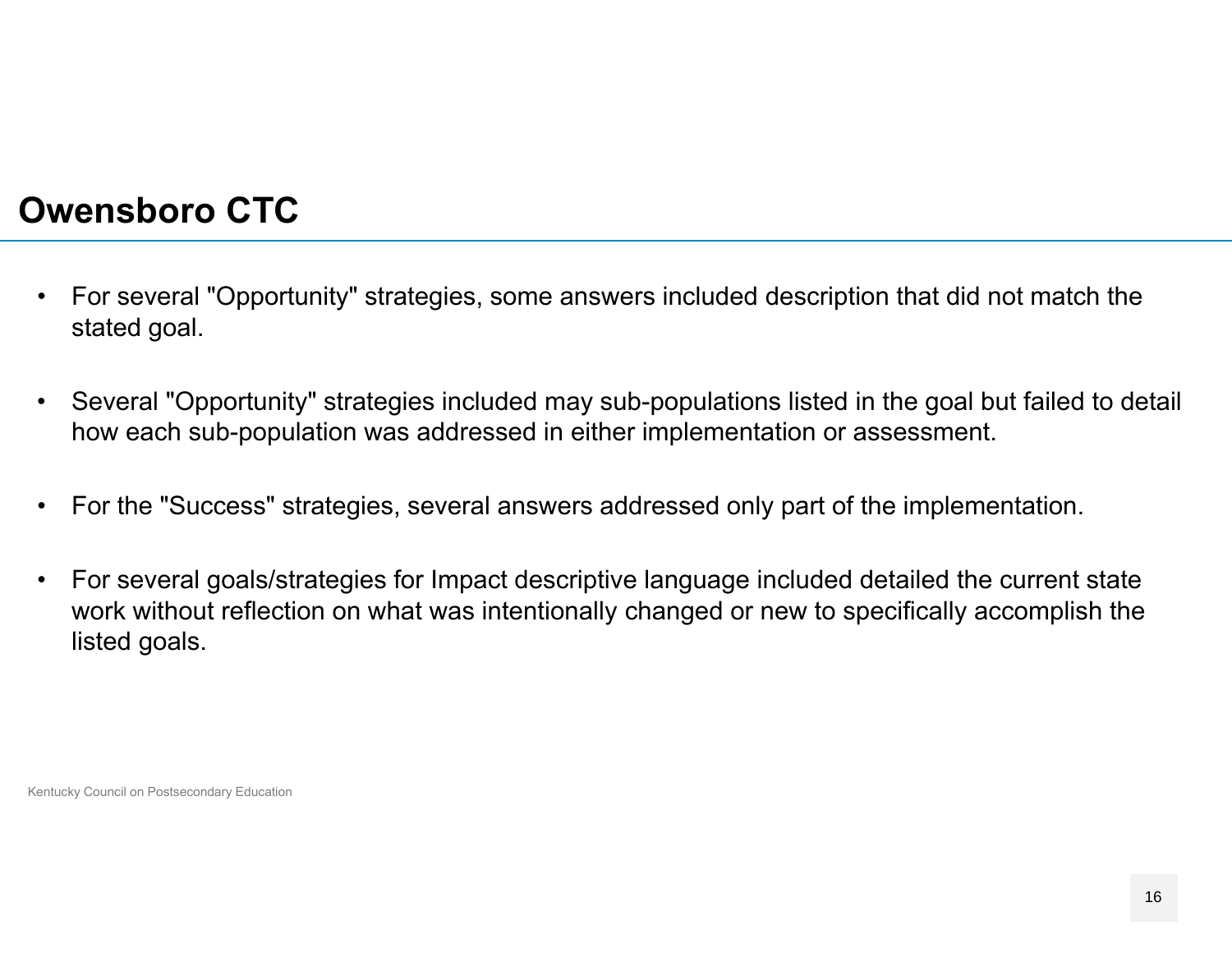## Owensboro CTC

- For several "Opportunity" strategies, some answers included description that did not match the stated goal.

- Several "Opportunity" strategies included may sub-populations listed in the goal but failed to detail how each sub-population was addressed in either implementation or assessment.

- For the "Success" strategies, several answers addressed only part of the implementation.

- For several goals/strategies for Impact descriptive language included detailed the current state work without reflection on what was intentionally changed or new to specifically accomplish the listed goals.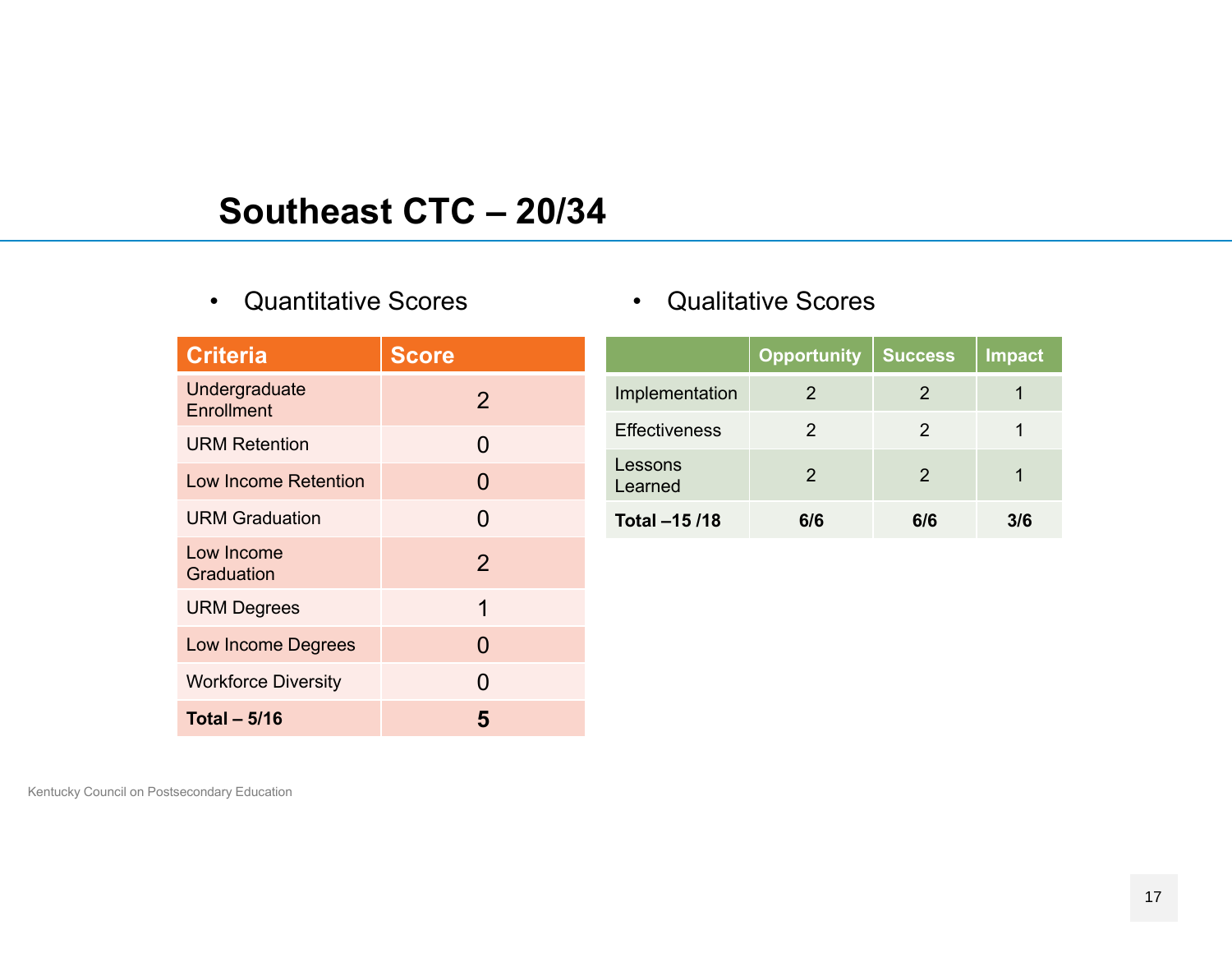# Southeast CTC – 20/34

- Quantitative Scores

| Criteria | Score |
|---|---|
| Undergraduate Enrollment | 2 |
| URM Retention | 0 |
| Low Income Retention | 0 |
| URM Graduation | 0 |
| Low Income Graduation | 2 |
| URM Degrees | 1 |
| Low Income Degrees | 0 |
| Workforce Diversity | 0 |
| **Total – 5/16** | **5** |

- Qualitative Scores

| | Opportunity | Success | Impact |
|---|---|---|---|
| Implementation | 2 | 2 | 1 |
| Effectiveness | 2 | 2 | 1 |
| Lessons Learned | 2 | 2 | 1 |
| **Total –15 /18** | **6/6** | **6/6** | **3/6** |

Kentucky Council on Postsecondary Education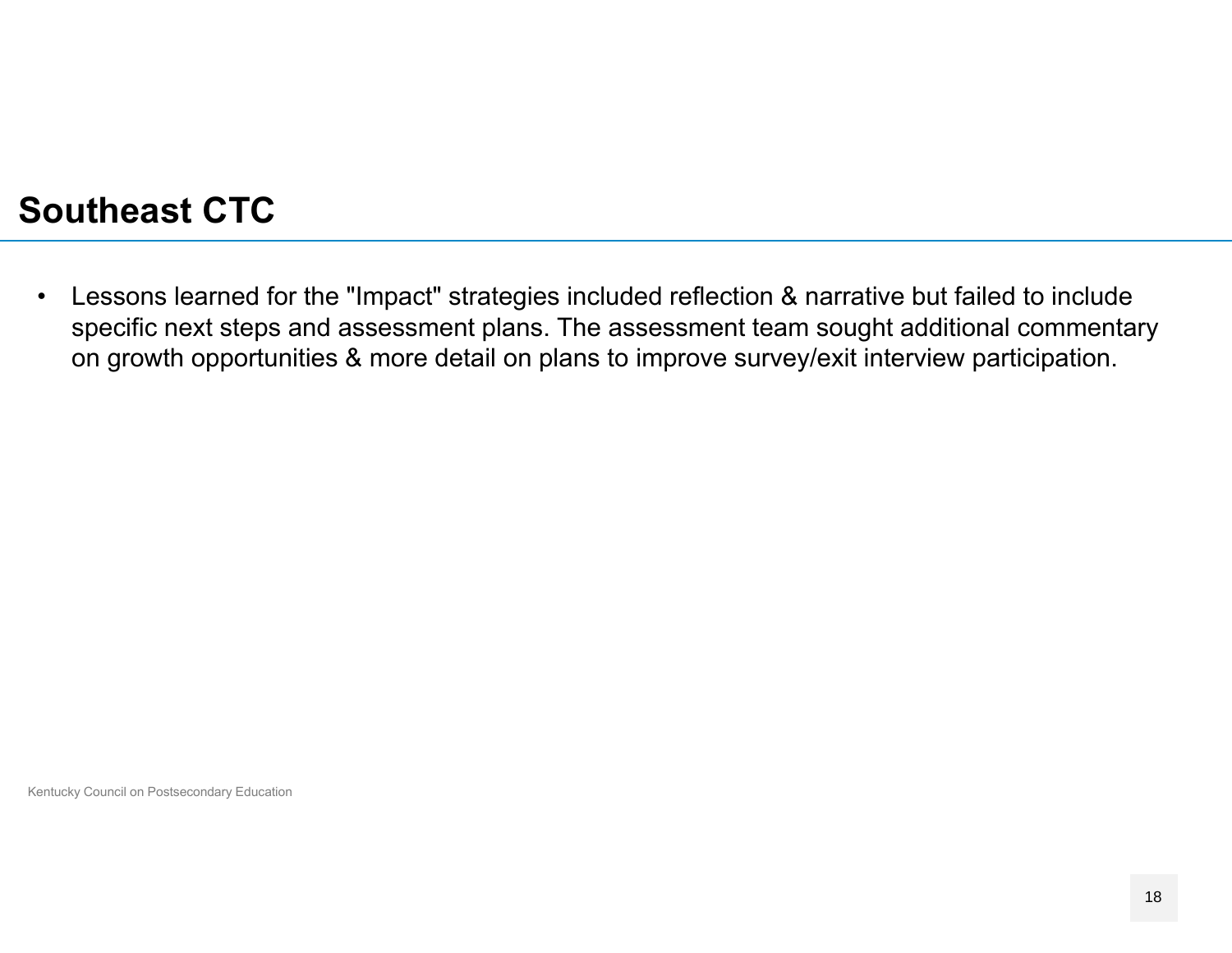# Southeast CTC

- Lessons learned for the "Impact" strategies included reflection & narrative but failed to include specific next steps and assessment plans. The assessment team sought additional commentary on growth opportunities & more detail on plans to improve survey/exit interview participation.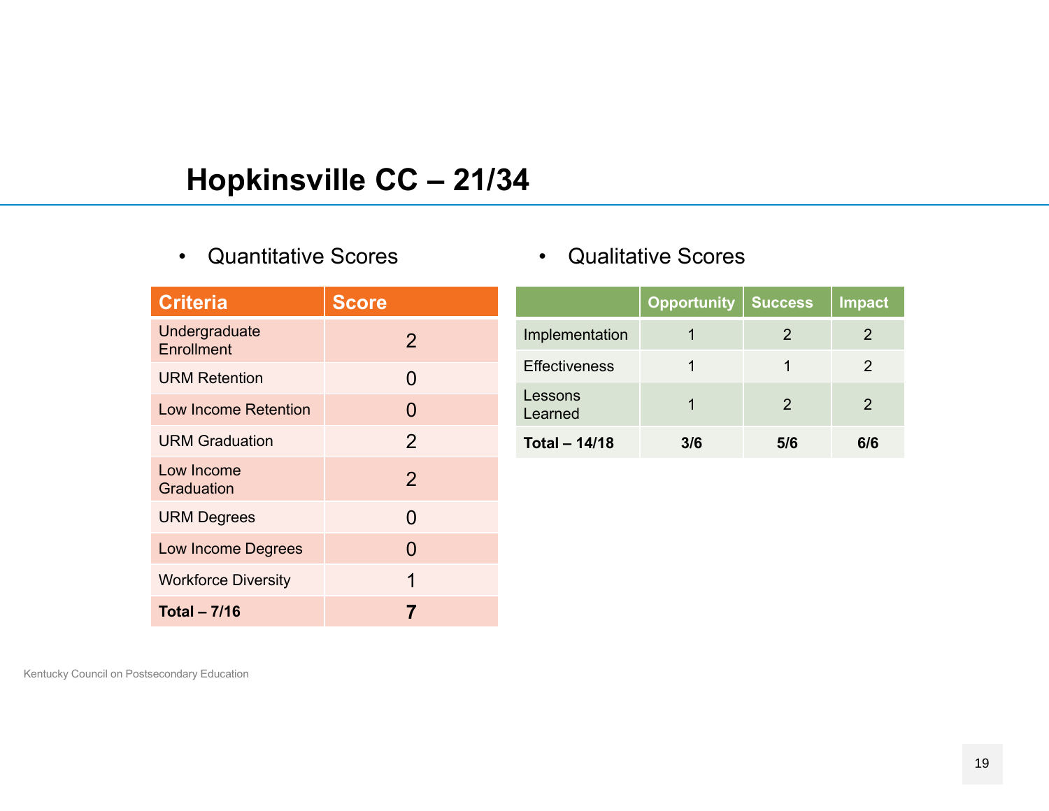# Hopkinsville CC – 21/34

- Quantitative Scores

| Criteria | Score |
|---|---|
| Undergraduate Enrollment | 2 |
| URM Retention | 0 |
| Low Income Retention | 0 |
| URM Graduation | 2 |
| Low Income Graduation | 2 |
| URM Degrees | 0 |
| Low Income Degrees | 0 |
| Workforce Diversity | 1 |
| **Total – 7/16** | **7** |

- Qualitative Scores

| | Opportunity | Success | Impact |
|---|---|---|---|
| Implementation | 1 | 2 | 2 |
| Effectiveness | 1 | 1 | 2 |
| Lessons Learned | 1 | 2 | 2 |
| **Total – 14/18** | **3/6** | **5/6** | **6/6** |

Kentucky Council on Postsecondary Education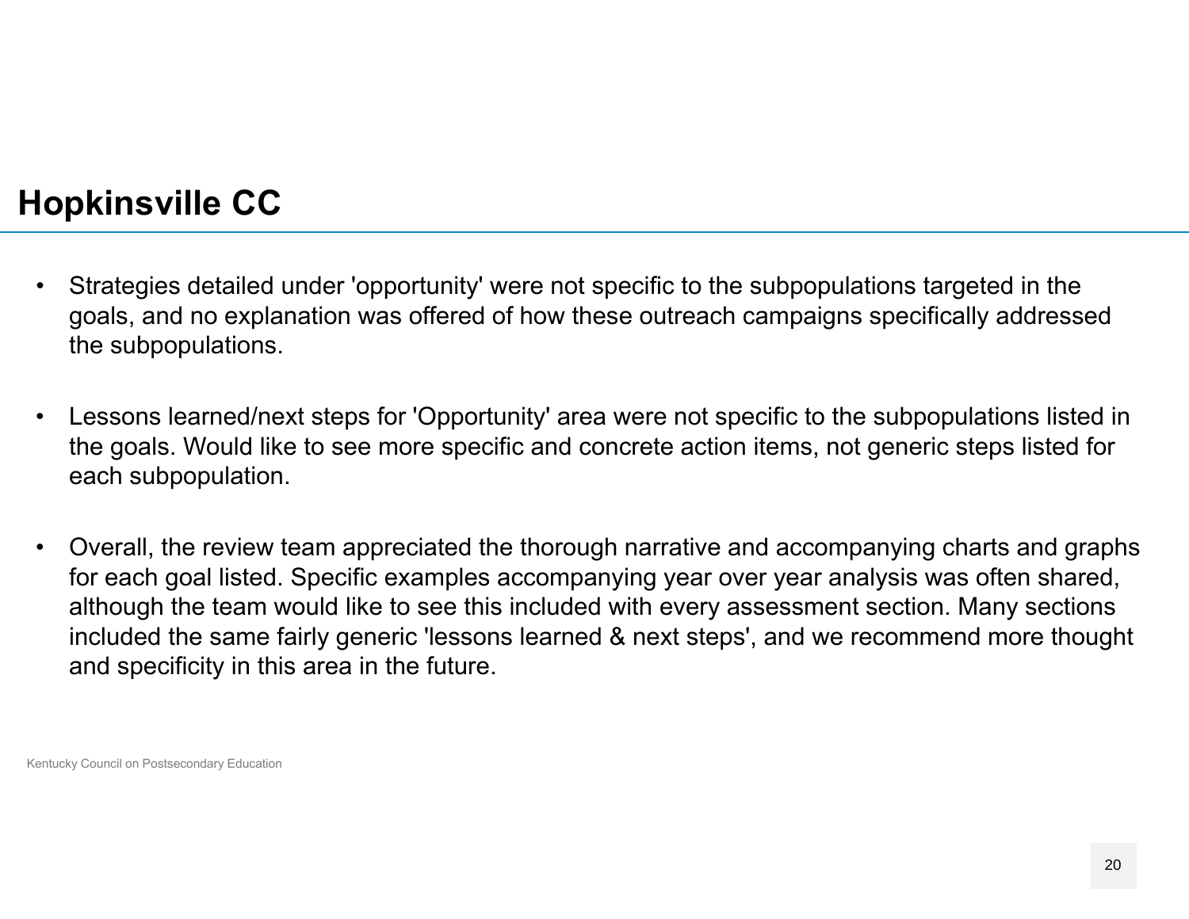# Hopkinsville CC

- Strategies detailed under 'opportunity' were not specific to the subpopulations targeted in the goals, and no explanation was offered of how these outreach campaigns specifically addressed the subpopulations.

- Lessons learned/next steps for 'Opportunity' area were not specific to the subpopulations listed in the goals. Would like to see more specific and concrete action items, not generic steps listed for each subpopulation.

- Overall, the review team appreciated the thorough narrative and accompanying charts and graphs for each goal listed. Specific examples accompanying year over year analysis was often shared, although the team would like to see this included with every assessment section. Many sections included the same fairly generic 'lessons learned & next steps', and we recommend more thought and specificity in this area in the future.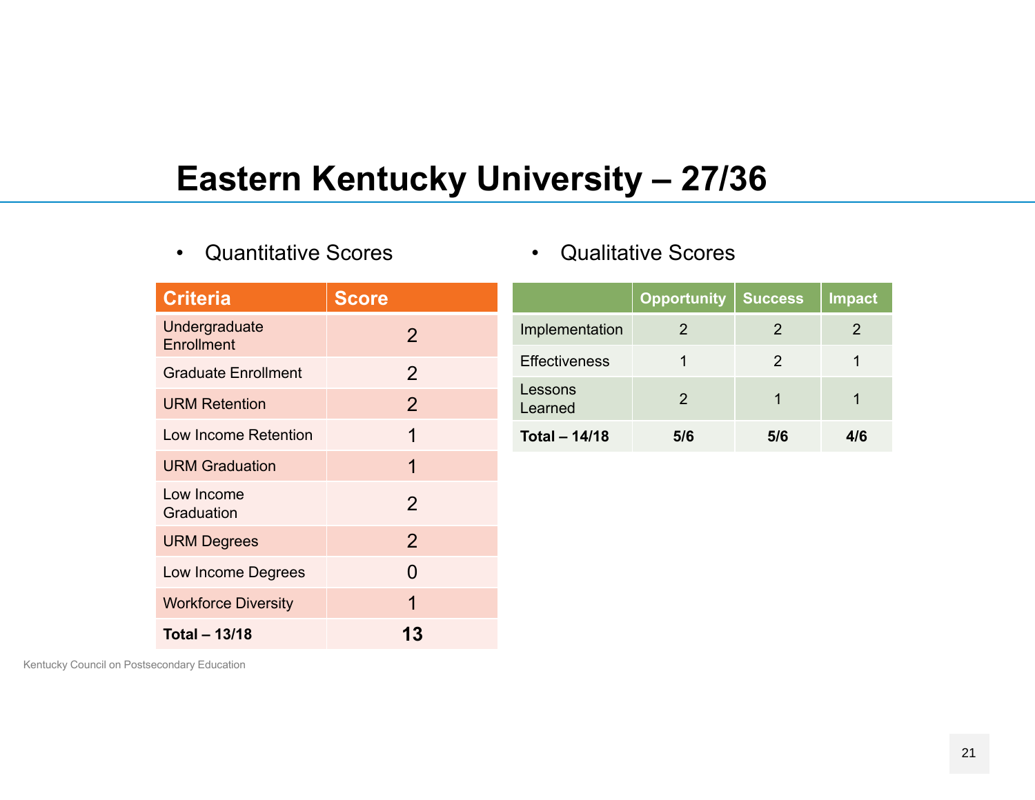# Eastern Kentucky University – 27/36

- Quantitative Scores

| Criteria | Score |
|---|---|
| Undergraduate Enrollment | 2 |
| Graduate Enrollment | 2 |
| URM Retention | 2 |
| Low Income Retention | 1 |
| URM Graduation | 1 |
| Low Income Graduation | 2 |
| URM Degrees | 2 |
| Low Income Degrees | 0 |
| Workforce Diversity | 1 |
| **Total – 13/18** | **13** |

- Qualitative Scores

| | Opportunity | Success | Impact |
|---|---|---|---|
| Implementation | 2 | 2 | 2 |
| Effectiveness | 1 | 2 | 1 |
| Lessons Learned | 2 | 1 | 1 |
| **Total – 14/18** | **5/6** | **5/6** | **4/6** |

Kentucky Council on Postsecondary Education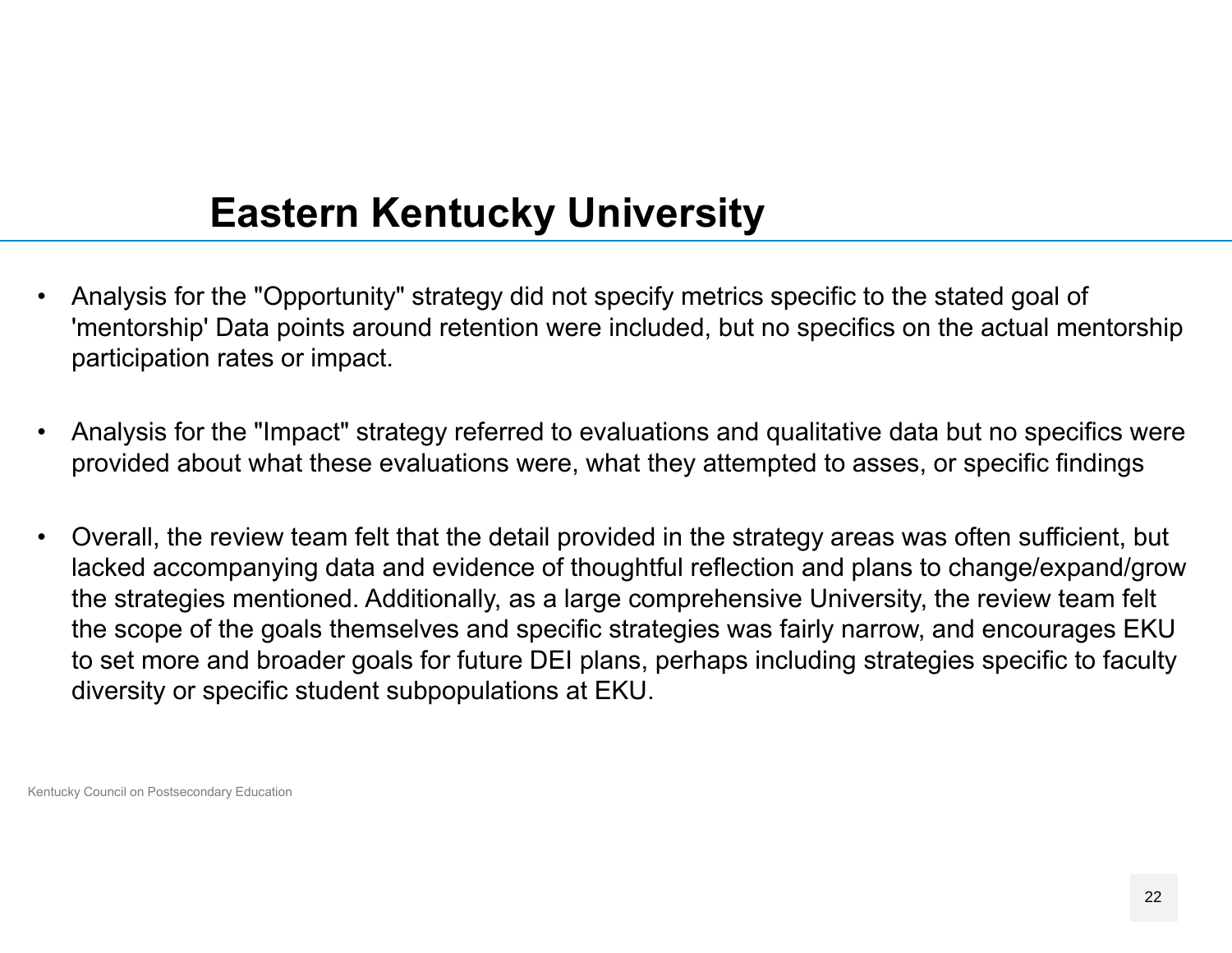# Eastern Kentucky University

- Analysis for the "Opportunity" strategy did not specify metrics specific to the stated goal of 'mentorship' Data points around retention were included, but no specifics on the actual mentorship participation rates or impact.

- Analysis for the "Impact" strategy referred to evaluations and qualitative data but no specifics were provided about what these evaluations were, what they attempted to asses, or specific findings

- Overall, the review team felt that the detail provided in the strategy areas was often sufficient, but lacked accompanying data and evidence of thoughtful reflection and plans to change/expand/grow the strategies mentioned. Additionally, as a large comprehensive University, the review team felt the scope of the goals themselves and specific strategies was fairly narrow, and encourages EKU to set more and broader goals for future DEI plans, perhaps including strategies specific to faculty diversity or specific student subpopulations at EKU.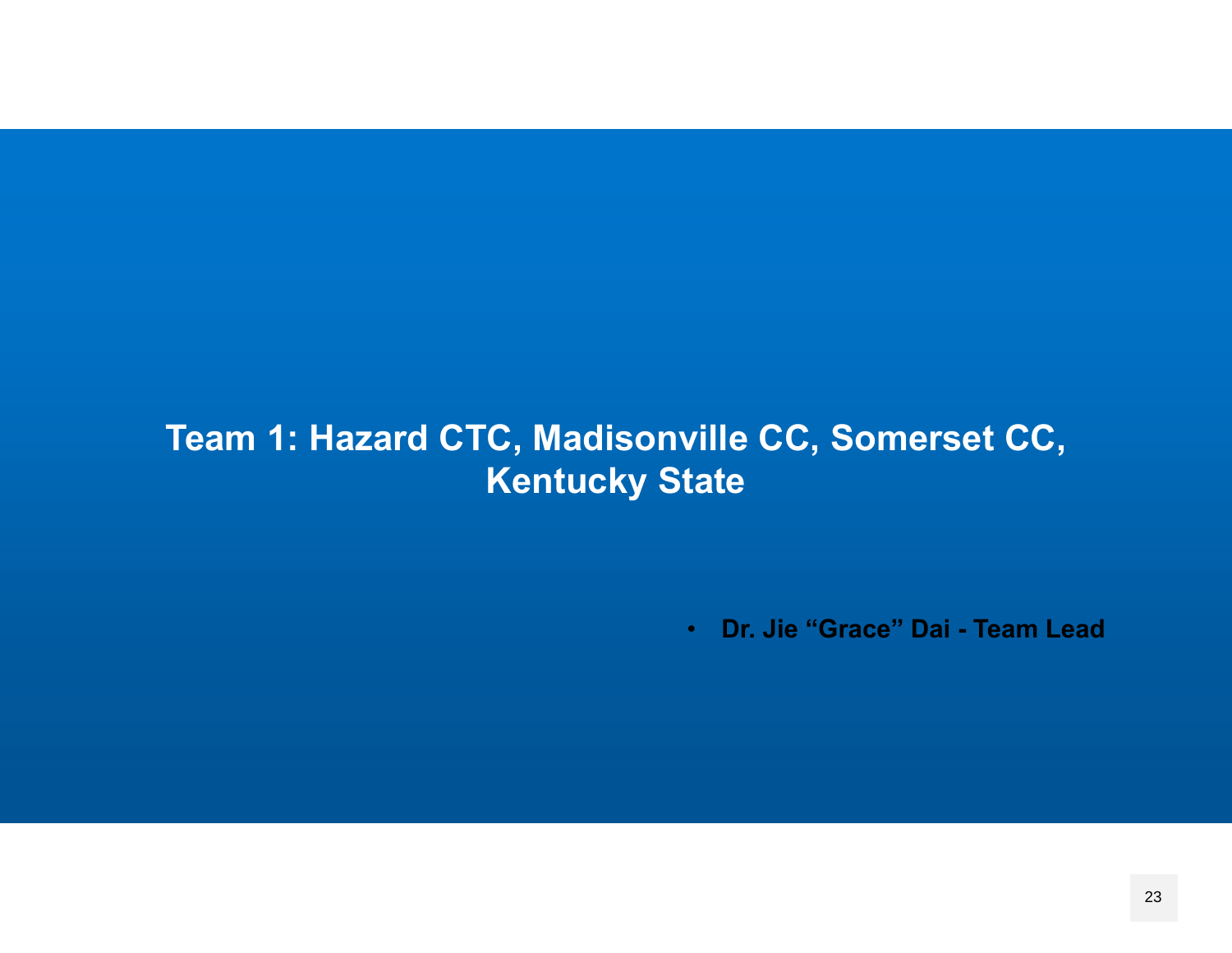# Team 1: Hazard CTC, Madisonville CC, Somerset CC, Kentucky State

- **Dr. Jie "Grace" Dai - Team Lead**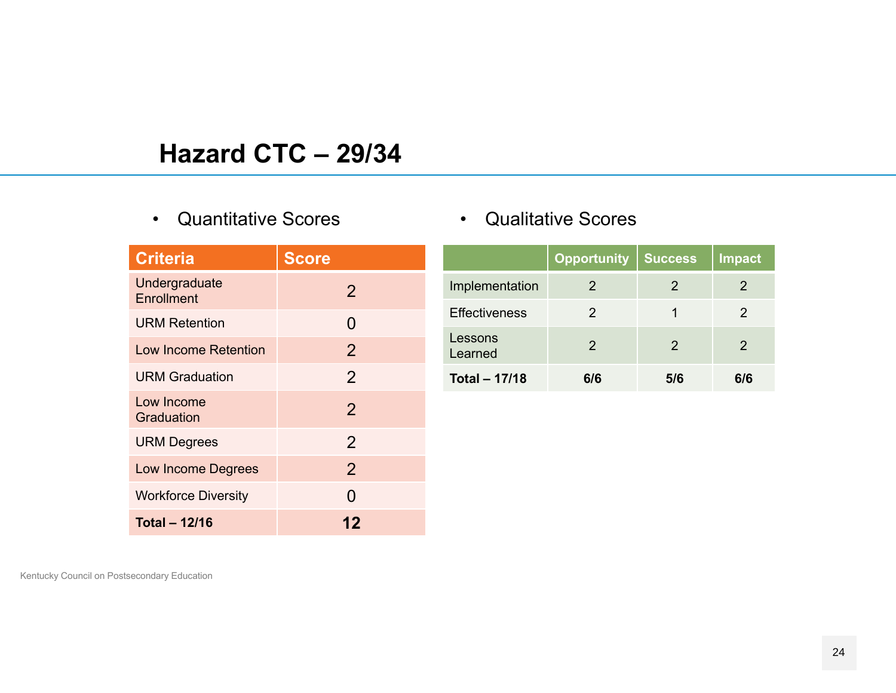# Hazard CTC – 29/34

- Quantitative Scores

| Criteria | Score |
| --- | --- |
| Undergraduate Enrollment | 2 |
| URM Retention | 0 |
| Low Income Retention | 2 |
| URM Graduation | 2 |
| Low Income Graduation | 2 |
| URM Degrees | 2 |
| Low Income Degrees | 2 |
| Workforce Diversity | 0 |
| **Total – 12/16** | **12** |

- Qualitative Scores

| | Opportunity | Success | Impact |
| --- | --- | --- | --- |
| Implementation | 2 | 2 | 2 |
| Effectiveness | 2 | 1 | 2 |
| Lessons Learned | 2 | 2 | 2 |
| **Total – 17/18** | **6/6** | **5/6** | **6/6** |

Kentucky Council on Postsecondary Education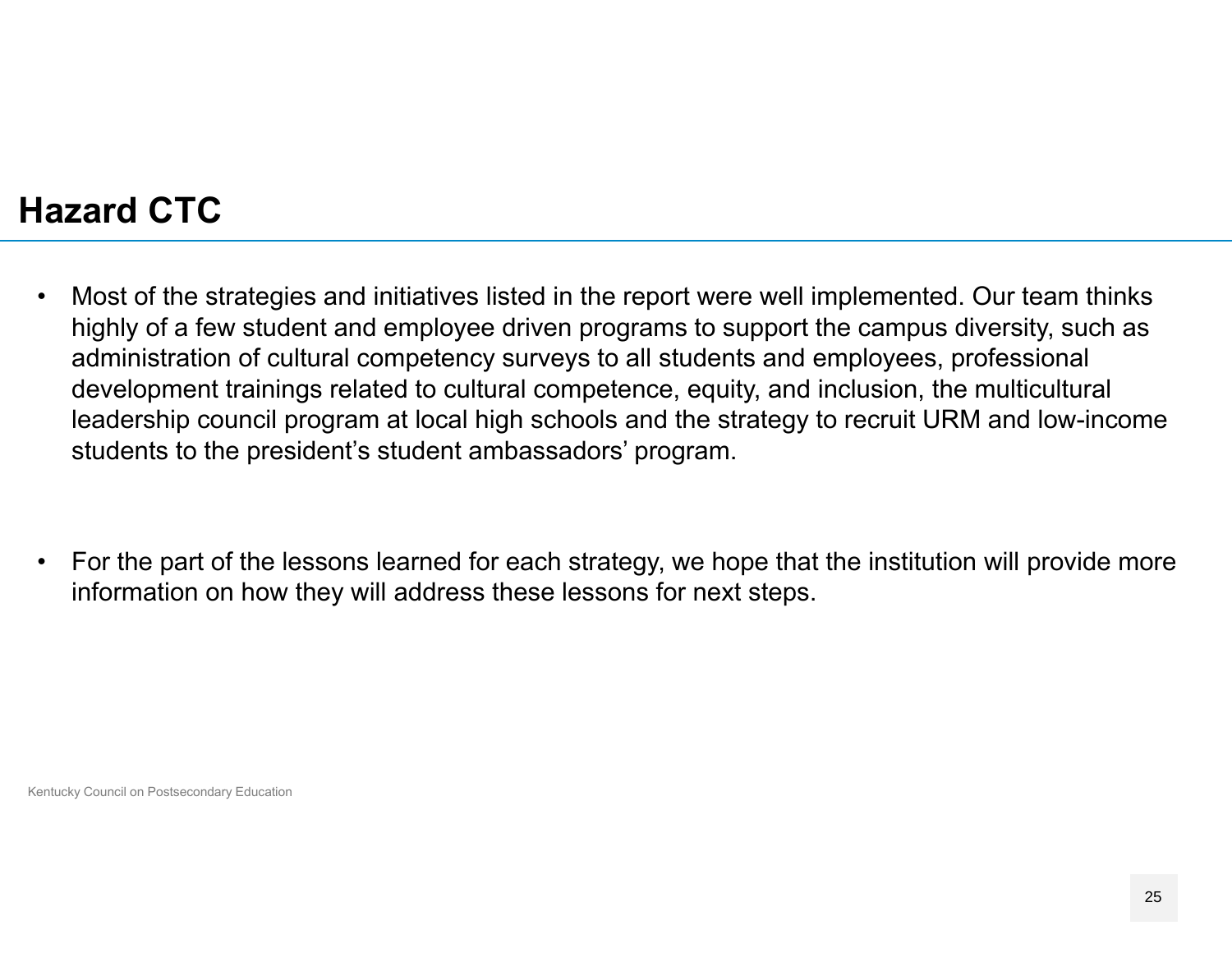## Hazard CTC

- Most of the strategies and initiatives listed in the report were well implemented. Our team thinks highly of a few student and employee driven programs to support the campus diversity, such as administration of cultural competency surveys to all students and employees, professional development trainings related to cultural competence, equity, and inclusion, the multicultural leadership council program at local high schools and the strategy to recruit URM and low-income students to the president's student ambassadors' program.

- For the part of the lessons learned for each strategy, we hope that the institution will provide more information on how they will address these lessons for next steps.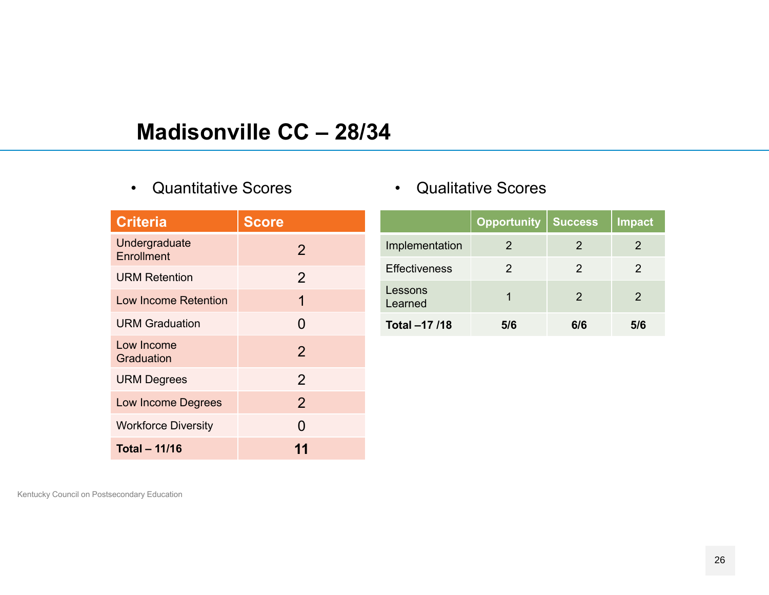# Madisonville CC – 28/34

- Quantitative Scores

| Criteria | Score |
|---|---|
| Undergraduate Enrollment | 2 |
| URM Retention | 2 |
| Low Income Retention | 1 |
| URM Graduation | 0 |
| Low Income Graduation | 2 |
| URM Degrees | 2 |
| Low Income Degrees | 2 |
| Workforce Diversity | 0 |
| **Total – 11/16** | **11** |

- Qualitative Scores

| | Opportunity | Success | Impact |
|---|---|---|---|
| Implementation | 2 | 2 | 2 |
| Effectiveness | 2 | 2 | 2 |
| Lessons Learned | 1 | 2 | 2 |
| **Total –17 /18** | **5/6** | **6/6** | **5/6** |

Kentucky Council on Postsecondary Education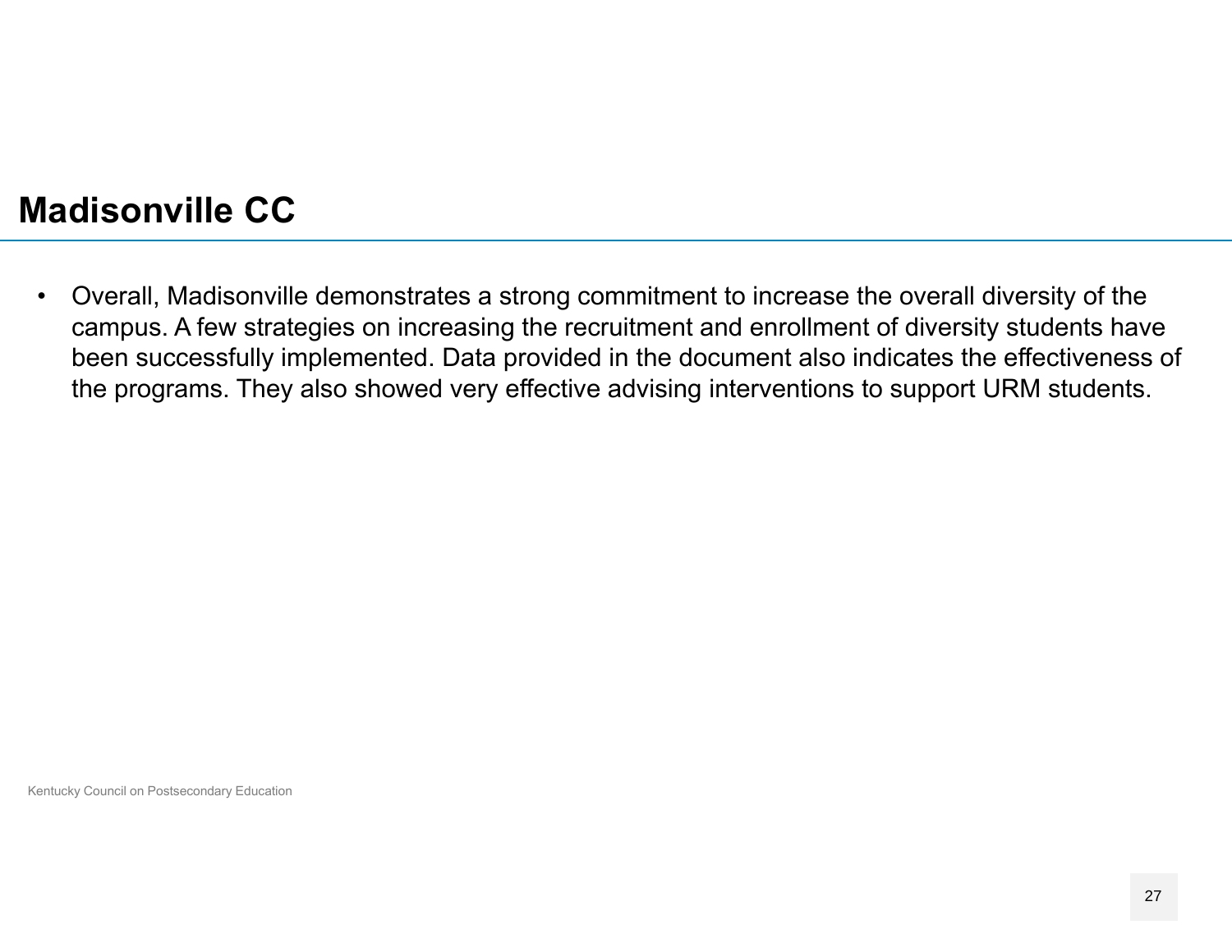# Madisonville CC

- Overall, Madisonville demonstrates a strong commitment to increase the overall diversity of the campus. A few strategies on increasing the recruitment and enrollment of diversity students have been successfully implemented. Data provided in the document also indicates the effectiveness of the programs. They also showed very effective advising interventions to support URM students.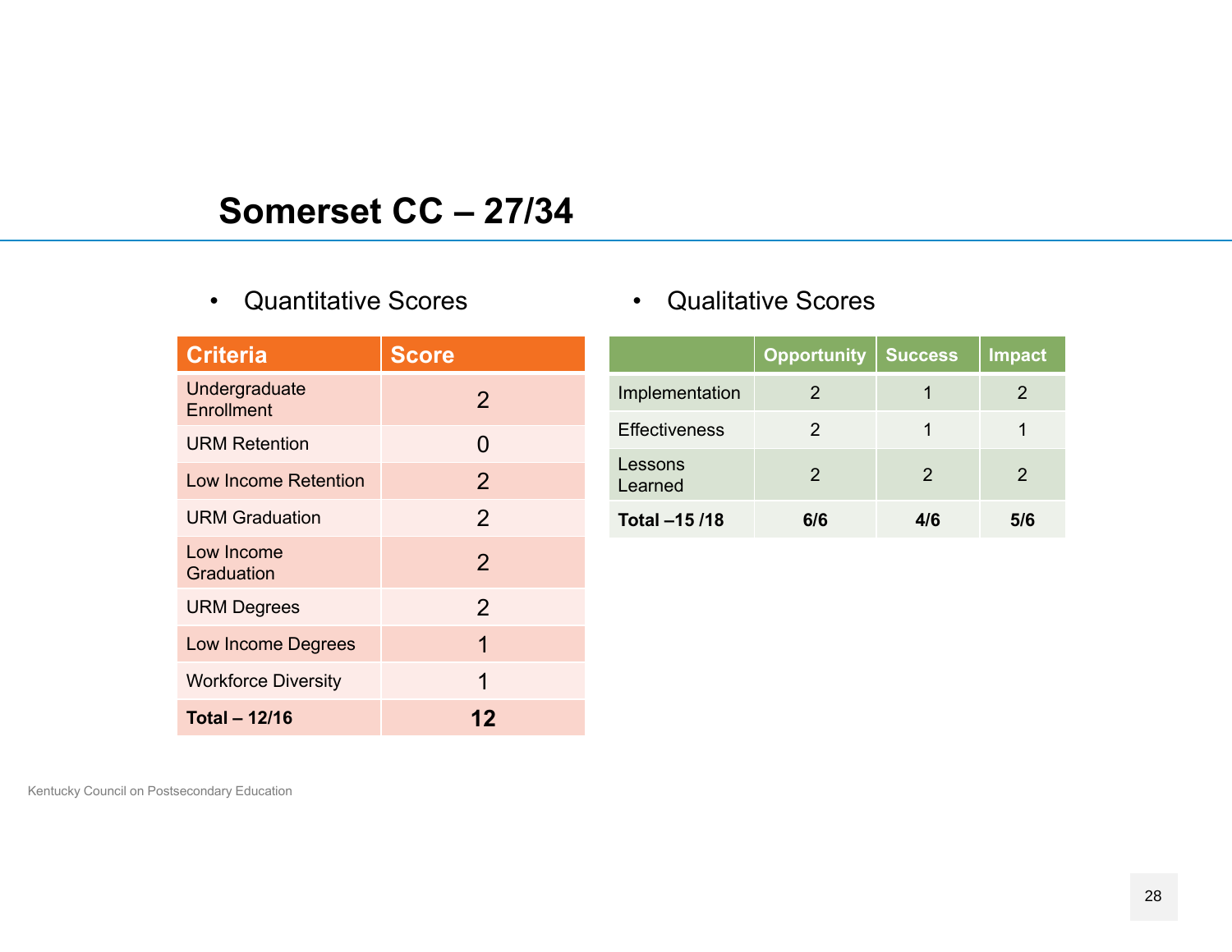# Somerset CC – 27/34

- Quantitative Scores

| Criteria | Score |
|---|---|
| Undergraduate Enrollment | 2 |
| URM Retention | 0 |
| Low Income Retention | 2 |
| URM Graduation | 2 |
| Low Income Graduation | 2 |
| URM Degrees | 2 |
| Low Income Degrees | 1 |
| Workforce Diversity | 1 |
| **Total – 12/16** | **12** |

- Qualitative Scores

| | Opportunity | Success | Impact |
|---|---|---|---|
| Implementation | 2 | 1 | 2 |
| Effectiveness | 2 | 1 | 1 |
| Lessons Learned | 2 | 2 | 2 |
| **Total –15 /18** | **6/6** | **4/6** | **5/6** |

Kentucky Council on Postsecondary Education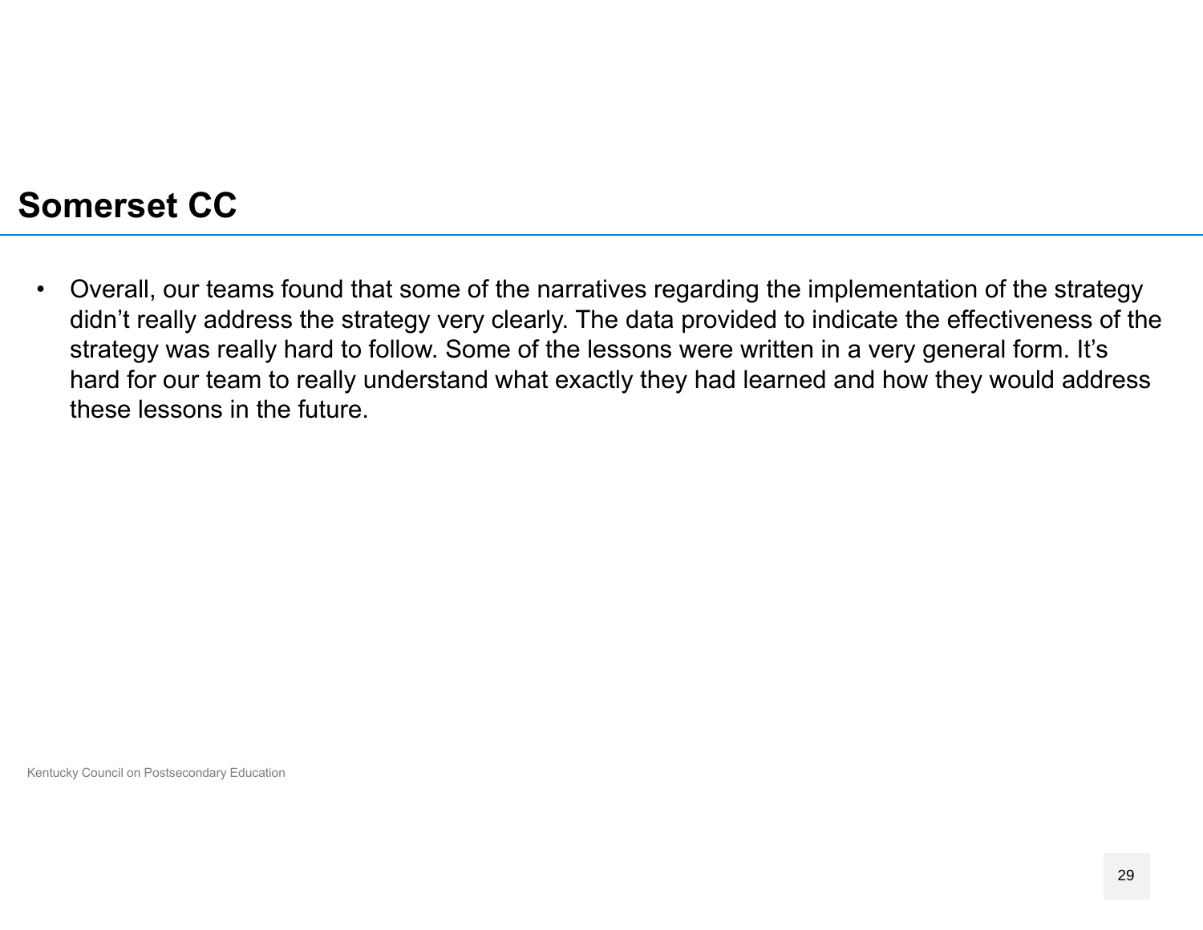## Somerset CC

- Overall, our teams found that some of the narratives regarding the implementation of the strategy didn’t really address the strategy very clearly. The data provided to indicate the effectiveness of the strategy was really hard to follow. Some of the lessons were written in a very general form. It’s hard for our team to really understand what exactly they had learned and how they would address these lessons in the future.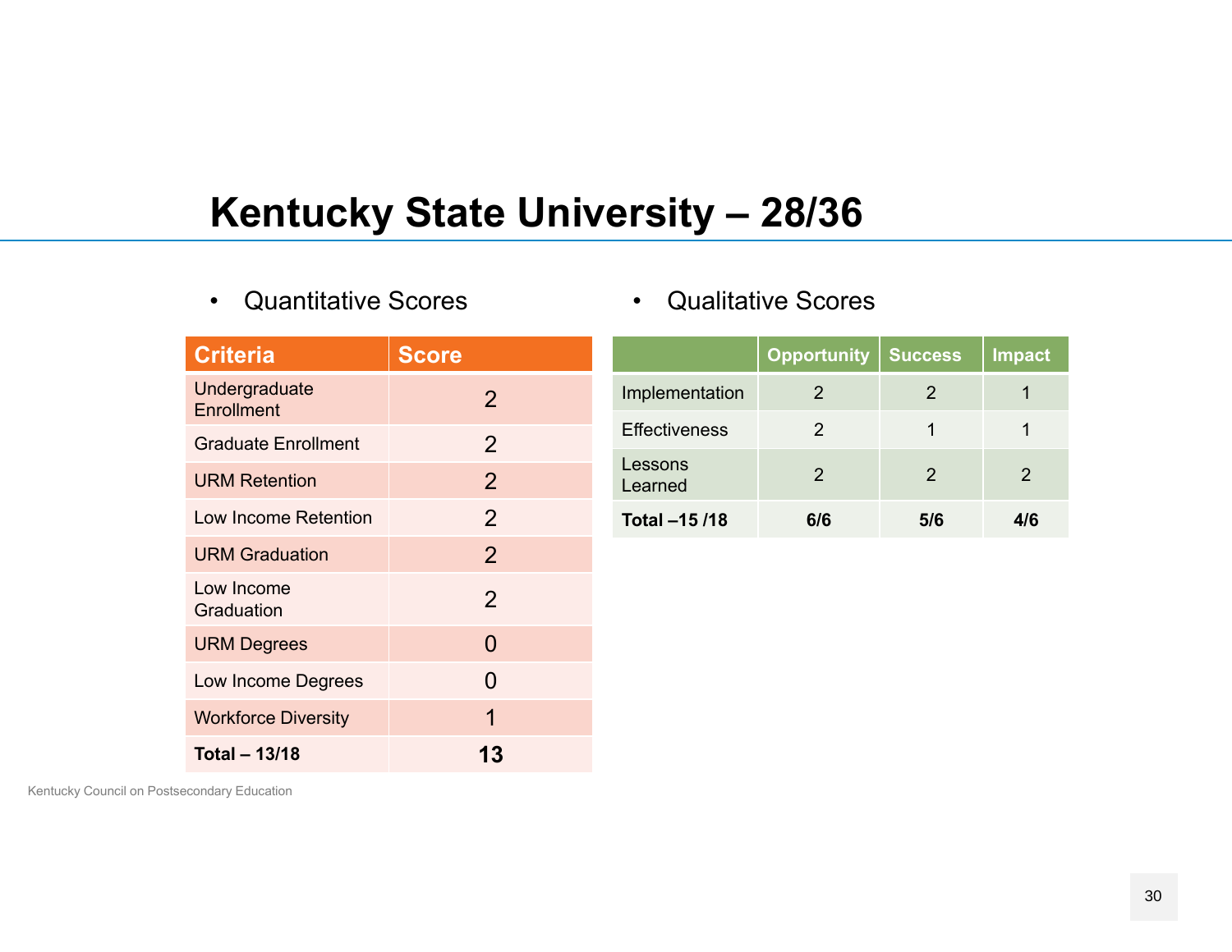# Kentucky State University – 28/36

- Quantitative Scores

| Criteria | Score |
|---|---|
| Undergraduate Enrollment | 2 |
| Graduate Enrollment | 2 |
| URM Retention | 2 |
| Low Income Retention | 2 |
| URM Graduation | 2 |
| Low Income Graduation | 2 |
| URM Degrees | 0 |
| Low Income Degrees | 0 |
| Workforce Diversity | 1 |
| **Total – 13/18** | **13** |

- Qualitative Scores

| | Opportunity | Success | Impact |
|---|---|---|---|
| Implementation | 2 | 2 | 1 |
| Effectiveness | 2 | 1 | 1 |
| Lessons Learned | 2 | 2 | 2 |
| **Total –15 /18** | **6/6** | **5/6** | **4/6** |

Kentucky Council on Postsecondary Education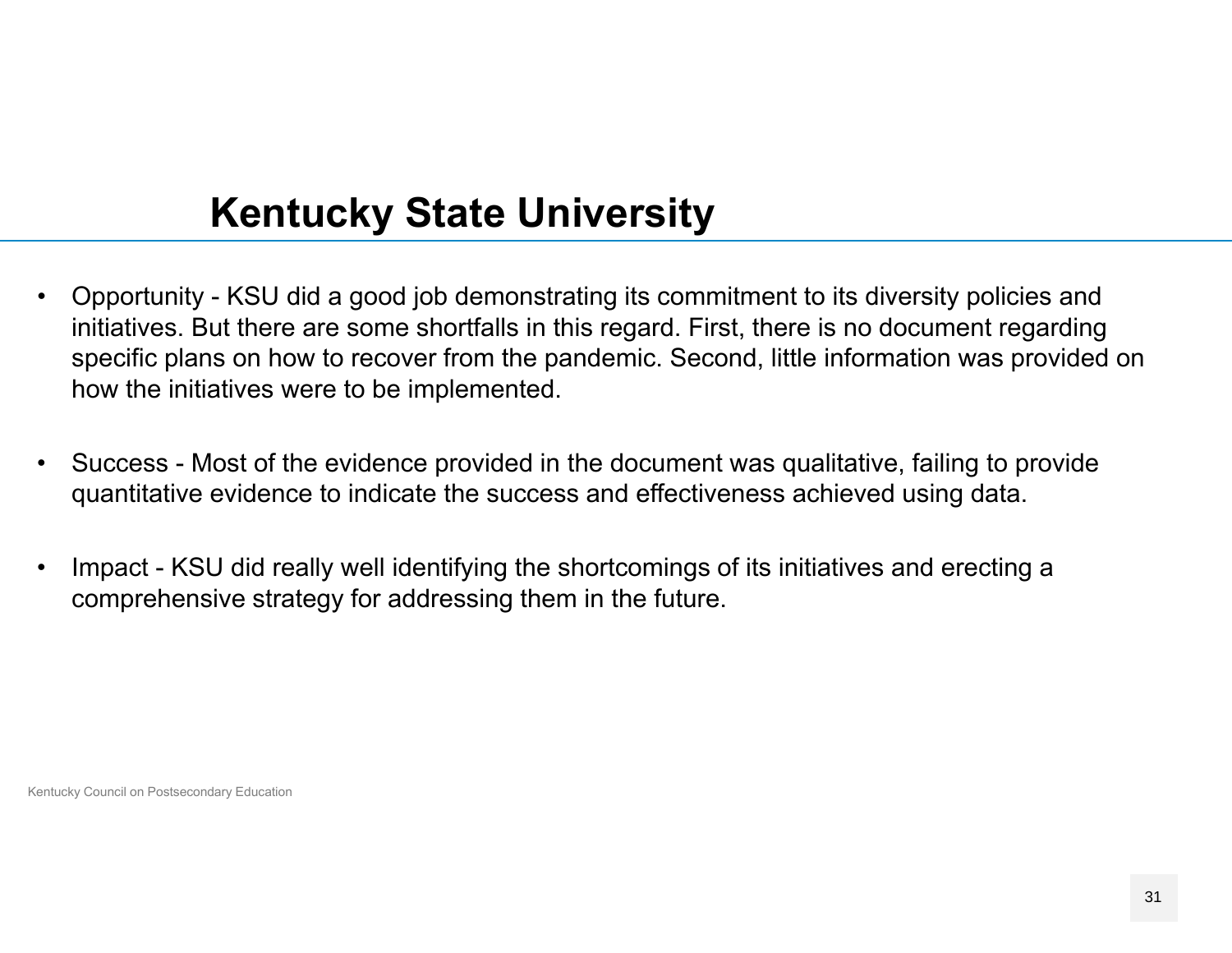# Kentucky State University

- Opportunity - KSU did a good job demonstrating its commitment to its diversity policies and initiatives. But there are some shortfalls in this regard. First, there is no document regarding specific plans on how to recover from the pandemic. Second, little information was provided on how the initiatives were to be implemented.
- Success - Most of the evidence provided in the document was qualitative, failing to provide quantitative evidence to indicate the success and effectiveness achieved using data.
- Impact - KSU did really well identifying the shortcomings of its initiatives and erecting a comprehensive strategy for addressing them in the future.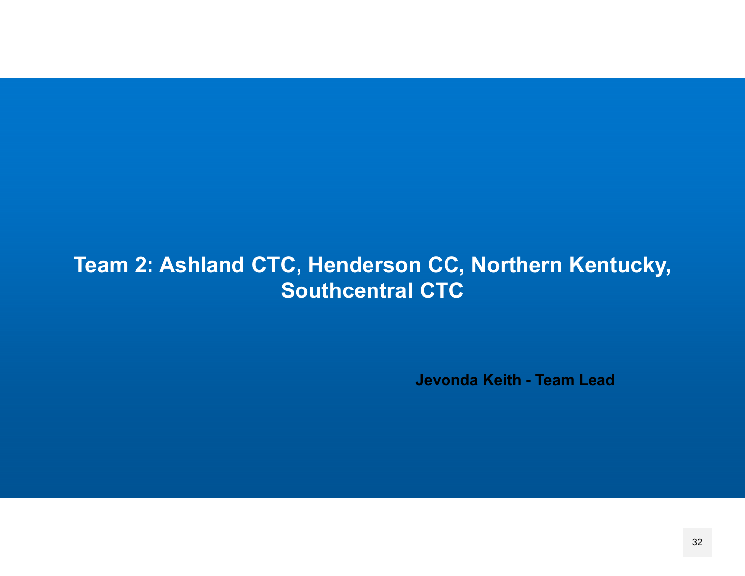# Team 2: Ashland CTC, Henderson CC, Northern Kentucky, Southcentral CTC

**Jevonda Keith - Team Lead**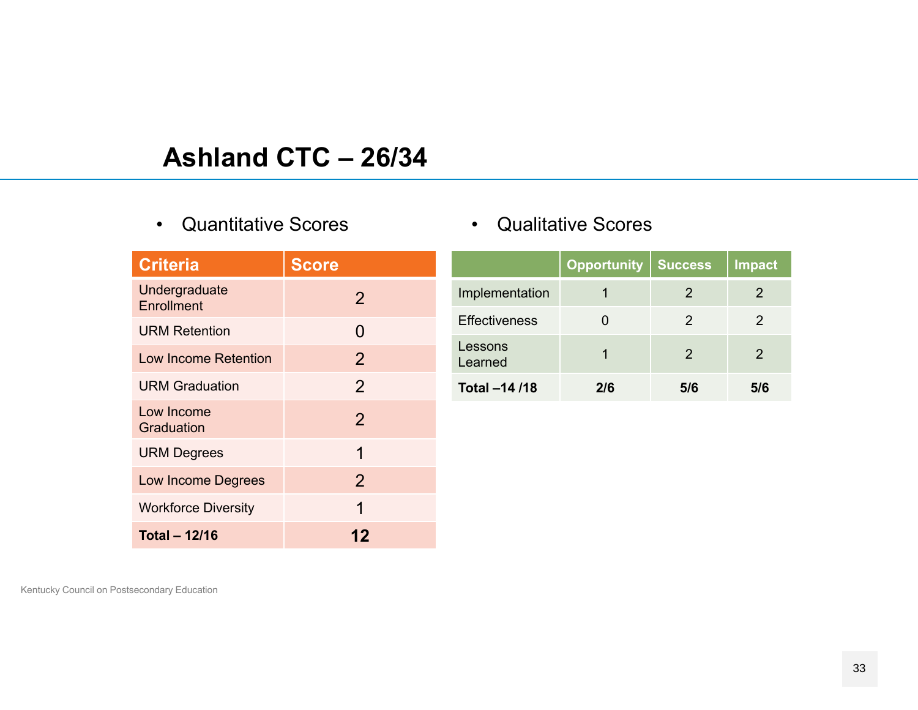# Ashland CTC – 26/34

- Quantitative Scores

| Criteria | Score |
| --- | --- |
| Undergraduate Enrollment | 2 |
| URM Retention | 0 |
| Low Income Retention | 2 |
| URM Graduation | 2 |
| Low Income Graduation | 2 |
| URM Degrees | 1 |
| Low Income Degrees | 2 |
| Workforce Diversity | 1 |
| **Total – 12/16** | **12** |

- Qualitative Scores

| | Opportunity | Success | Impact |
| --- | --- | --- | --- |
| Implementation | 1 | 2 | 2 |
| Effectiveness | 0 | 2 | 2 |
| Lessons Learned | 1 | 2 | 2 |
| **Total –14 /18** | **2/6** | **5/6** | **5/6** |

Kentucky Council on Postsecondary Education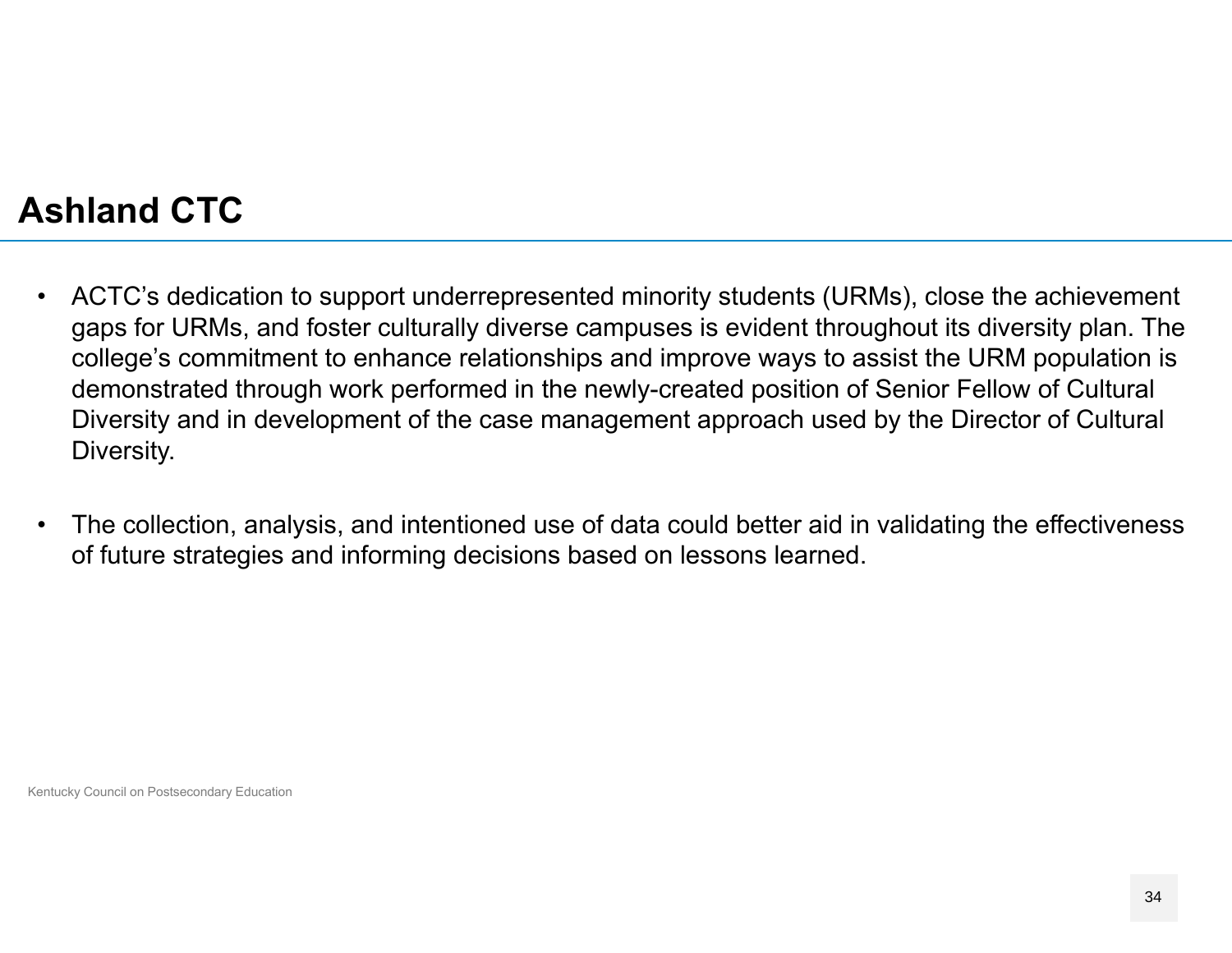# Ashland CTC

- ACTC's dedication to support underrepresented minority students (URMs), close the achievement gaps for URMs, and foster culturally diverse campuses is evident throughout its diversity plan. The college's commitment to enhance relationships and improve ways to assist the URM population is demonstrated through work performed in the newly-created position of Senior Fellow of Cultural Diversity and in development of the case management approach used by the Director of Cultural Diversity.

- The collection, analysis, and intentioned use of data could better aid in validating the effectiveness of future strategies and informing decisions based on lessons learned.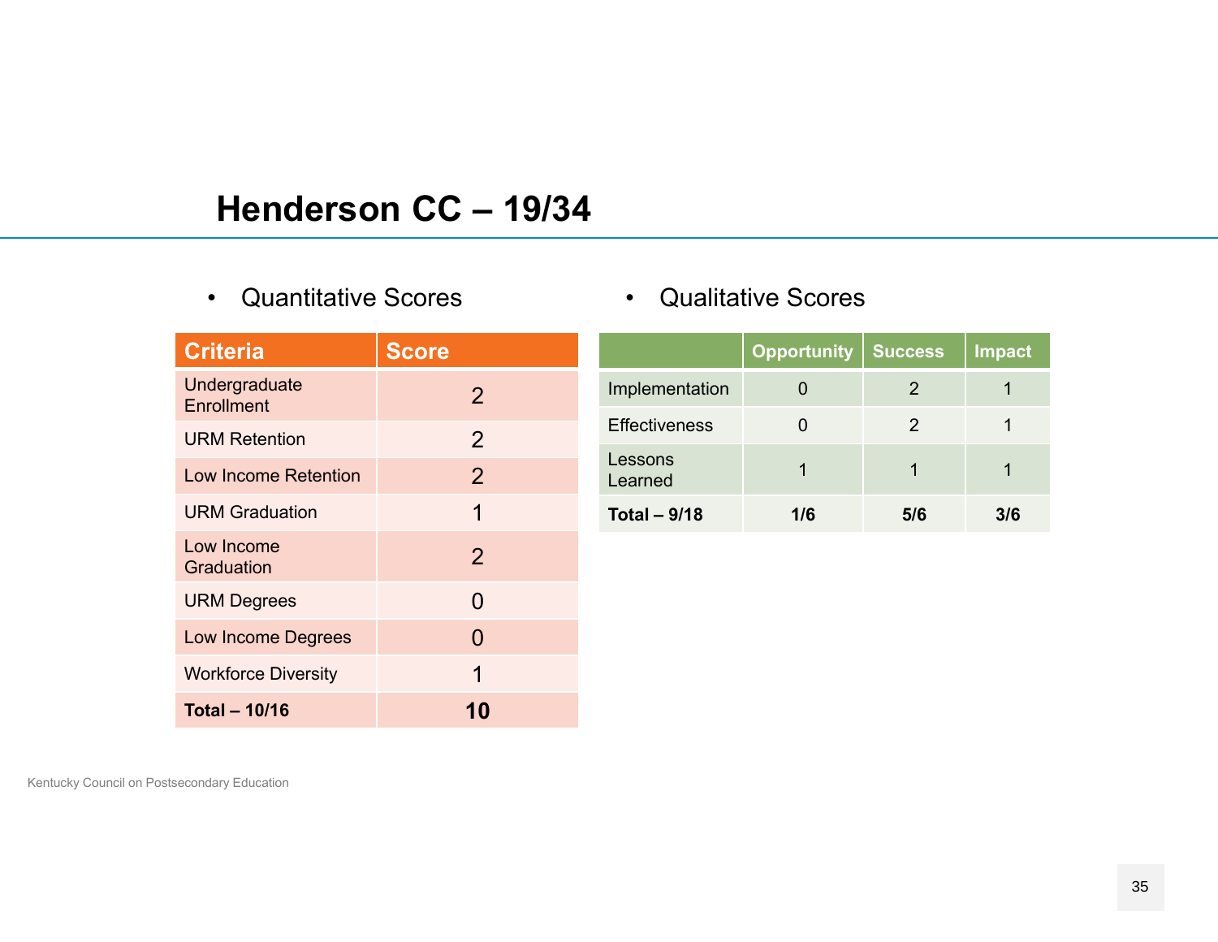## Henderson CC – 19/34

- Quantitative Scores

| Criteria | Score |
|---|---|
| Undergraduate Enrollment | 2 |
| URM Retention | 2 |
| Low Income Retention | 2 |
| URM Graduation | 1 |
| Low Income Graduation | 2 |
| URM Degrees | 0 |
| Low Income Degrees | 0 |
| Workforce Diversity | 1 |
| **Total – 10/16** | **10** |

- Qualitative Scores

| | Opportunity | Success | Impact |
|---|---|---|---|
| Implementation | 0 | 2 | 1 |
| Effectiveness | 0 | 2 | 1 |
| Lessons Learned | 1 | 1 | 1 |
| **Total – 9/18** | **1/6** | **5/6** | **3/6** |

Kentucky Council on Postsecondary Education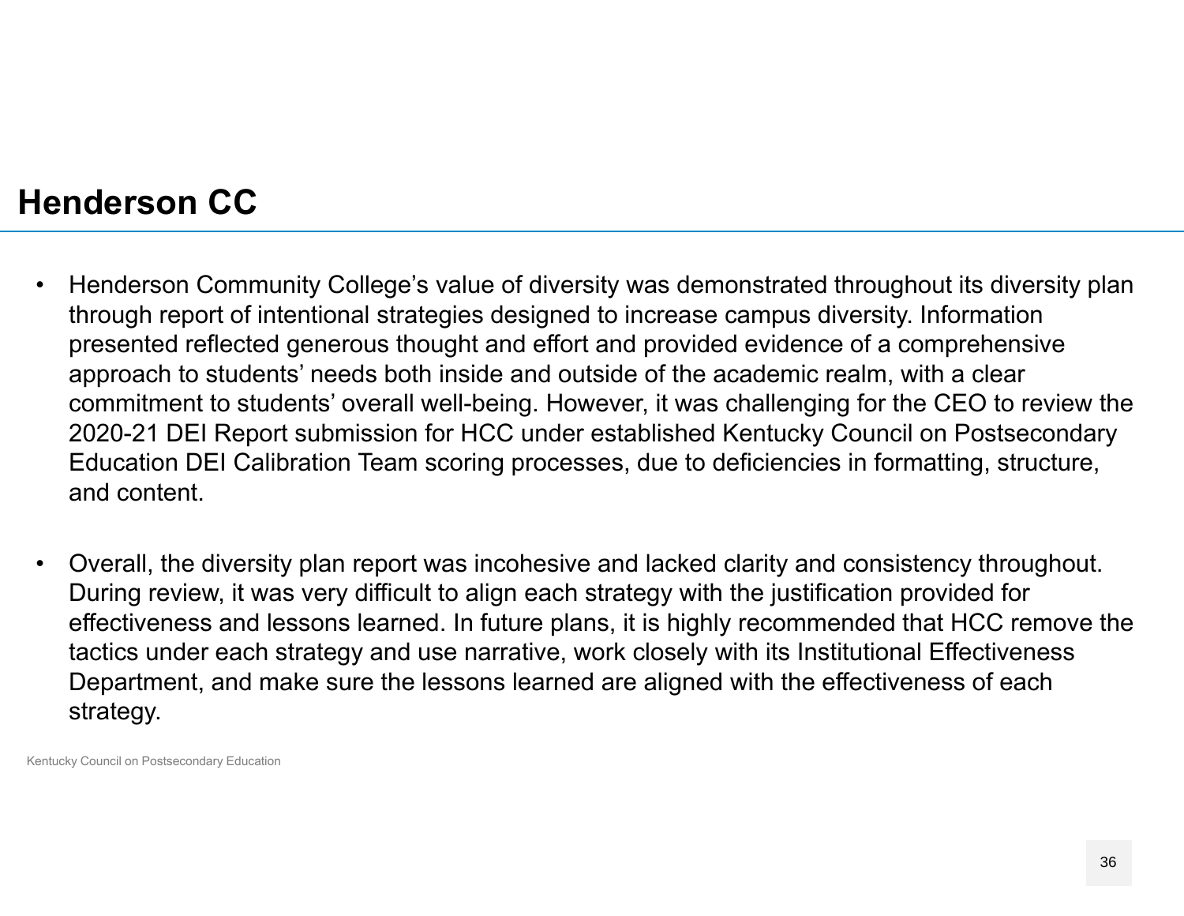## Henderson CC

- Henderson Community College's value of diversity was demonstrated throughout its diversity plan through report of intentional strategies designed to increase campus diversity. Information presented reflected generous thought and effort and provided evidence of a comprehensive approach to students' needs both inside and outside of the academic realm, with a clear commitment to students' overall well-being. However, it was challenging for the CEO to review the 2020-21 DEI Report submission for HCC under established Kentucky Council on Postsecondary Education DEI Calibration Team scoring processes, due to deficiencies in formatting, structure, and content.

- Overall, the diversity plan report was incohesive and lacked clarity and consistency throughout. During review, it was very difficult to align each strategy with the justification provided for effectiveness and lessons learned. In future plans, it is highly recommended that HCC remove the tactics under each strategy and use narrative, work closely with its Institutional Effectiveness Department, and make sure the lessons learned are aligned with the effectiveness of each strategy.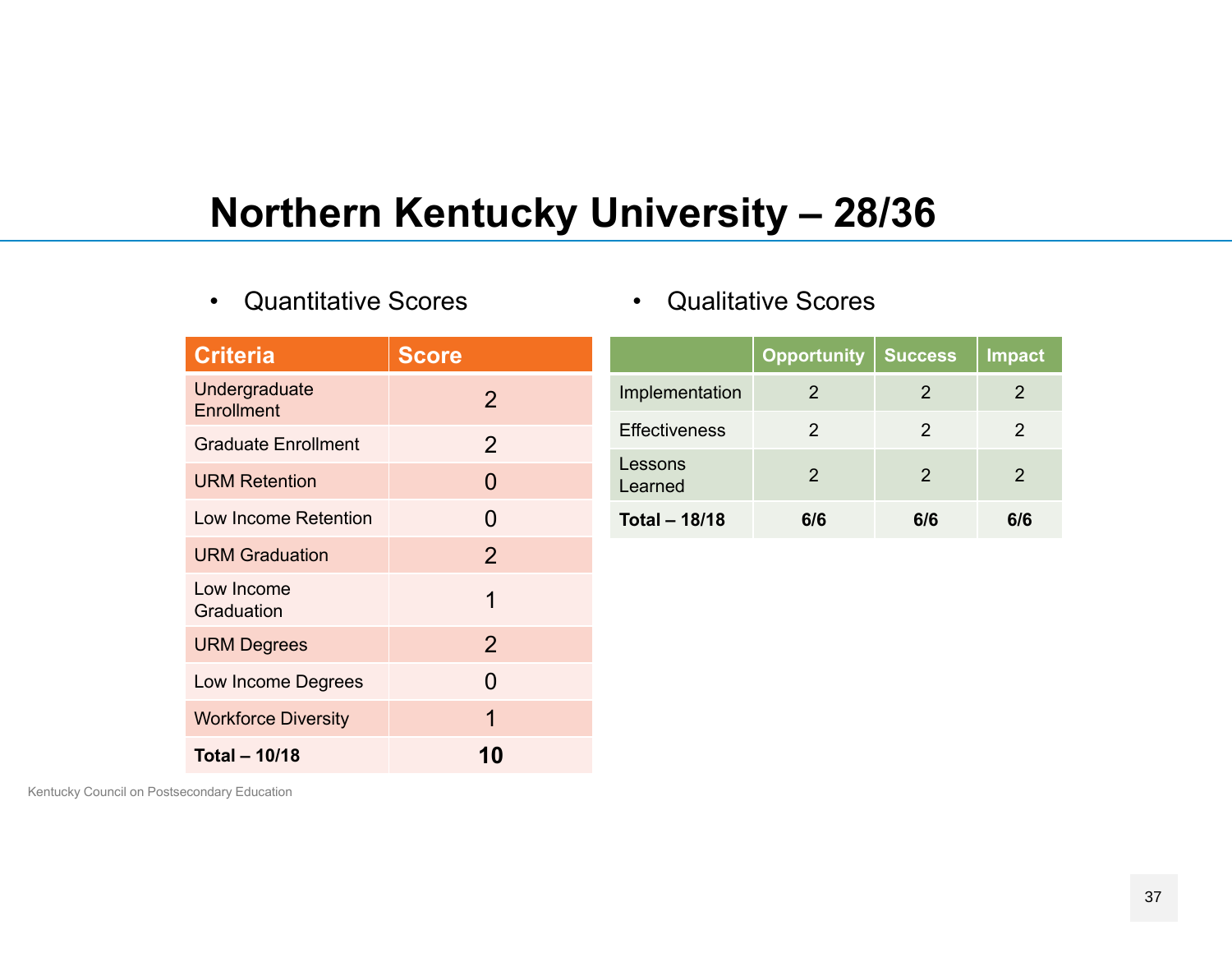# Northern Kentucky University – 28/36

- Quantitative Scores

| Criteria | Score |
|---|---|
| Undergraduate Enrollment | 2 |
| Graduate Enrollment | 2 |
| URM Retention | 0 |
| Low Income Retention | 0 |
| URM Graduation | 2 |
| Low Income Graduation | 1 |
| URM Degrees | 2 |
| Low Income Degrees | 0 |
| Workforce Diversity | 1 |
| **Total – 10/18** | **10** |

- Qualitative Scores

| | Opportunity | Success | Impact |
|---|---|---|---|
| Implementation | 2 | 2 | 2 |
| Effectiveness | 2 | 2 | 2 |
| Lessons Learned | 2 | 2 | 2 |
| **Total – 18/18** | **6/6** | **6/6** | **6/6** |

Kentucky Council on Postsecondary Education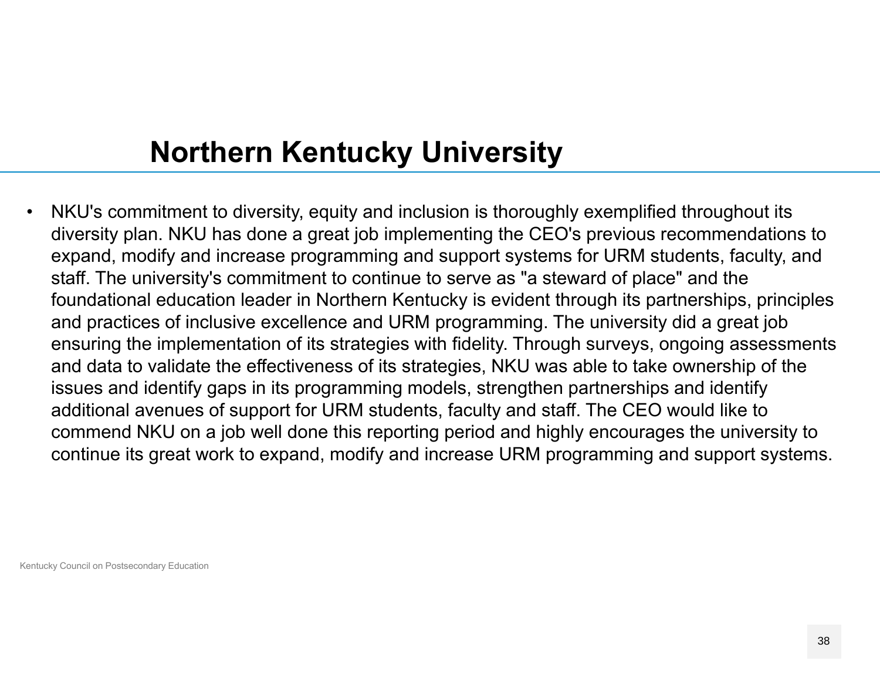# Northern Kentucky University

- NKU's commitment to diversity, equity and inclusion is thoroughly exemplified throughout its diversity plan. NKU has done a great job implementing the CEO's previous recommendations to expand, modify and increase programming and support systems for URM students, faculty, and staff. The university's commitment to continue to serve as "a steward of place" and the foundational education leader in Northern Kentucky is evident through its partnerships, principles and practices of inclusive excellence and URM programming. The university did a great job ensuring the implementation of its strategies with fidelity. Through surveys, ongoing assessments and data to validate the effectiveness of its strategies, NKU was able to take ownership of the issues and identify gaps in its programming models, strengthen partnerships and identify additional avenues of support for URM students, faculty and staff. The CEO would like to commend NKU on a job well done this reporting period and highly encourages the university to continue its great work to expand, modify and increase URM programming and support systems.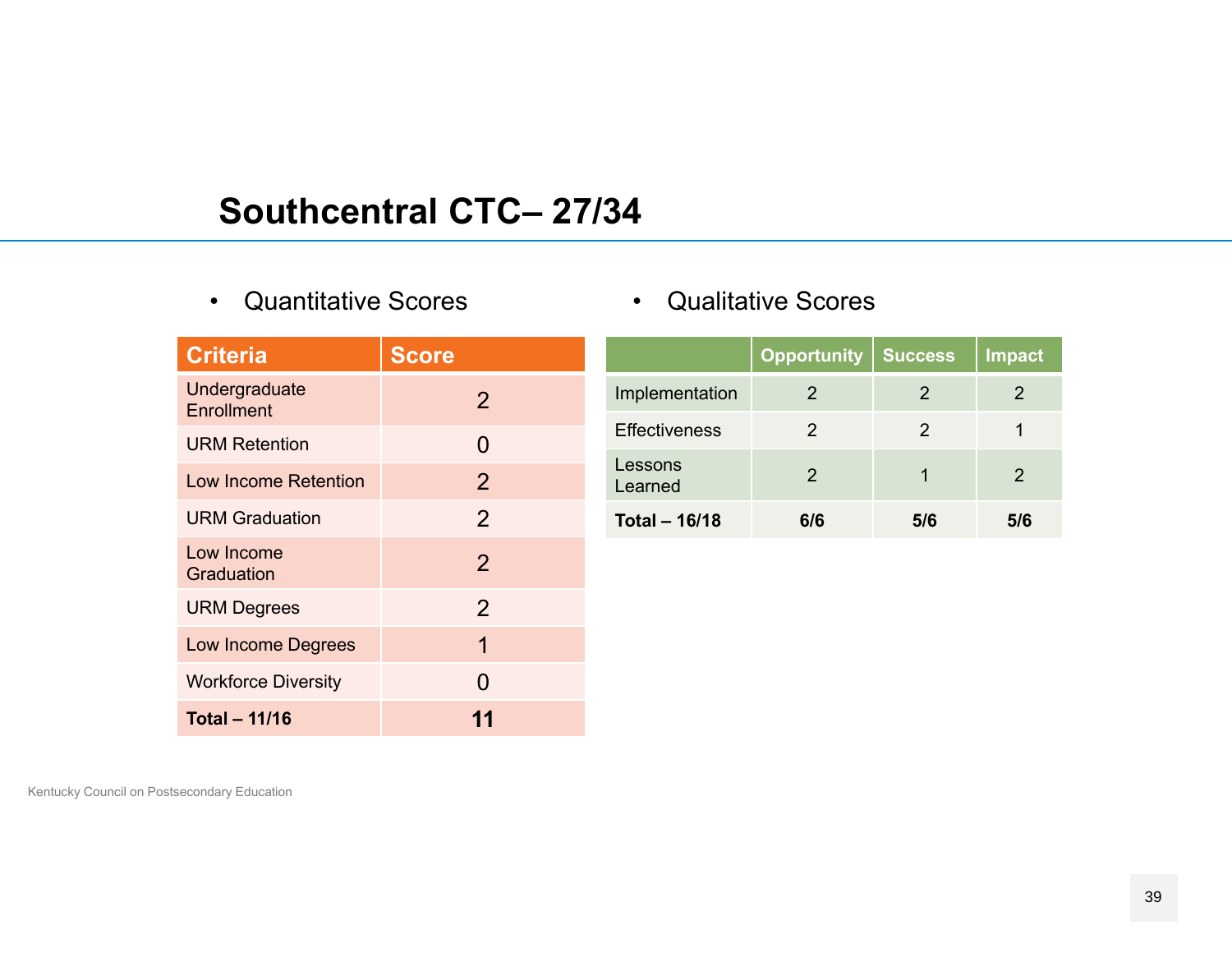## Southcentral CTC– 27/34

- Quantitative Scores

| Criteria | Score |
|---|---|
| Undergraduate Enrollment | 2 |
| URM Retention | 0 |
| Low Income Retention | 2 |
| URM Graduation | 2 |
| Low Income Graduation | 2 |
| URM Degrees | 2 |
| Low Income Degrees | 1 |
| Workforce Diversity | 0 |
| **Total – 11/16** | **11** |

- Qualitative Scores

| | Opportunity | Success | Impact |
|---|---|---|---|
| Implementation | 2 | 2 | 2 |
| Effectiveness | 2 | 2 | 1 |
| Lessons Learned | 2 | 1 | 2 |
| **Total – 16/18** | **6/6** | **5/6** | **5/6** |

Kentucky Council on Postsecondary Education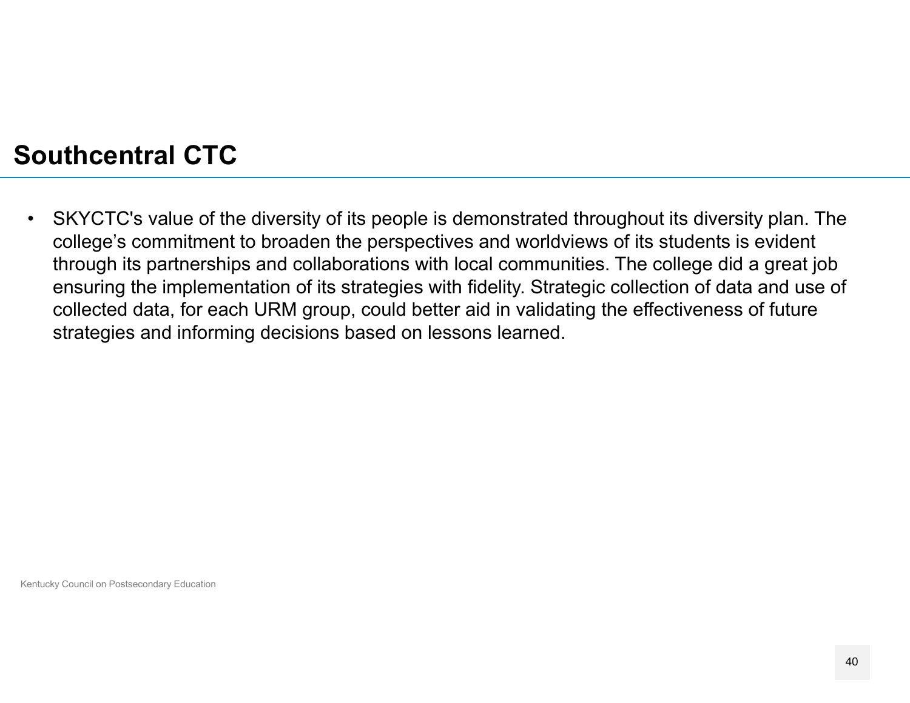## Southcentral CTC

- SKYCTC's value of the diversity of its people is demonstrated throughout its diversity plan. The college's commitment to broaden the perspectives and worldviews of its students is evident through its partnerships and collaborations with local communities. The college did a great job ensuring the implementation of its strategies with fidelity. Strategic collection of data and use of collected data, for each URM group, could better aid in validating the effectiveness of future strategies and informing decisions based on lessons learned.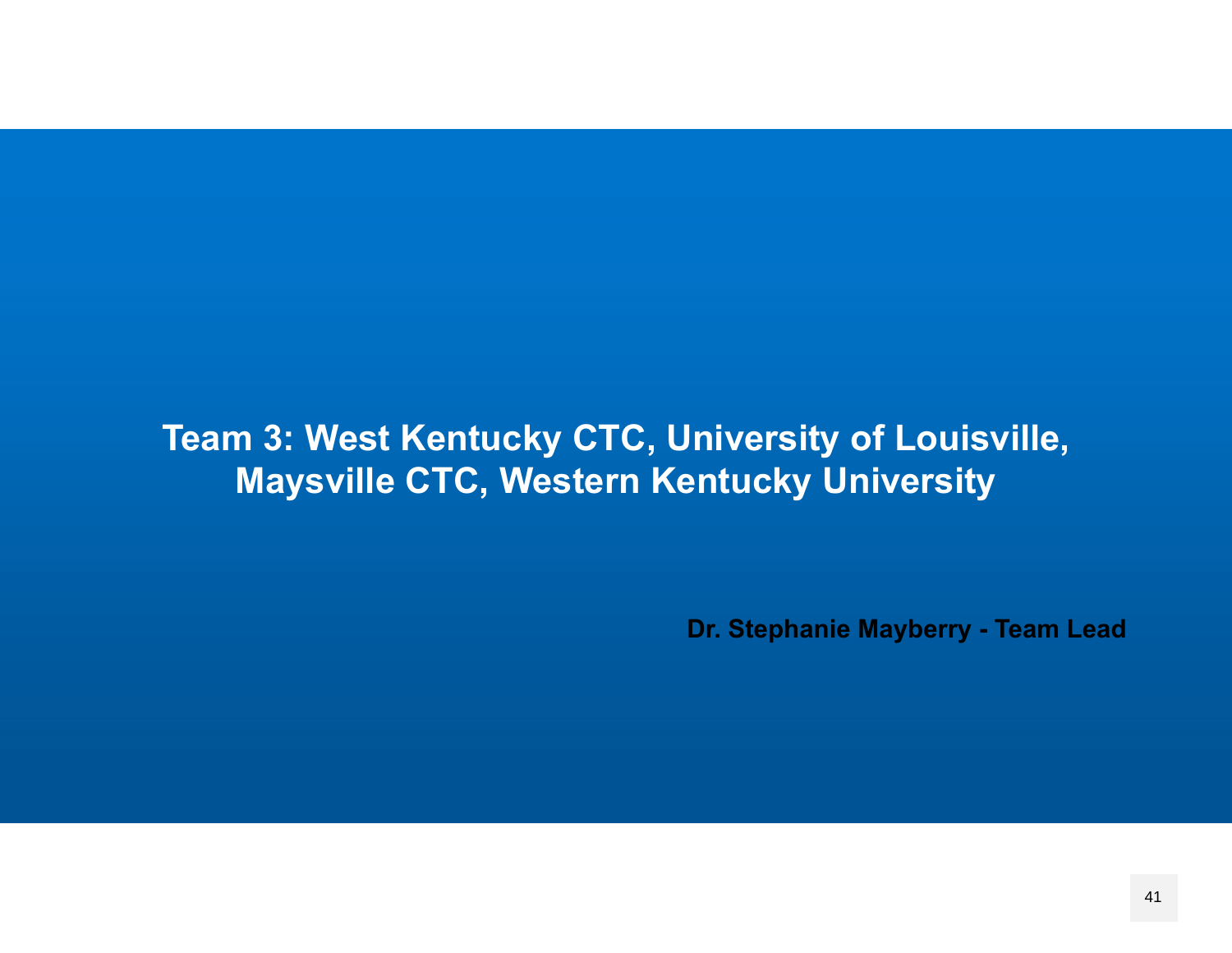# Team 3: West Kentucky CTC, University of Louisville, Maysville CTC, Western Kentucky University

**Dr. Stephanie Mayberry - Team Lead**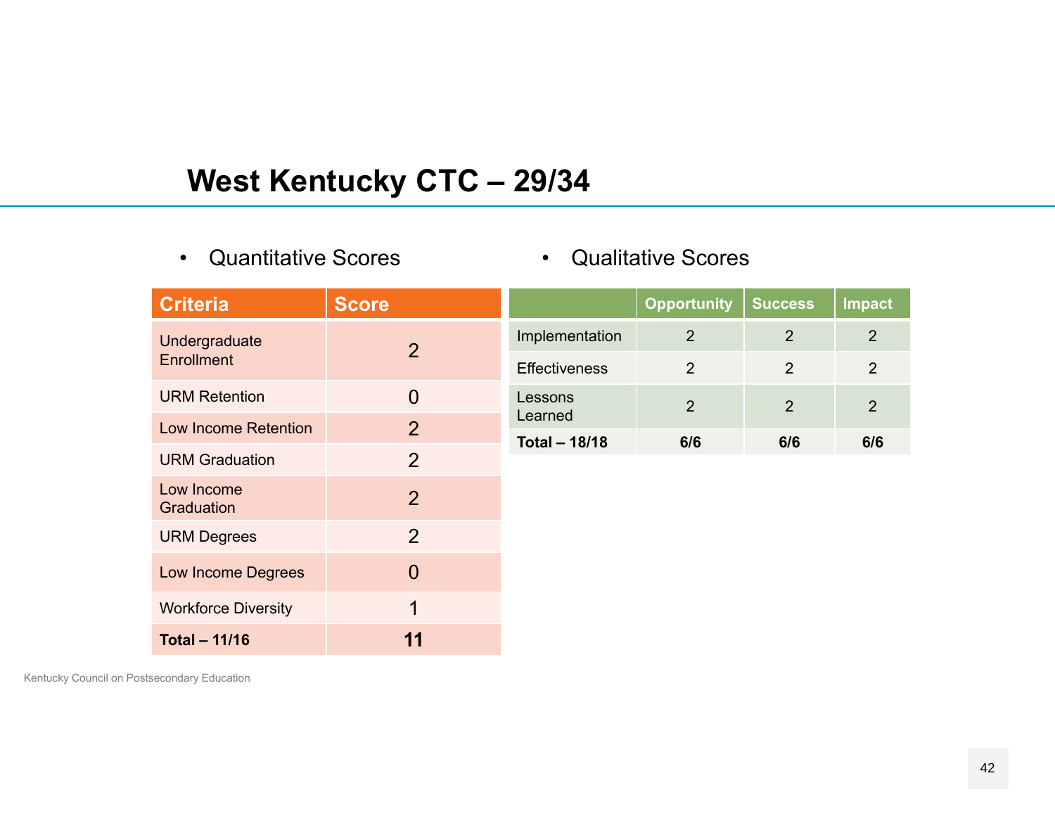# West Kentucky CTC – 29/34

- Quantitative Scores

| Criteria | Score |
|---|---|
| Undergraduate Enrollment | 2 |
| URM Retention | 0 |
| Low Income Retention | 2 |
| URM Graduation | 2 |
| Low Income Graduation | 2 |
| URM Degrees | 2 |
| Low Income Degrees | 0 |
| Workforce Diversity | 1 |
| **Total – 11/16** | **11** |

- Qualitative Scores

| | Opportunity | Success | Impact |
|---|---|---|---|
| Implementation | 2 | 2 | 2 |
| Effectiveness | 2 | 2 | 2 |
| Lessons Learned | 2 | 2 | 2 |
| **Total – 18/18** | **6/6** | **6/6** | **6/6** |

Kentucky Council on Postsecondary Education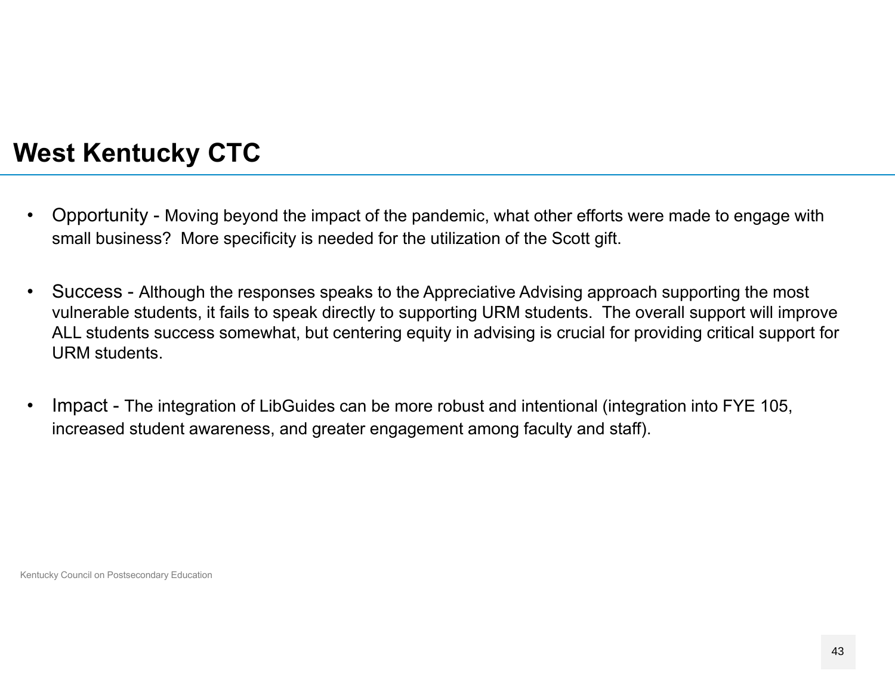# West Kentucky CTC

- Opportunity - Moving beyond the impact of the pandemic, what other efforts were made to engage with small business? More specificity is needed for the utilization of the Scott gift.

- Success - Although the responses speaks to the Appreciative Advising approach supporting the most vulnerable students, it fails to speak directly to supporting URM students. The overall support will improve ALL students success somewhat, but centering equity in advising is crucial for providing critical support for URM students.

- Impact - The integration of LibGuides can be more robust and intentional (integration into FYE 105, increased student awareness, and greater engagement among faculty and staff).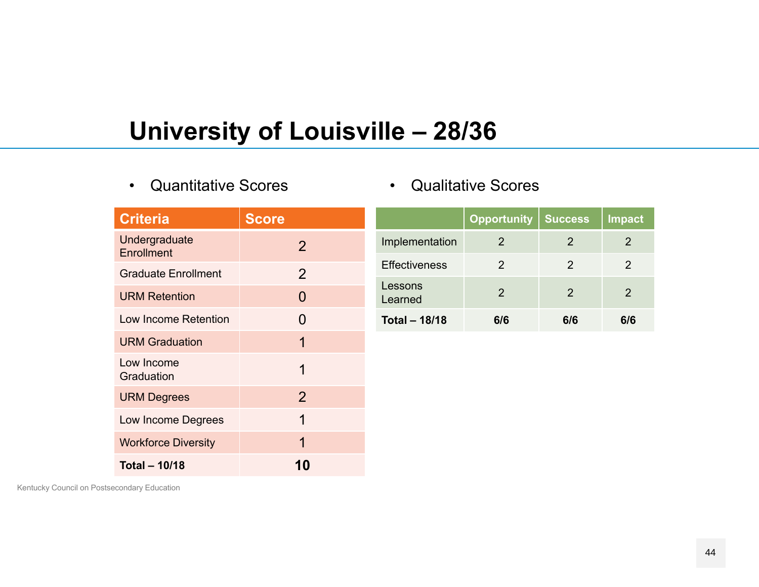# University of Louisville – 28/36

- Quantitative Scores

| Criteria | Score |
|---|---|
| Undergraduate Enrollment | 2 |
| Graduate Enrollment | 2 |
| URM Retention | 0 |
| Low Income Retention | 0 |
| URM Graduation | 1 |
| Low Income Graduation | 1 |
| URM Degrees | 2 |
| Low Income Degrees | 1 |
| Workforce Diversity | 1 |
| **Total – 10/18** | **10** |

- Qualitative Scores

| | Opportunity | Success | Impact |
|---|---|---|---|
| Implementation | 2 | 2 | 2 |
| Effectiveness | 2 | 2 | 2 |
| Lessons Learned | 2 | 2 | 2 |
| **Total – 18/18** | **6/6** | **6/6** | **6/6** |

Kentucky Council on Postsecondary Education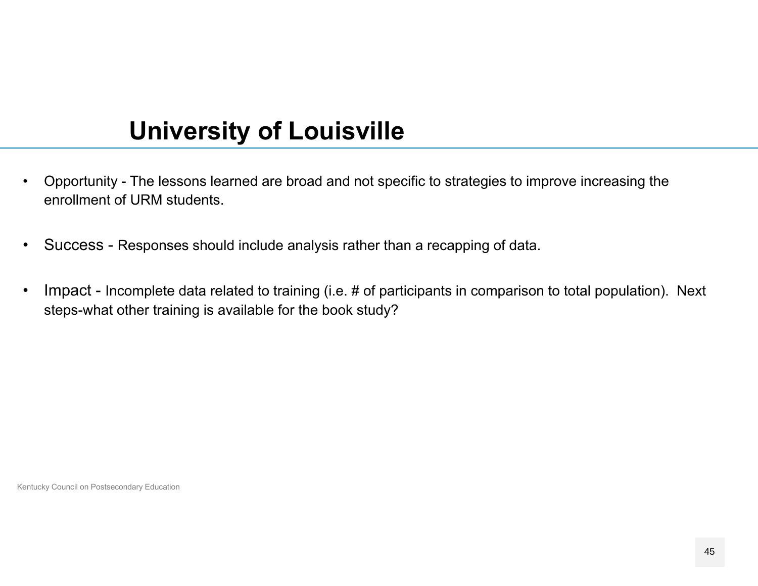# University of Louisville

- Opportunity - The lessons learned are broad and not specific to strategies to improve increasing the enrollment of URM students.

- Success - Responses should include analysis rather than a recapping of data.

- Impact - Incomplete data related to training (i.e. # of participants in comparison to total population). Next steps-what other training is available for the book study?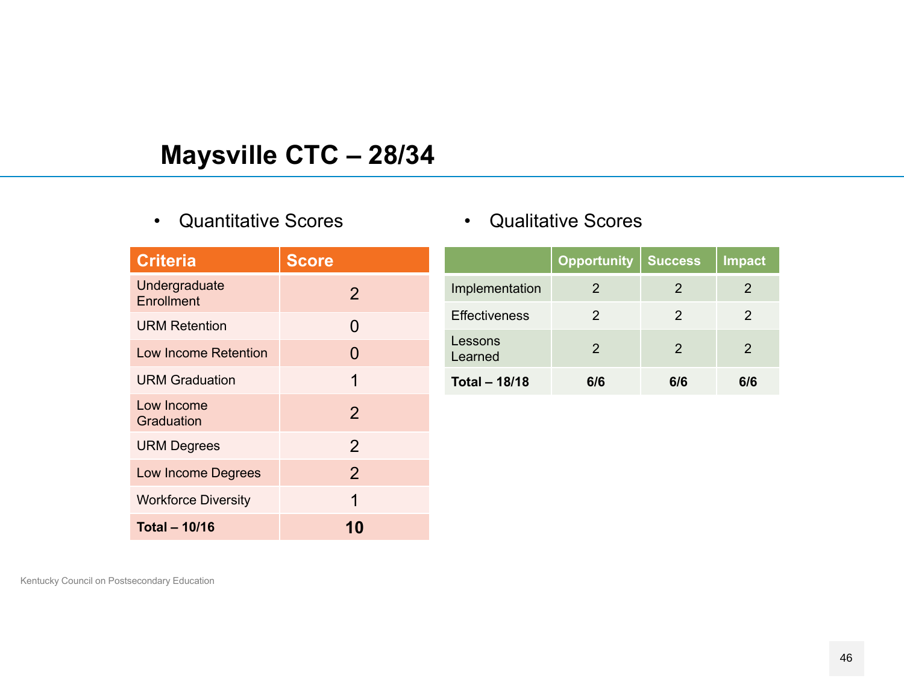## Maysville CTC – 28/34

- Quantitative Scores

| Criteria | Score |
|---|---|
| Undergraduate Enrollment | 2 |
| URM Retention | 0 |
| Low Income Retention | 0 |
| URM Graduation | 1 |
| Low Income Graduation | 2 |
| URM Degrees | 2 |
| Low Income Degrees | 2 |
| Workforce Diversity | 1 |
| **Total – 10/16** | **10** |

- Qualitative Scores

| | Opportunity | Success | Impact |
|---|---|---|---|
| Implementation | 2 | 2 | 2 |
| Effectiveness | 2 | 2 | 2 |
| Lessons Learned | 2 | 2 | 2 |
| **Total – 18/18** | **6/6** | **6/6** | **6/6** |

Kentucky Council on Postsecondary Education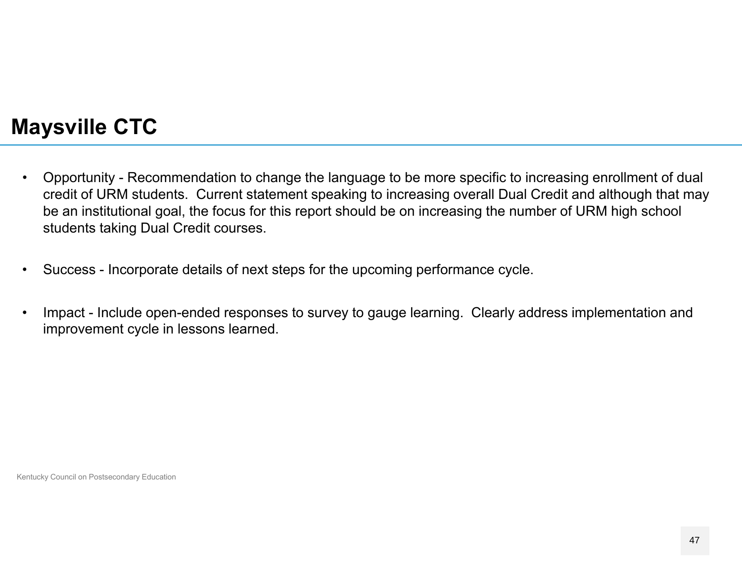# Maysville CTC

- Opportunity - Recommendation to change the language to be more specific to increasing enrollment of dual credit of URM students. Current statement speaking to increasing overall Dual Credit and although that may be an institutional goal, the focus for this report should be on increasing the number of URM high school students taking Dual Credit courses.
- Success - Incorporate details of next steps for the upcoming performance cycle.
- Impact - Include open-ended responses to survey to gauge learning. Clearly address implementation and improvement cycle in lessons learned.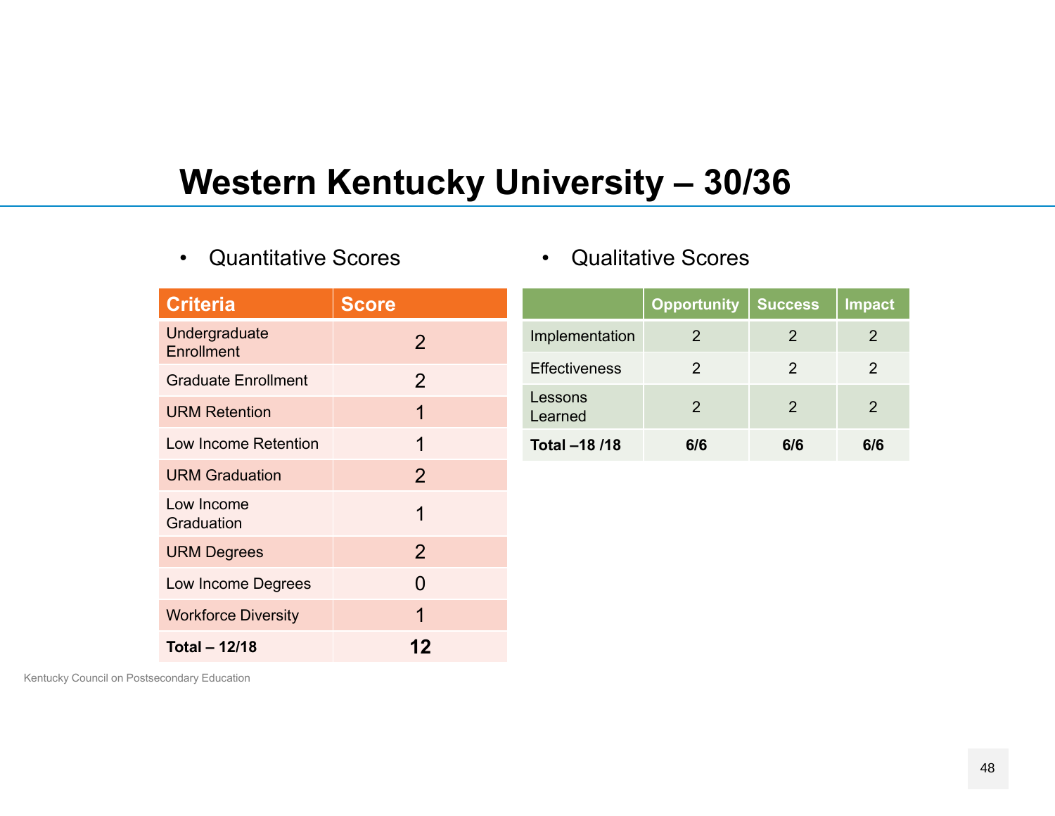# Western Kentucky University – 30/36

- Quantitative Scores

| Criteria | Score |
|---|---|
| Undergraduate Enrollment | 2 |
| Graduate Enrollment | 2 |
| URM Retention | 1 |
| Low Income Retention | 1 |
| URM Graduation | 2 |
| Low Income Graduation | 1 |
| URM Degrees | 2 |
| Low Income Degrees | 0 |
| Workforce Diversity | 1 |
| **Total – 12/18** | **12** |

- Qualitative Scores

| | Opportunity | Success | Impact |
|---|---|---|---|
| Implementation | 2 | 2 | 2 |
| Effectiveness | 2 | 2 | 2 |
| Lessons Learned | 2 | 2 | 2 |
| **Total –18 /18** | **6/6** | **6/6** | **6/6** |

Kentucky Council on Postsecondary Education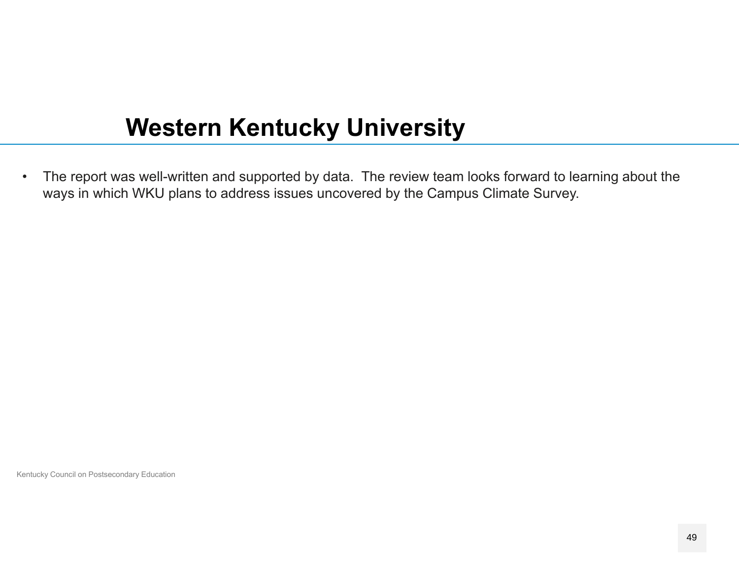# Western Kentucky University

- The report was well-written and supported by data.  The review team looks forward to learning about the ways in which WKU plans to address issues uncovered by the Campus Climate Survey.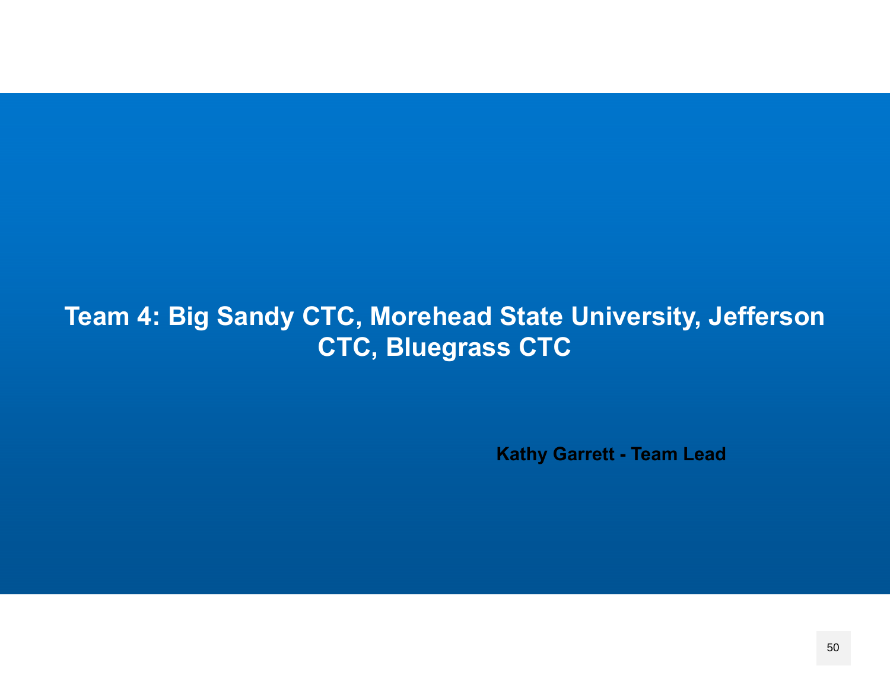# Team 4: Big Sandy CTC, Morehead State University, Jefferson CTC, Bluegrass CTC

**Kathy Garrett - Team Lead**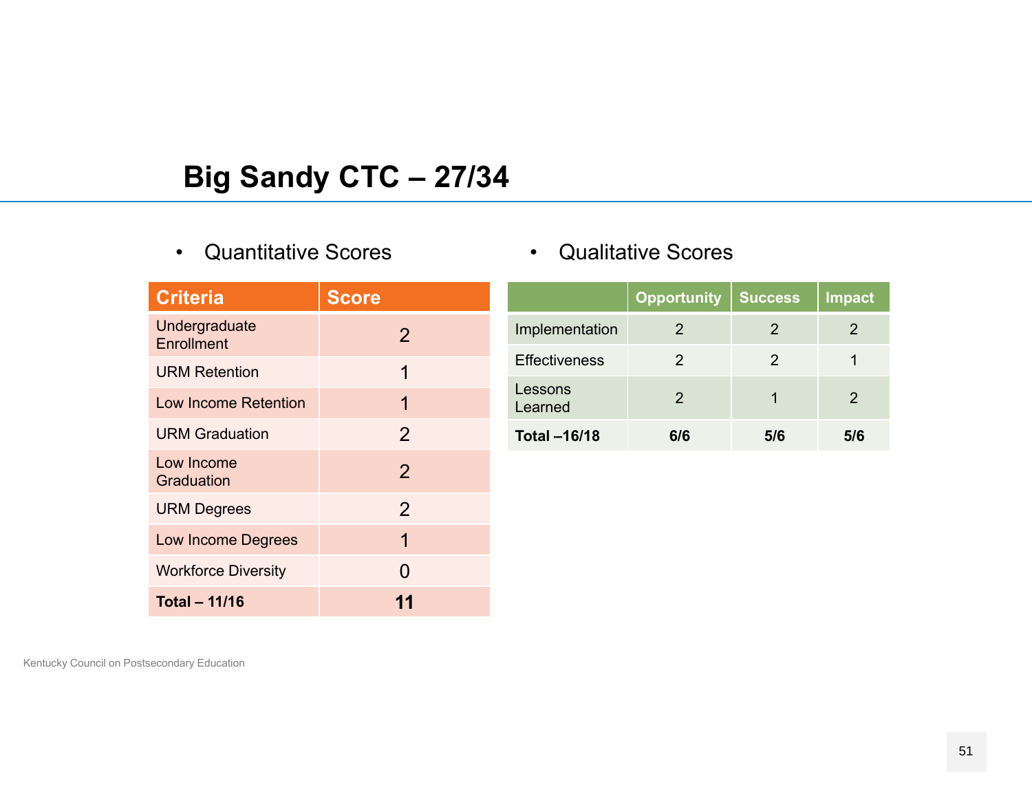# Big Sandy CTC – 27/34

- Quantitative Scores

| Criteria | Score |
|---|---|
| Undergraduate Enrollment | 2 |
| URM Retention | 1 |
| Low Income Retention | 1 |
| URM Graduation | 2 |
| Low Income Graduation | 2 |
| URM Degrees | 2 |
| Low Income Degrees | 1 |
| Workforce Diversity | 0 |
| **Total – 11/16** | **11** |

- Qualitative Scores

| | Opportunity | Success | Impact |
|---|---|---|---|
| Implementation | 2 | 2 | 2 |
| Effectiveness | 2 | 2 | 1 |
| Lessons Learned | 2 | 1 | 2 |
| **Total –16/18** | **6/6** | **5/6** | **5/6** |

Kentucky Council on Postsecondary Education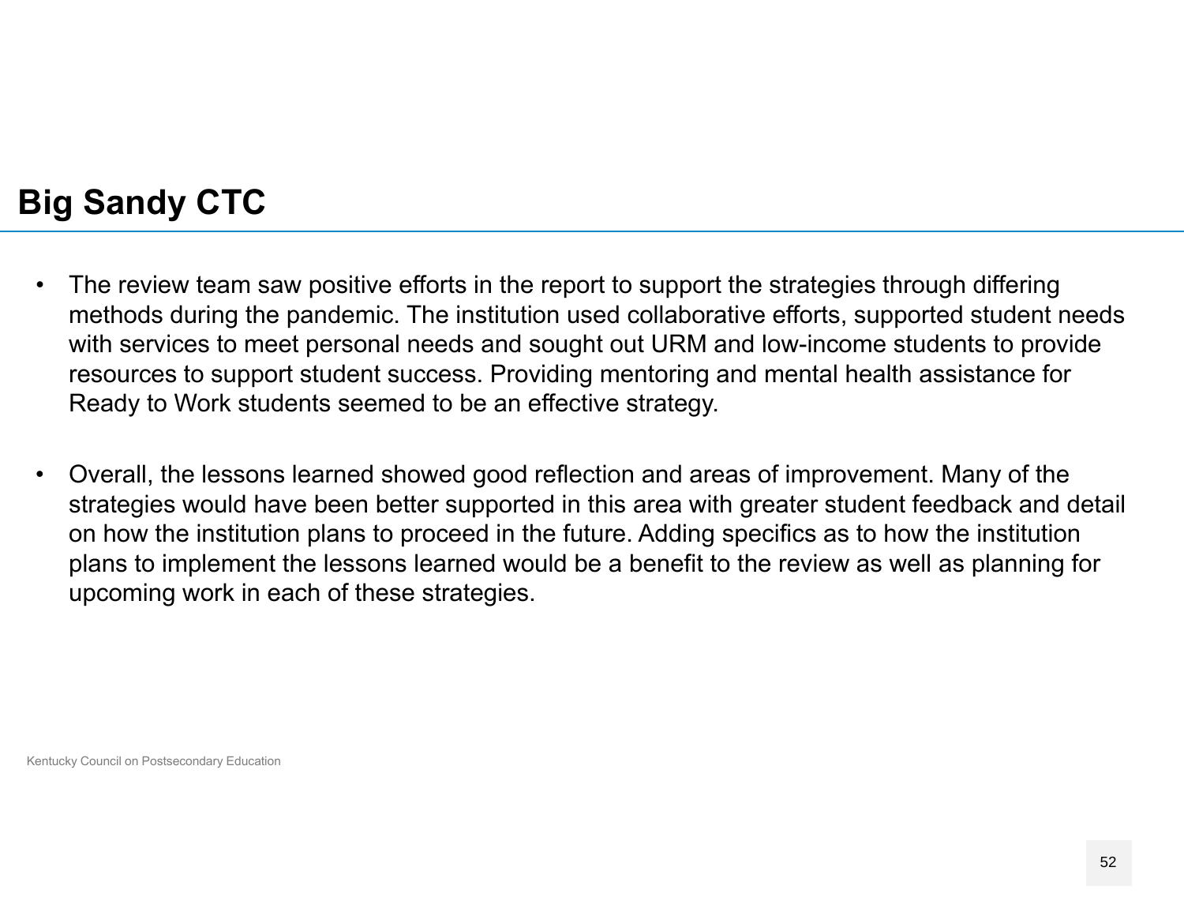# Big Sandy CTC

- The review team saw positive efforts in the report to support the strategies through differing methods during the pandemic. The institution used collaborative efforts, supported student needs with services to meet personal needs and sought out URM and low-income students to provide resources to support student success. Providing mentoring and mental health assistance for Ready to Work students seemed to be an effective strategy.

- Overall, the lessons learned showed good reflection and areas of improvement. Many of the strategies would have been better supported in this area with greater student feedback and detail on how the institution plans to proceed in the future. Adding specifics as to how the institution plans to implement the lessons learned would be a benefit to the review as well as planning for upcoming work in each of these strategies.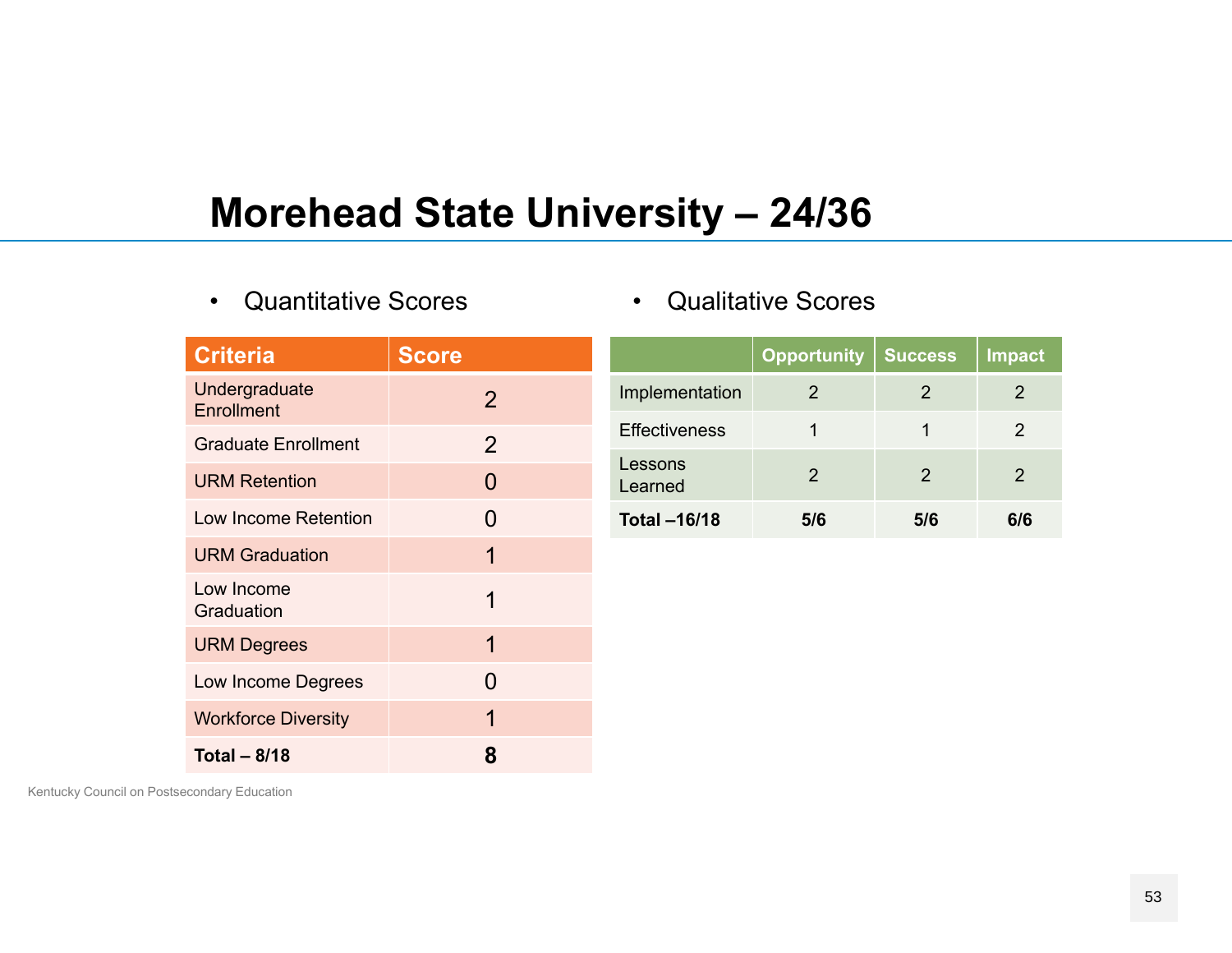# Morehead State University – 24/36

- Quantitative Scores

| Criteria | Score |
|---|---|
| Undergraduate Enrollment | 2 |
| Graduate Enrollment | 2 |
| URM Retention | 0 |
| Low Income Retention | 0 |
| URM Graduation | 1 |
| Low Income Graduation | 1 |
| URM Degrees | 1 |
| Low Income Degrees | 0 |
| Workforce Diversity | 1 |
| **Total – 8/18** | **8** |

- Qualitative Scores

| | Opportunity | Success | Impact |
|---|---|---|---|
| Implementation | 2 | 2 | 2 |
| Effectiveness | 1 | 1 | 2 |
| Lessons Learned | 2 | 2 | 2 |
| **Total –16/18** | **5/6** | **5/6** | **6/6** |

Kentucky Council on Postsecondary Education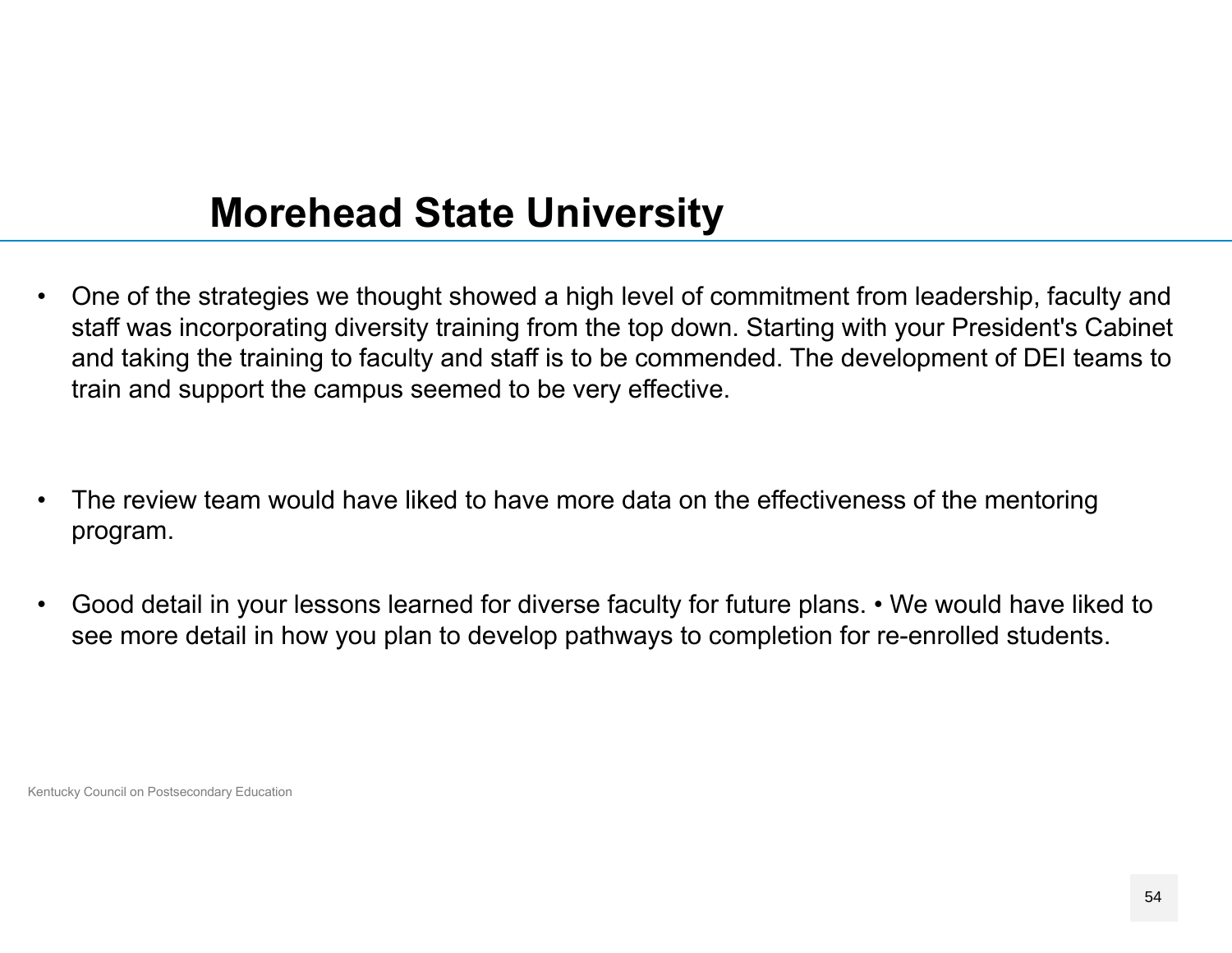# Morehead State University

- One of the strategies we thought showed a high level of commitment from leadership, faculty and staff was incorporating diversity training from the top down. Starting with your President's Cabinet and taking the training to faculty and staff is to be commended. The development of DEI teams to train and support the campus seemed to be very effective.

- The review team would have liked to have more data on the effectiveness of the mentoring program.

- Good detail in your lessons learned for diverse faculty for future plans. • We would have liked to see more detail in how you plan to develop pathways to completion for re-enrolled students.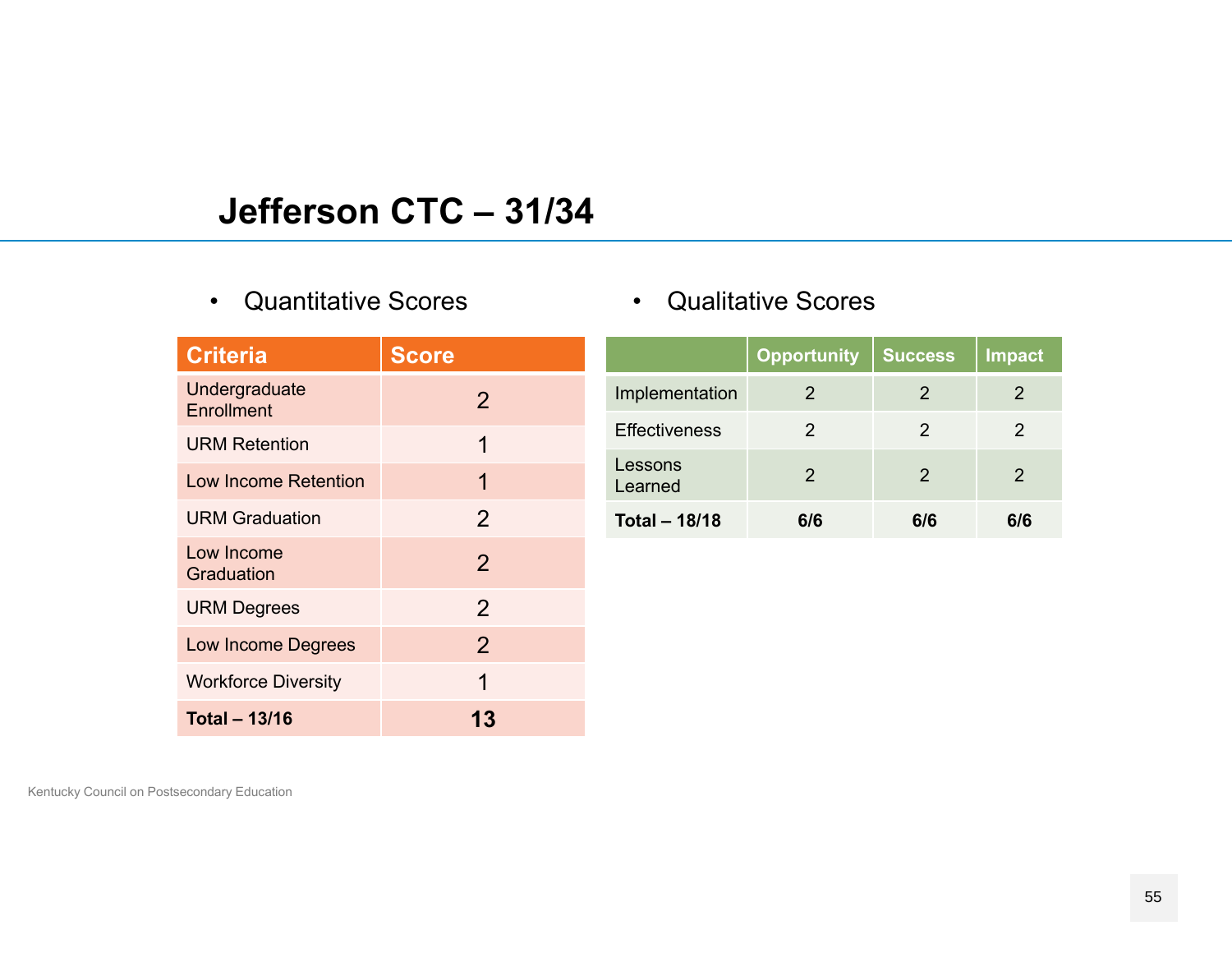# Jefferson CTC – 31/34

- Quantitative Scores

| Criteria | Score |
| --- | --- |
| Undergraduate Enrollment | 2 |
| URM Retention | 1 |
| Low Income Retention | 1 |
| URM Graduation | 2 |
| Low Income Graduation | 2 |
| URM Degrees | 2 |
| Low Income Degrees | 2 |
| Workforce Diversity | 1 |
| **Total – 13/16** | **13** |

- Qualitative Scores

| | Opportunity | Success | Impact |
| --- | --- | --- | --- |
| Implementation | 2 | 2 | 2 |
| Effectiveness | 2 | 2 | 2 |
| Lessons Learned | 2 | 2 | 2 |
| **Total – 18/18** | **6/6** | **6/6** | **6/6** |

Kentucky Council on Postsecondary Education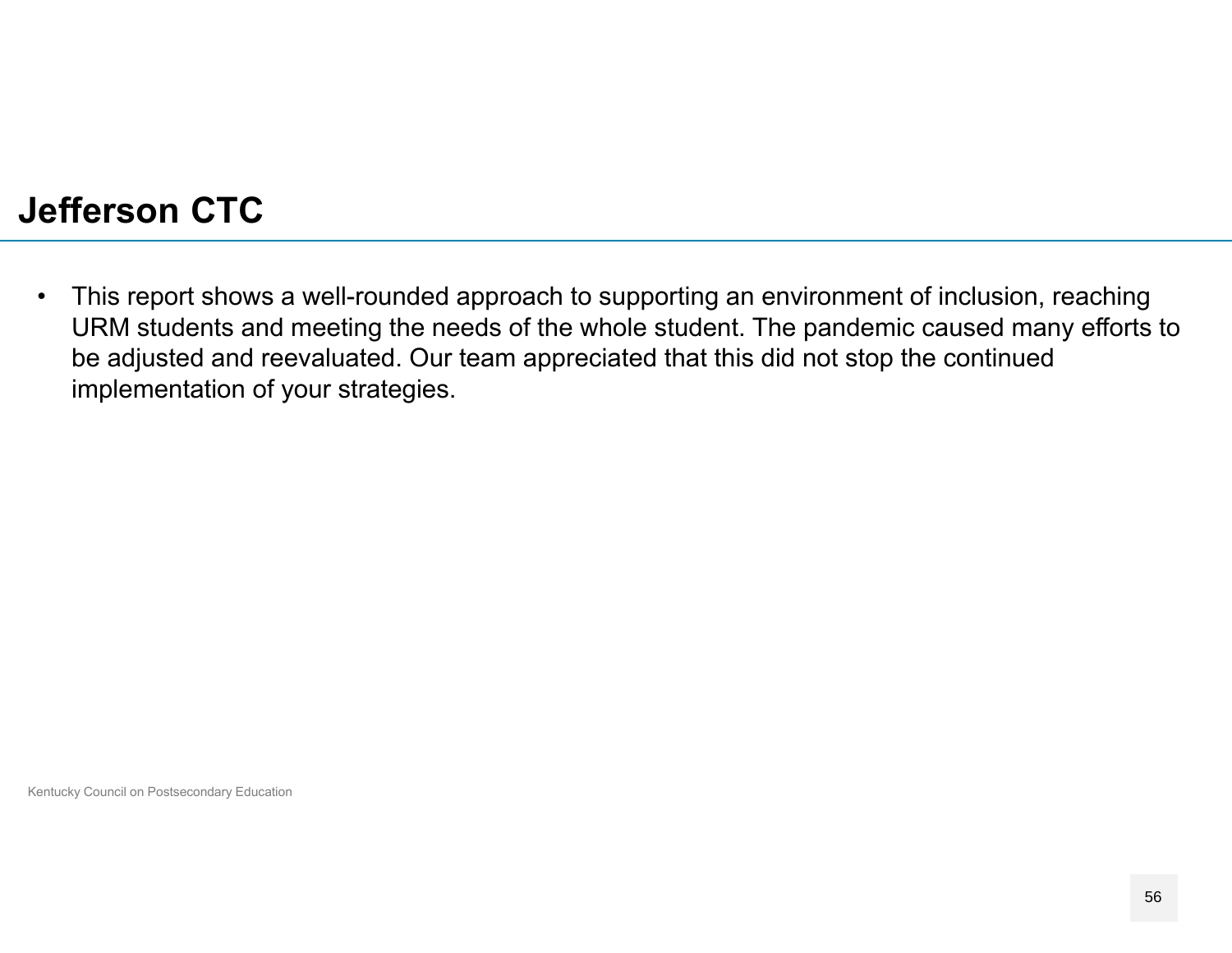## Jefferson CTC

- This report shows a well-rounded approach to supporting an environment of inclusion, reaching URM students and meeting the needs of the whole student. The pandemic caused many efforts to be adjusted and reevaluated. Our team appreciated that this did not stop the continued implementation of your strategies.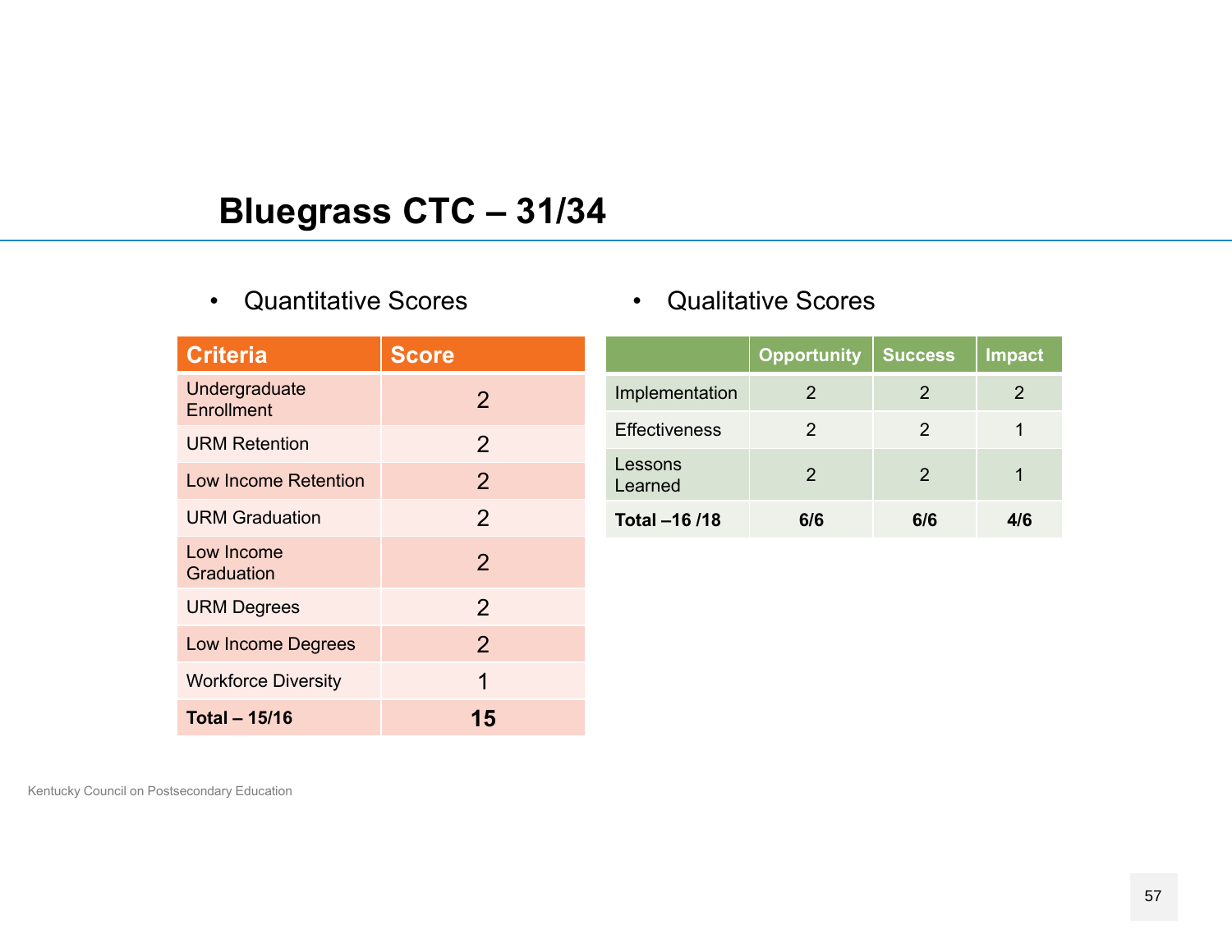# Bluegrass CTC – 31/34

- Quantitative Scores

| Criteria | Score |
|---|---|
| Undergraduate Enrollment | 2 |
| URM Retention | 2 |
| Low Income Retention | 2 |
| URM Graduation | 2 |
| Low Income Graduation | 2 |
| URM Degrees | 2 |
| Low Income Degrees | 2 |
| Workforce Diversity | 1 |
| **Total – 15/16** | **15** |

- Qualitative Scores

| | Opportunity | Success | Impact |
|---|---|---|---|
| Implementation | 2 | 2 | 2 |
| Effectiveness | 2 | 2 | 1 |
| Lessons Learned | 2 | 2 | 1 |
| **Total –16 /18** | **6/6** | **6/6** | **4/6** |

Kentucky Council on Postsecondary Education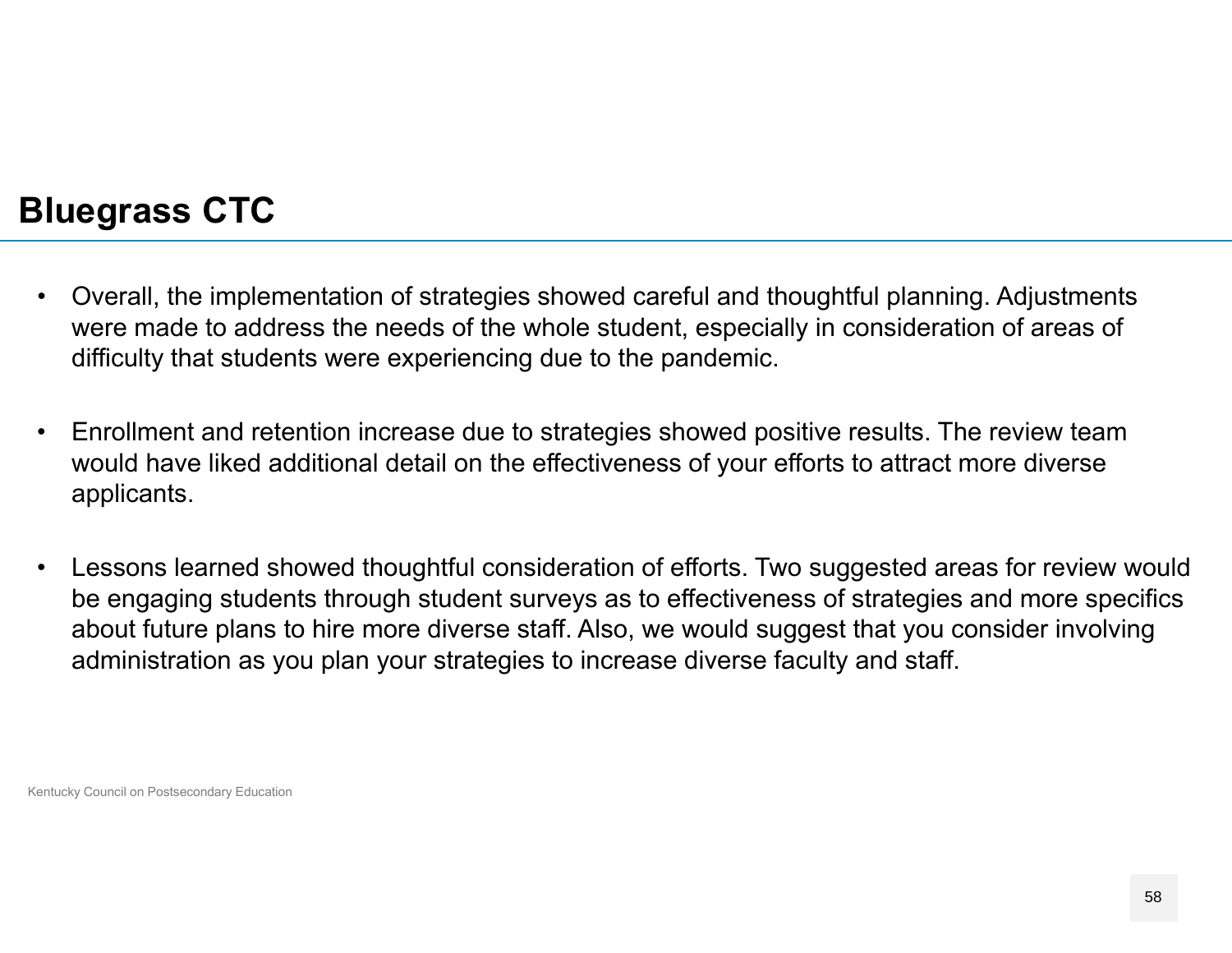## Bluegrass CTC

- Overall, the implementation of strategies showed careful and thoughtful planning. Adjustments were made to address the needs of the whole student, especially in consideration of areas of difficulty that students were experiencing due to the pandemic.
- Enrollment and retention increase due to strategies showed positive results. The review team would have liked additional detail on the effectiveness of your efforts to attract more diverse applicants.
- Lessons learned showed thoughtful consideration of efforts. Two suggested areas for review would be engaging students through student surveys as to effectiveness of strategies and more specifics about future plans to hire more diverse staff. Also, we would suggest that you consider involving administration as you plan your strategies to increase diverse faculty and staff.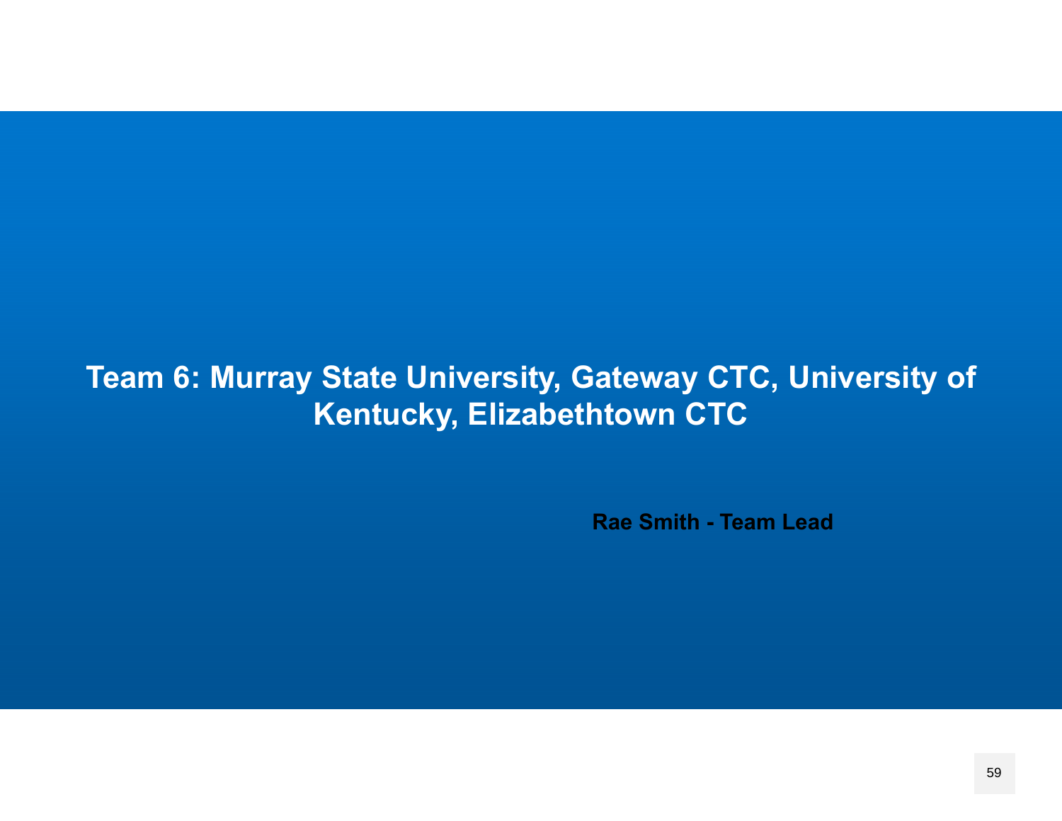# Team 6: Murray State University, Gateway CTC, University of Kentucky, Elizabethtown CTC

**Rae Smith - Team Lead**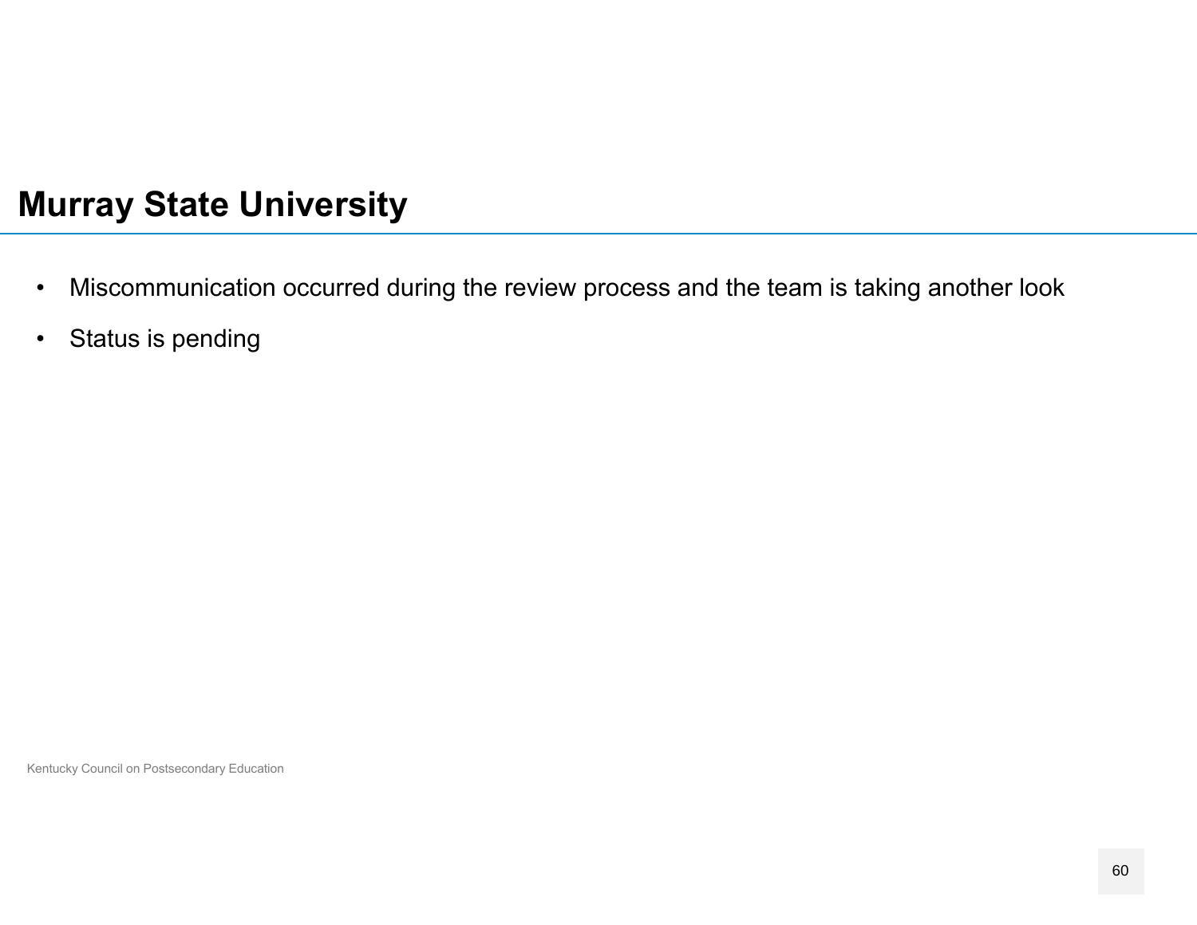# Murray State University

- Miscommunication occurred during the review process and the team is taking another look
- Status is pending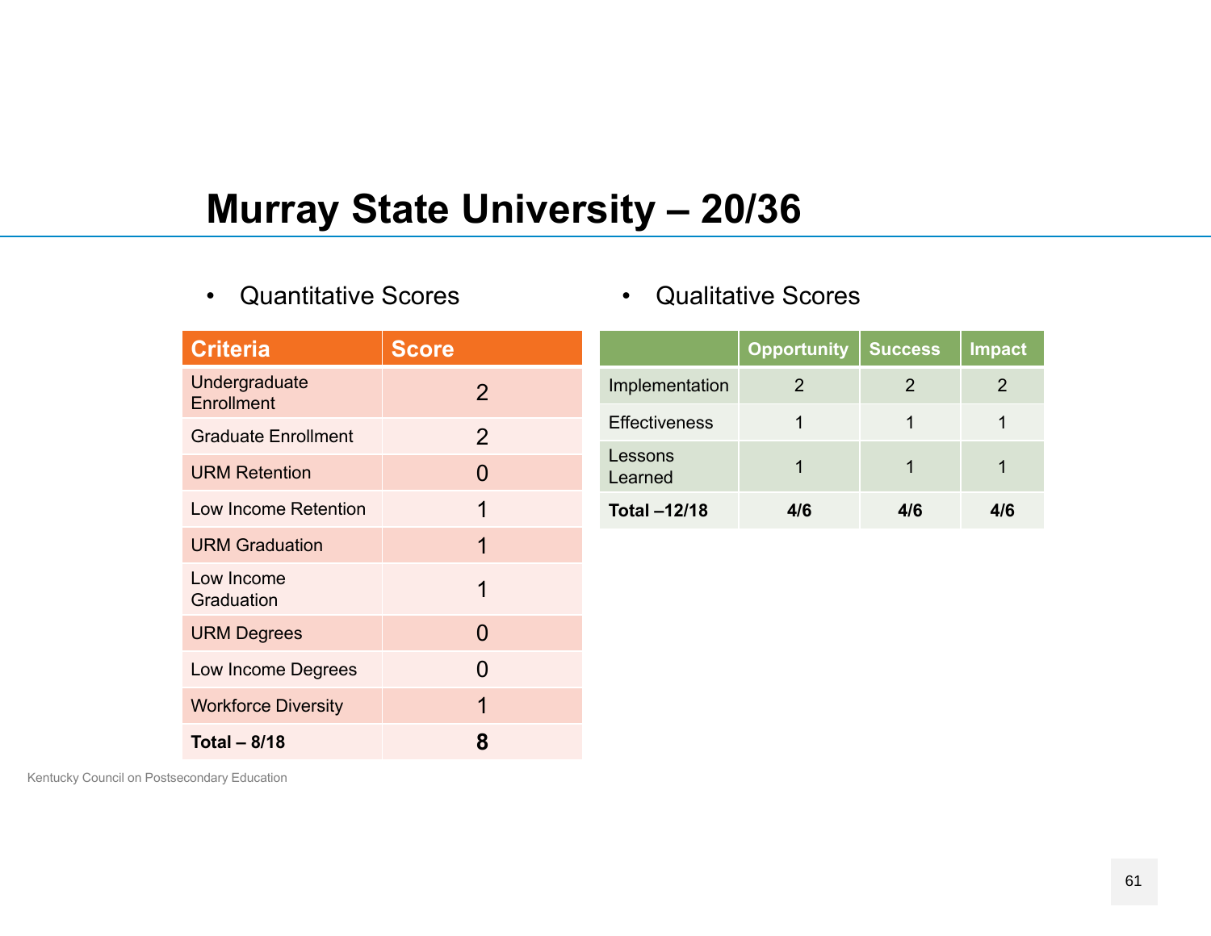# Murray State University – 20/36

- Quantitative Scores

| Criteria | Score |
|---|---|
| Undergraduate Enrollment | 2 |
| Graduate Enrollment | 2 |
| URM Retention | 0 |
| Low Income Retention | 1 |
| URM Graduation | 1 |
| Low Income Graduation | 1 |
| URM Degrees | 0 |
| Low Income Degrees | 0 |
| Workforce Diversity | 1 |
| **Total – 8/18** | **8** |

- Qualitative Scores

| | Opportunity | Success | Impact |
|---|---|---|---|
| Implementation | 2 | 2 | 2 |
| Effectiveness | 1 | 1 | 1 |
| Lessons Learned | 1 | 1 | 1 |
| **Total –12/18** | **4/6** | **4/6** | **4/6** |

Kentucky Council on Postsecondary Education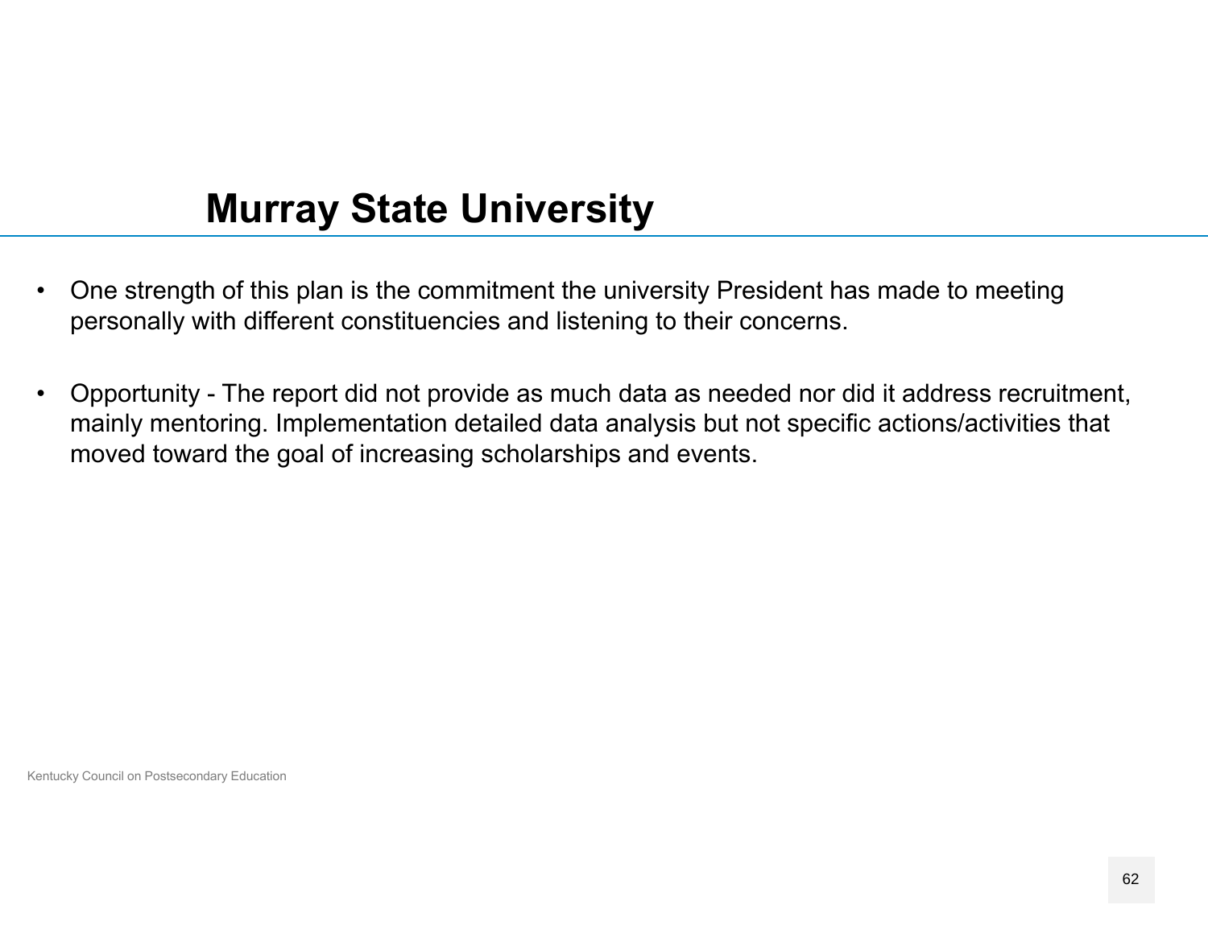# Murray State University

- One strength of this plan is the commitment the university President has made to meeting personally with different constituencies and listening to their concerns.
- Opportunity - The report did not provide as much data as needed nor did it address recruitment, mainly mentoring. Implementation detailed data analysis but not specific actions/activities that moved toward the goal of increasing scholarships and events.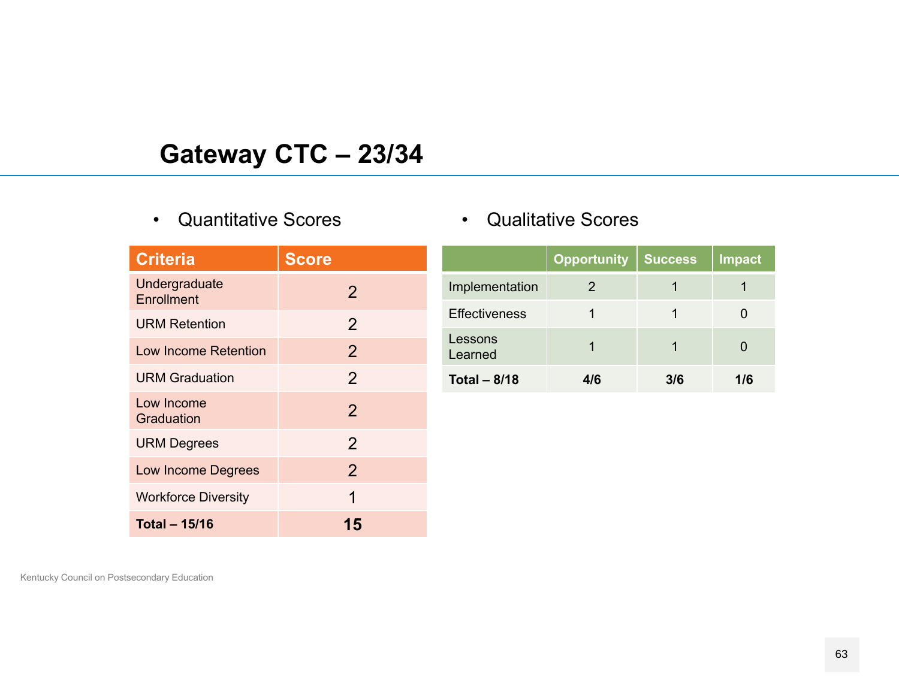# Gateway CTC – 23/34

- Quantitative Scores

| Criteria | Score |
|---|---|
| Undergraduate Enrollment | 2 |
| URM Retention | 2 |
| Low Income Retention | 2 |
| URM Graduation | 2 |
| Low Income Graduation | 2 |
| URM Degrees | 2 |
| Low Income Degrees | 2 |
| Workforce Diversity | 1 |
| **Total – 15/16** | **15** |

- Qualitative Scores

| | Opportunity | Success | Impact |
|---|---|---|---|
| Implementation | 2 | 1 | 1 |
| Effectiveness | 1 | 1 | 0 |
| Lessons Learned | 1 | 1 | 0 |
| **Total – 8/18** | **4/6** | **3/6** | **1/6** |

Kentucky Council on Postsecondary Education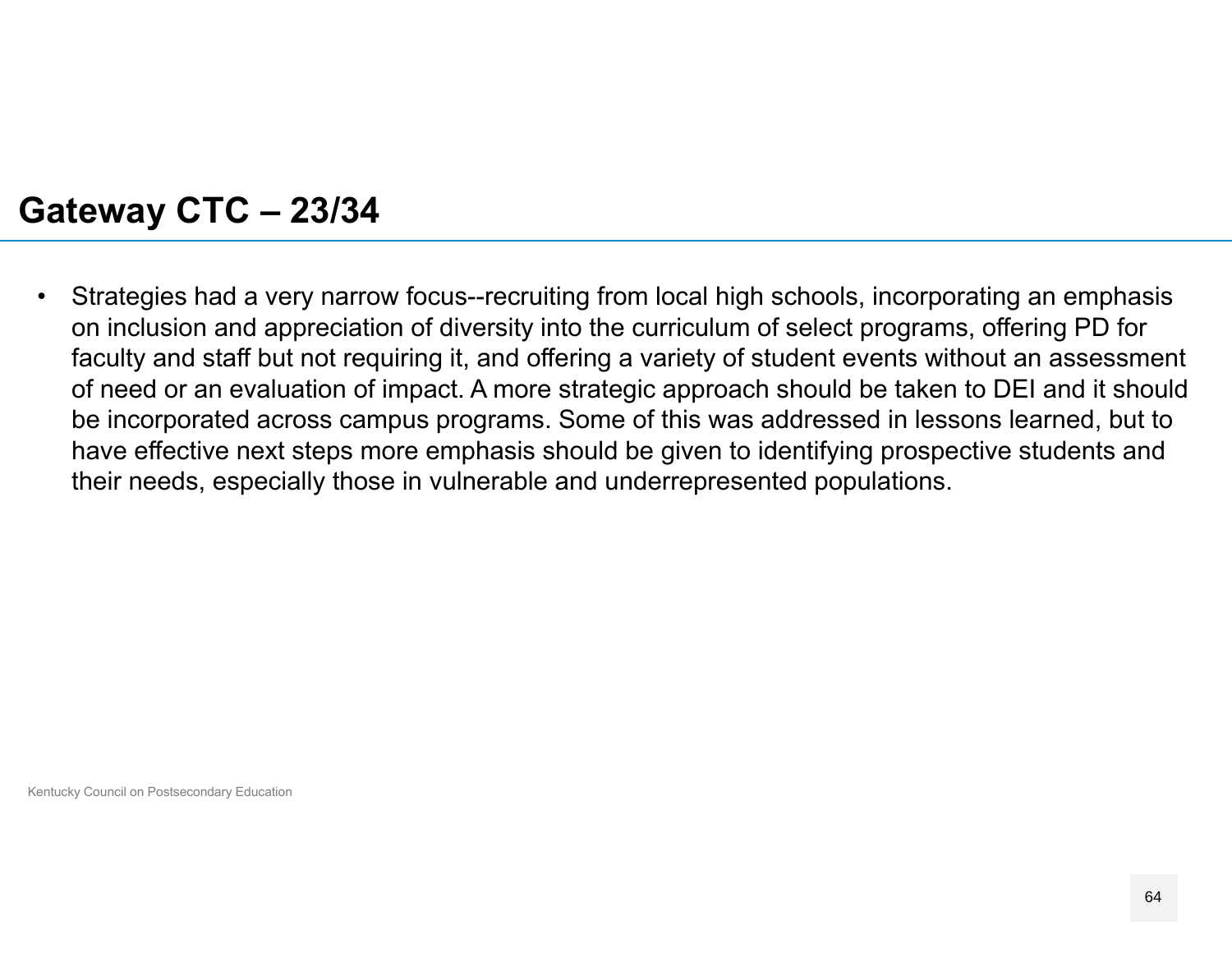## Gateway CTC – 23/34

- Strategies had a very narrow focus--recruiting from local high schools, incorporating an emphasis on inclusion and appreciation of diversity into the curriculum of select programs, offering PD for faculty and staff but not requiring it, and offering a variety of student events without an assessment of need or an evaluation of impact. A more strategic approach should be taken to DEI and it should be incorporated across campus programs. Some of this was addressed in lessons learned, but to have effective next steps more emphasis should be given to identifying prospective students and their needs, especially those in vulnerable and underrepresented populations.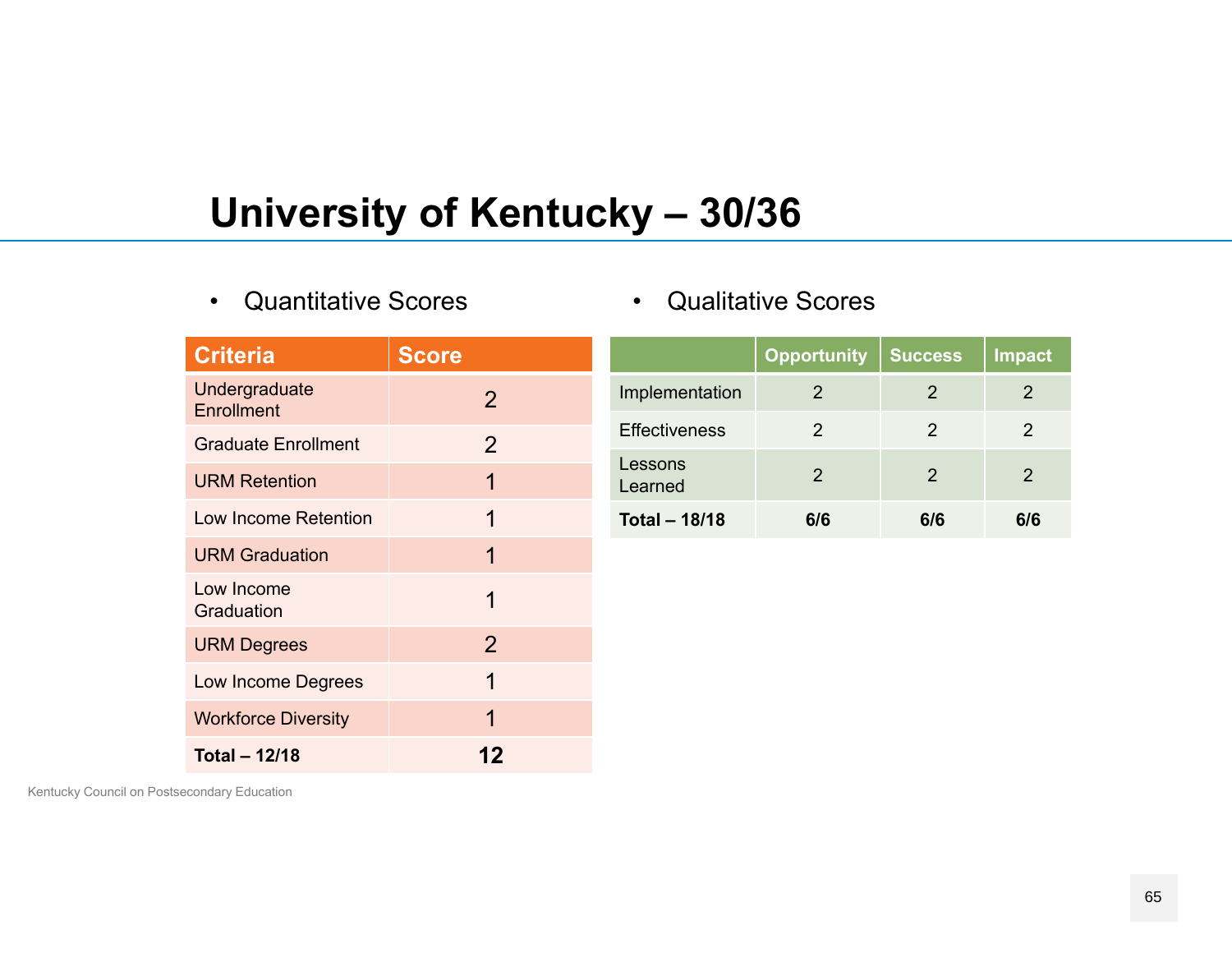# University of Kentucky – 30/36

- Quantitative Scores

| Criteria | Score |
|---|---|
| Undergraduate Enrollment | 2 |
| Graduate Enrollment | 2 |
| URM Retention | 1 |
| Low Income Retention | 1 |
| URM Graduation | 1 |
| Low Income Graduation | 1 |
| URM Degrees | 2 |
| Low Income Degrees | 1 |
| Workforce Diversity | 1 |
| **Total – 12/18** | **12** |

- Qualitative Scores

| | Opportunity | Success | Impact |
|---|---|---|---|
| Implementation | 2 | 2 | 2 |
| Effectiveness | 2 | 2 | 2 |
| Lessons Learned | 2 | 2 | 2 |
| **Total – 18/18** | **6/6** | **6/6** | **6/6** |

Kentucky Council on Postsecondary Education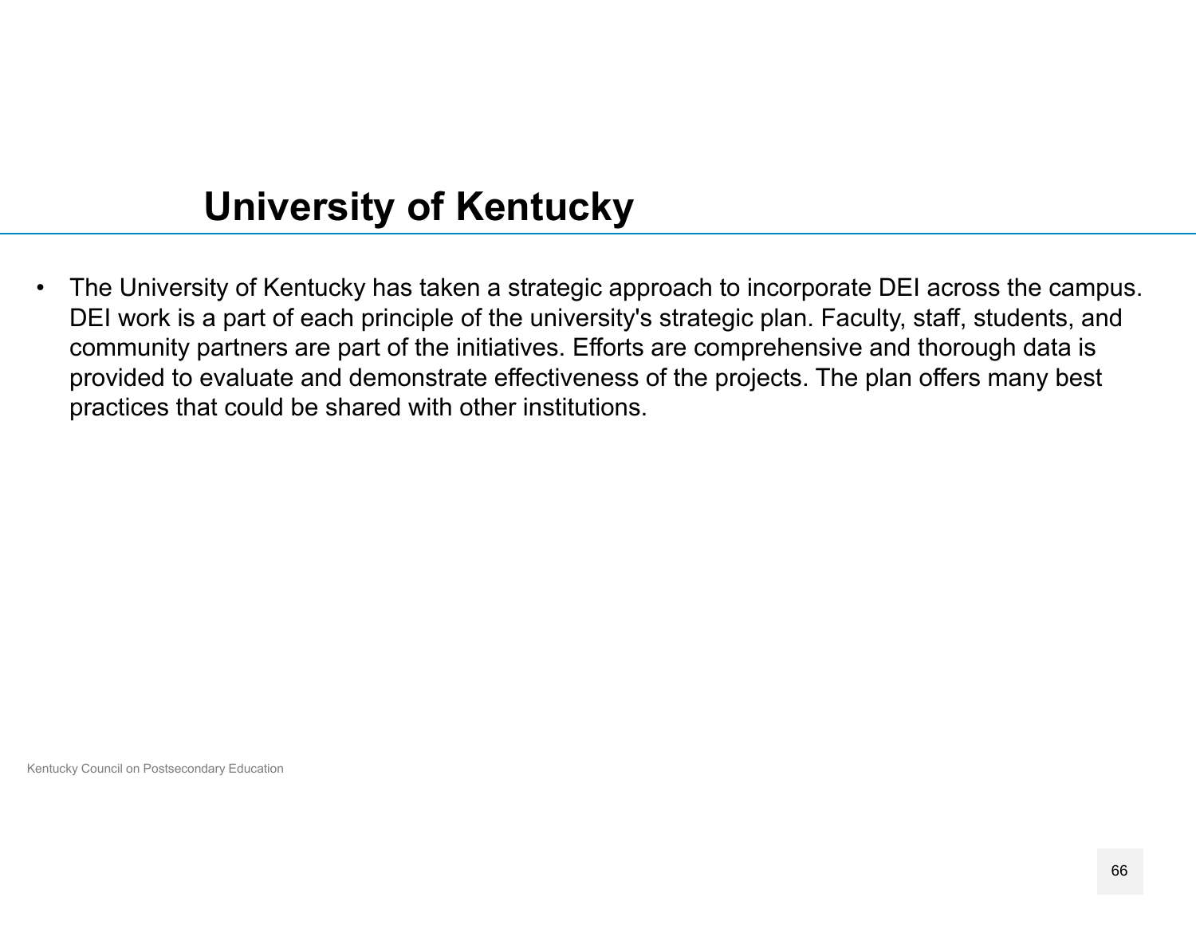# University of Kentucky

- The University of Kentucky has taken a strategic approach to incorporate DEI across the campus. DEI work is a part of each principle of the university's strategic plan. Faculty, staff, students, and community partners are part of the initiatives. Efforts are comprehensive and thorough data is provided to evaluate and demonstrate effectiveness of the projects. The plan offers many best practices that could be shared with other institutions.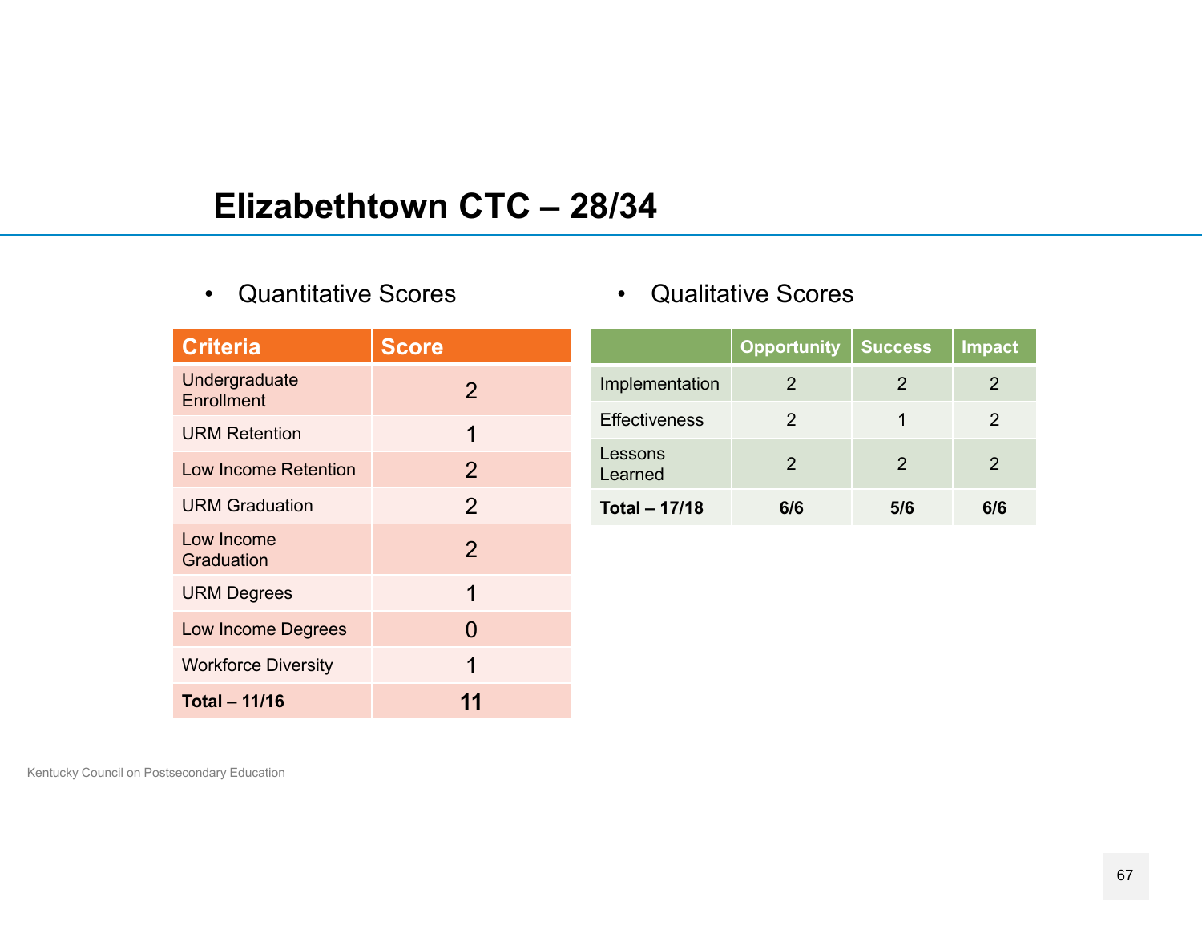# Elizabethtown CTC – 28/34

- Quantitative Scores

| Criteria | Score |
|---|---|
| Undergraduate Enrollment | 2 |
| URM Retention | 1 |
| Low Income Retention | 2 |
| URM Graduation | 2 |
| Low Income Graduation | 2 |
| URM Degrees | 1 |
| Low Income Degrees | 0 |
| Workforce Diversity | 1 |
| **Total – 11/16** | **11** |

- Qualitative Scores

| | Opportunity | Success | Impact |
|---|---|---|---|
| Implementation | 2 | 2 | 2 |
| Effectiveness | 2 | 1 | 2 |
| Lessons Learned | 2 | 2 | 2 |
| **Total – 17/18** | **6/6** | **5/6** | **6/6** |

Kentucky Council on Postsecondary Education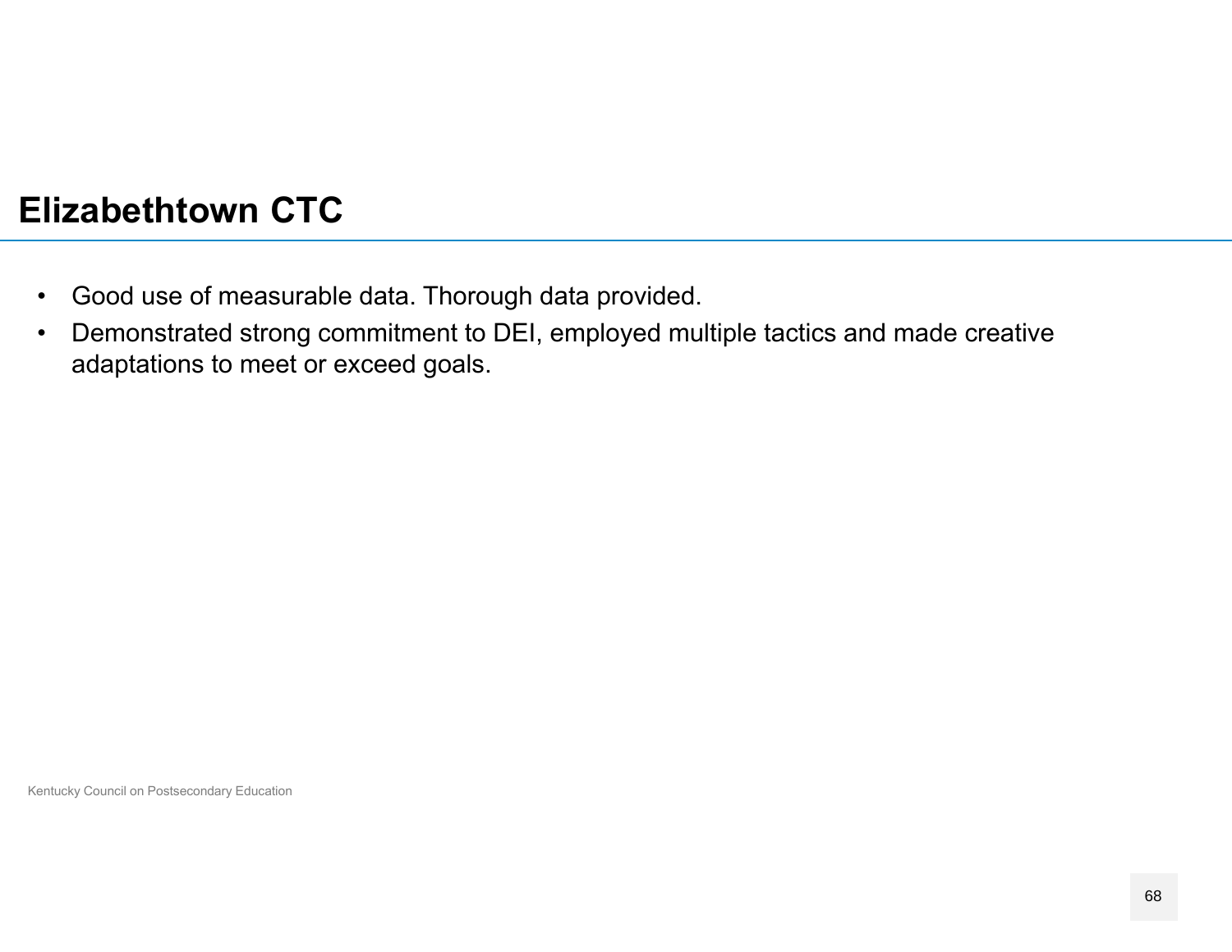# Elizabethtown CTC

- Good use of measurable data. Thorough data provided.
- Demonstrated strong commitment to DEI, employed multiple tactics and made creative adaptations to meet or exceed goals.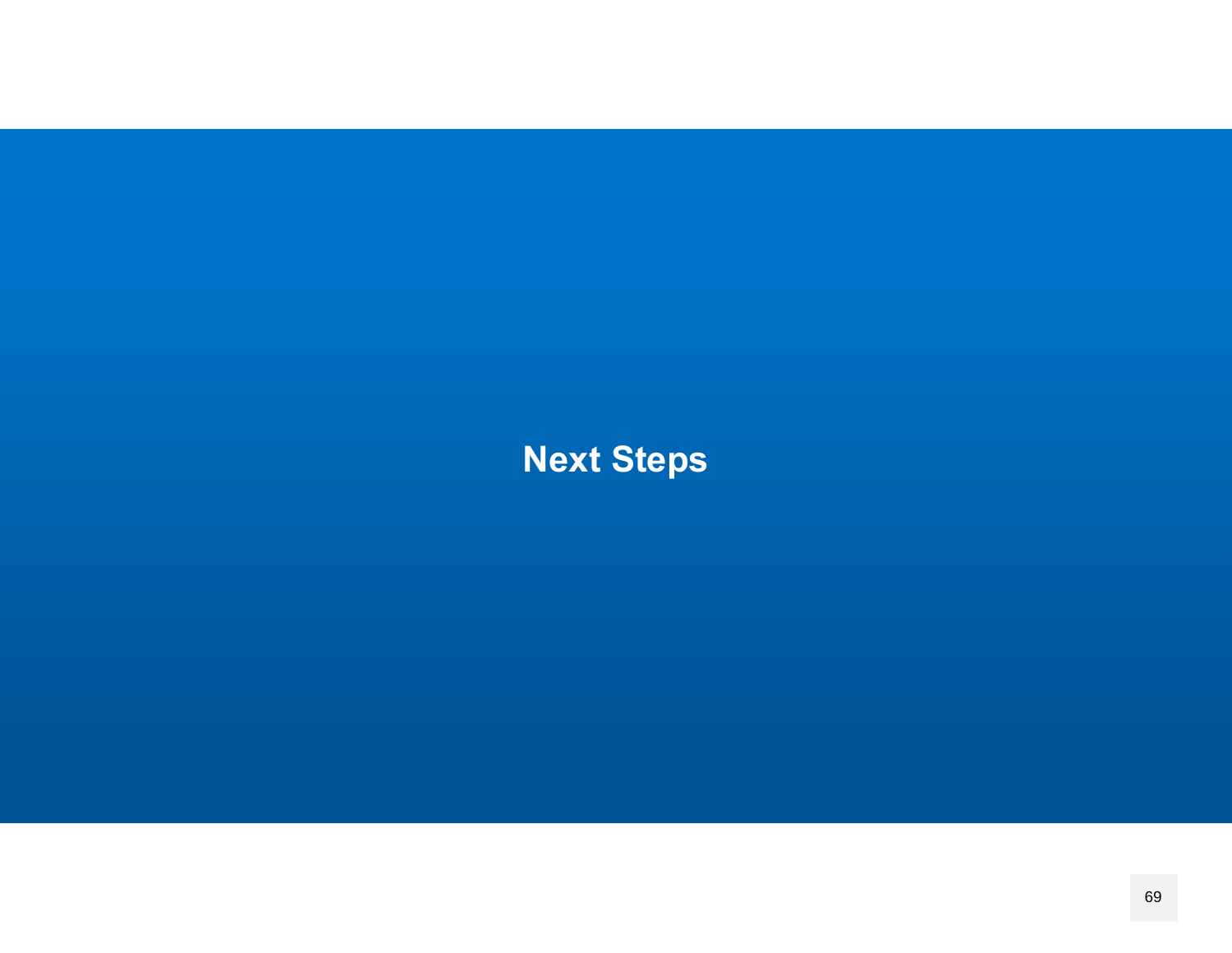# Next Steps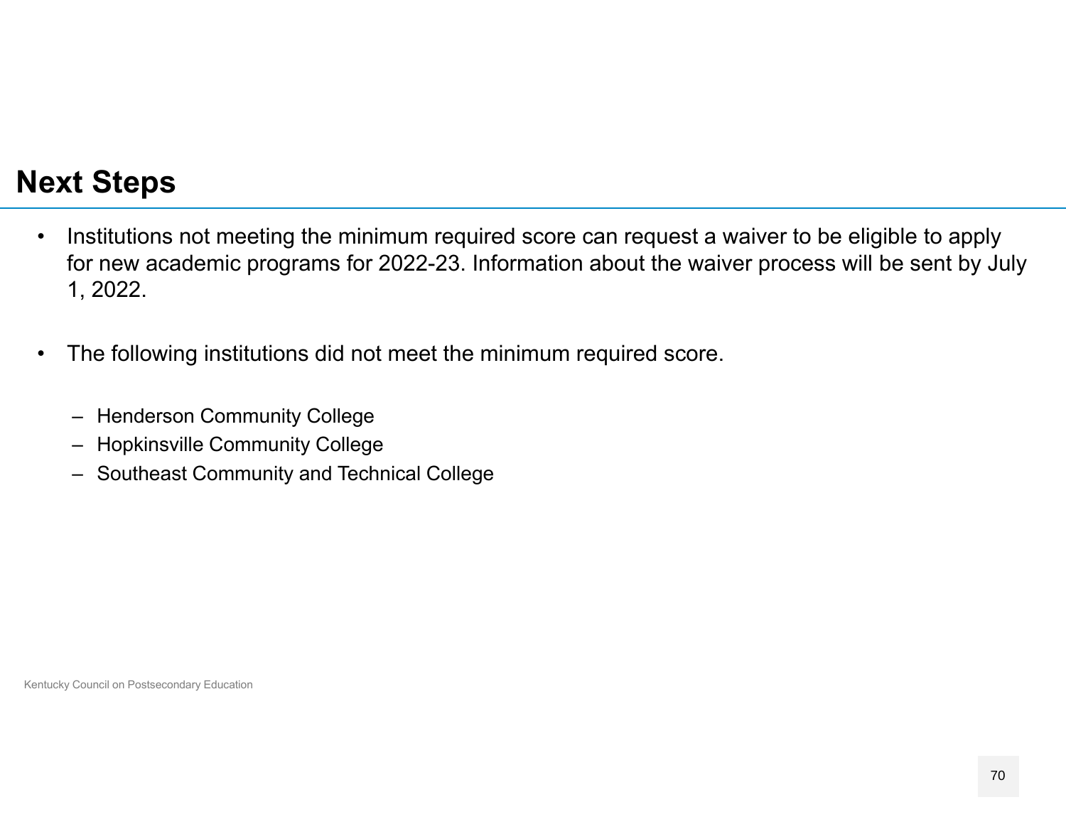## Next Steps

- Institutions not meeting the minimum required score can request a waiver to be eligible to apply for new academic programs for 2022-23. Information about the waiver process will be sent by July 1, 2022.
- The following institutions did not meet the minimum required score.
  - Henderson Community College
  - Hopkinsville Community College
  - Southeast Community and Technical College